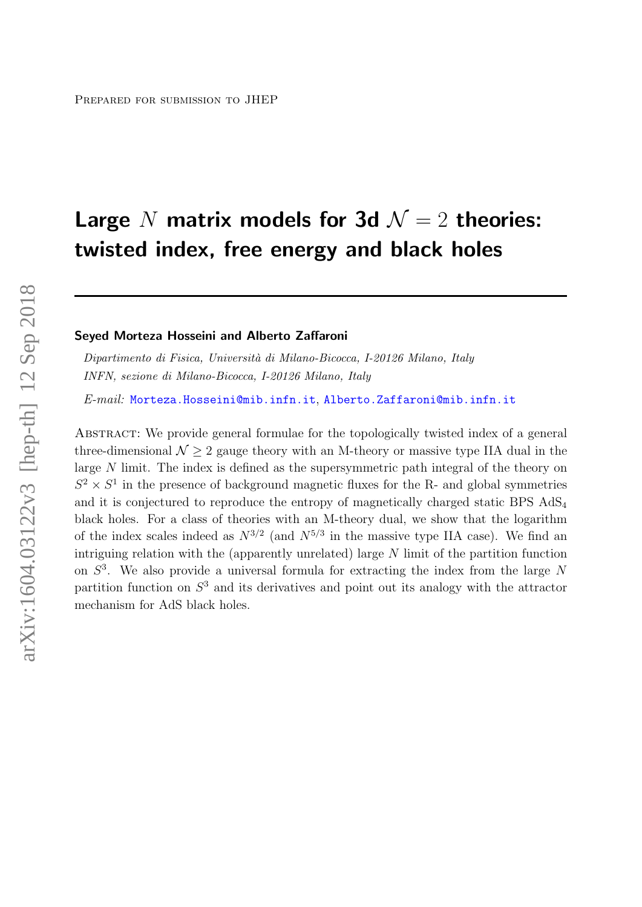Prepared for submission to JHEP

# Large $N$ matrix models for 3d $\mathcal{N} = 2$ theories: twisted index, free energy and black holes

**Seyed Morteza Hosseini and Alberto Zaffaroni**

*Dipartimento di Fisica, Università di Milano-Bicocca, I-20126 Milano, Italy*
*INFN, sezione di Milano-Bicocca, I-20126 Milano, Italy*

*E-mail:* Morteza.Hosseini@mib.infn.it, Alberto.Zaffaroni@mib.infn.it

Abstract: We provide general formulae for the topologically twisted index of a general three-dimensional $\mathcal{N} \geq 2$ gauge theory with an M-theory or massive type IIA dual in the large $N$ limit. The index is defined as the supersymmetric path integral of the theory on $S^2 \times S^1$ in the presence of background magnetic fluxes for the R- and global symmetries and it is conjectured to reproduce the entropy of magnetically charged static BPS $\text{AdS}_4$ black holes. For a class of theories with an M-theory dual, we show that the logarithm of the index scales indeed as $N^{3/2}$ (and $N^{5/3}$ in the massive type IIA case). We find an intriguing relation with the (apparently unrelated) large $N$ limit of the partition function on $S^3$. We also provide a universal formula for extracting the index from the large $N$ partition function on $S^3$ and its derivatives and point out its analogy with the attractor mechanism for AdS black holes.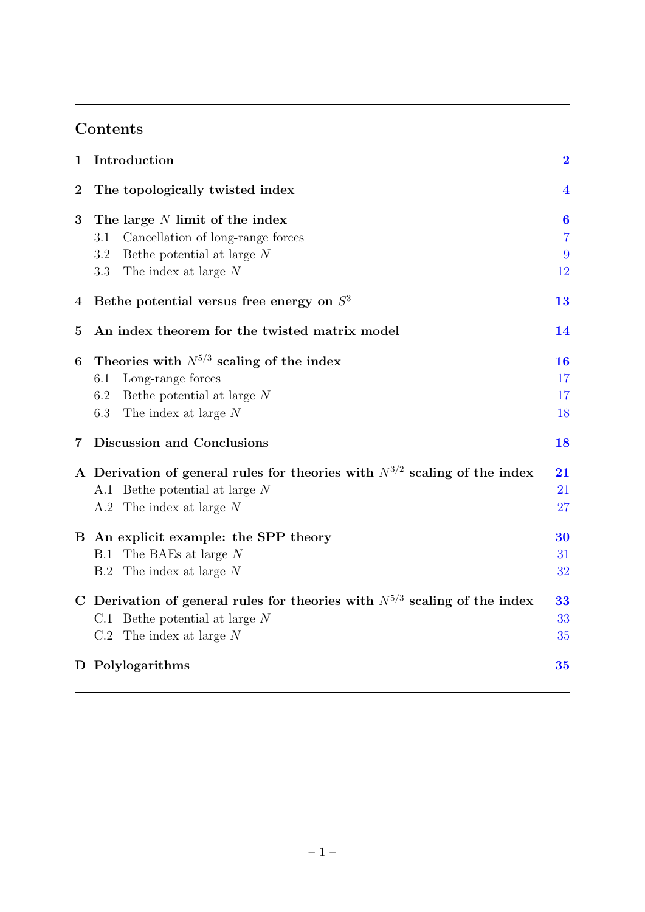## Contents

| | | |
|---|---|---|
| **1** | **Introduction** | **2** |
| **2** | **The topologically twisted index** | **4** |
| **3** | **The large $N$ limit of the index** | **6** |
| | 3.1 Cancellation of long-range forces | 7 |
| | 3.2 Bethe potential at large $N$ | 9 |
| | 3.3 The index at large $N$ | 12 |
| **4** | **Bethe potential versus free energy on $S^3$** | **13** |
| **5** | **An index theorem for the twisted matrix model** | **14** |
| **6** | **Theories with $N^{5/3}$ scaling of the index** | **16** |
| | 6.1 Long-range forces | 17 |
| | 6.2 Bethe potential at large $N$ | 17 |
| | 6.3 The index at large $N$ | 18 |
| **7** | **Discussion and Conclusions** | **18** |
| **A** | **Derivation of general rules for theories with $N^{3/2}$ scaling of the index** | **21** |
| | A.1 Bethe potential at large $N$ | 21 |
| | A.2 The index at large $N$ | 27 |
| **B** | **An explicit example: the SPP theory** | **30** |
| | B.1 The BAEs at large $N$ | 31 |
| | B.2 The index at large $N$ | 32 |
| **C** | **Derivation of general rules for theories with $N^{5/3}$ scaling of the index** | **33** |
| | C.1 Bethe potential at large $N$ | 33 |
| | C.2 The index at large $N$ | 35 |
| **D** | **Polylogarithms** | **35** |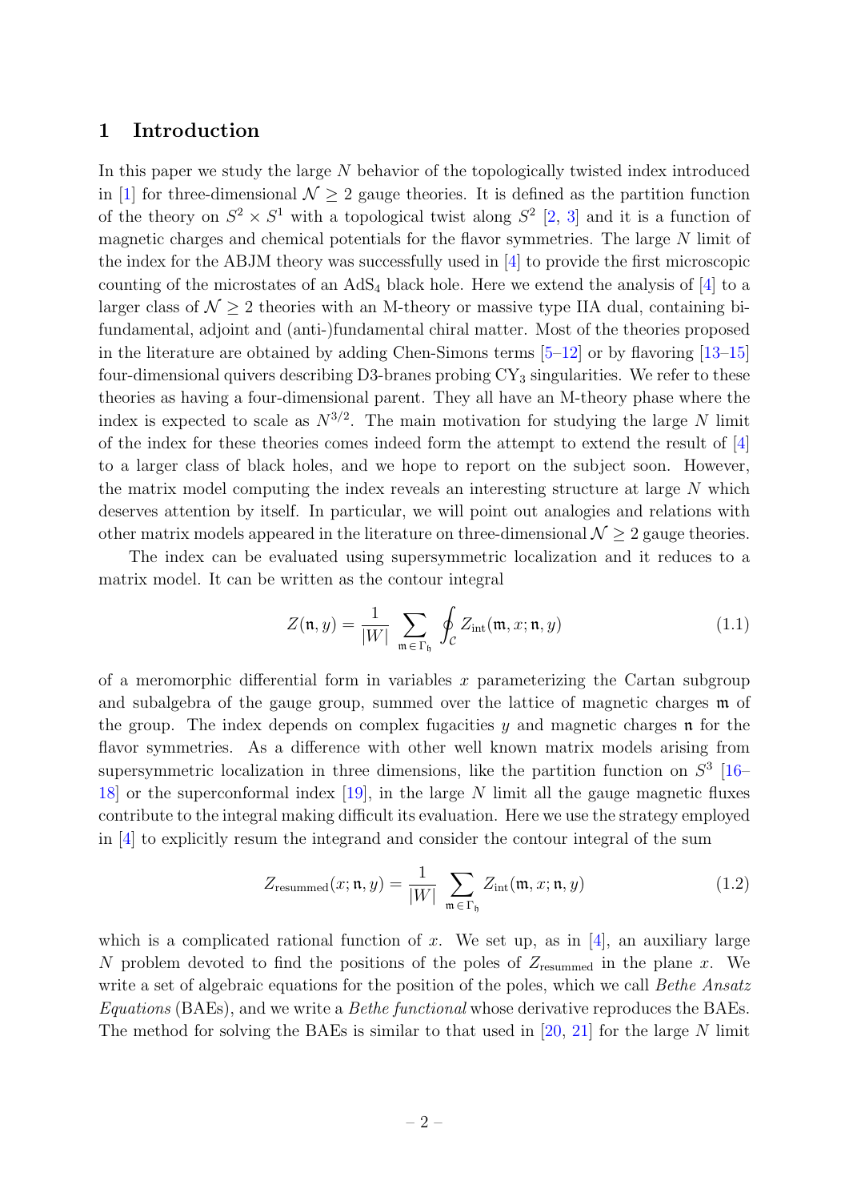# 1 Introduction

In this paper we study the large $N$ behavior of the topologically twisted index introduced in [1] for three-dimensional $\mathcal{N} \geq 2$ gauge theories. It is defined as the partition function of the theory on $S^2 \times S^1$ with a topological twist along $S^2$ [2, 3] and it is a function of magnetic charges and chemical potentials for the flavor symmetries. The large $N$ limit of the index for the ABJM theory was successfully used in [4] to provide the first microscopic counting of the microstates of an $\mathrm{AdS}_4$ black hole. Here we extend the analysis of [4] to a larger class of $\mathcal{N} \geq 2$ theories with an M-theory or massive type IIA dual, containing bi-fundamental, adjoint and (anti-)fundamental chiral matter. Most of the theories proposed in the literature are obtained by adding Chen-Simons terms [5–12] or by flavoring [13–15] four-dimensional quivers describing D3-branes probing $\mathrm{CY}_3$ singularities. We refer to these theories as having a four-dimensional parent. They all have an M-theory phase where the index is expected to scale as $N^{3/2}$. The main motivation for studying the large $N$ limit of the index for these theories comes indeed form the attempt to extend the result of [4] to a larger class of black holes, and we hope to report on the subject soon. However, the matrix model computing the index reveals an interesting structure at large $N$ which deserves attention by itself. In particular, we will point out analogies and relations with other matrix models appeared in the literature on three-dimensional $\mathcal{N} \geq 2$ gauge theories.

The index can be evaluated using supersymmetric localization and it reduces to a matrix model. It can be written as the contour integral

$$Z(\mathfrak{n}, y) = \frac{1}{|W|} \sum_{\mathfrak{m} \in \Gamma_{\mathfrak{h}}} \oint_{\mathcal{C}} Z_{\text{int}}(\mathfrak{m}, x; \mathfrak{n}, y) \tag{1.1}$$

of a meromorphic differential form in variables $x$ parameterizing the Cartan subgroup and subalgebra of the gauge group, summed over the lattice of magnetic charges $\mathfrak{m}$ of the group. The index depends on complex fugacities $y$ and magnetic charges $\mathfrak{n}$ for the flavor symmetries. As a difference with other well known matrix models arising from supersymmetric localization in three dimensions, like the partition function on $S^3$ [16–18] or the superconformal index [19], in the large $N$ limit all the gauge magnetic fluxes contribute to the integral making difficult its evaluation. Here we use the strategy employed in [4] to explicitly resum the integrand and consider the contour integral of the sum

$$Z_{\text{resummed}}(x; \mathfrak{n}, y) = \frac{1}{|W|} \sum_{\mathfrak{m} \in \Gamma_{\mathfrak{h}}} Z_{\text{int}}(\mathfrak{m}, x; \mathfrak{n}, y) \tag{1.2}$$

which is a complicated rational function of $x$. We set up, as in [4], an auxiliary large $N$ problem devoted to find the positions of the poles of $Z_{\text{resummed}}$ in the plane $x$. We write a set of algebraic equations for the position of the poles, which we call *Bethe Ansatz Equations* (BAEs), and we write a *Bethe functional* whose derivative reproduces the BAEs. The method for solving the BAEs is similar to that used in [20, 21] for the large $N$ limit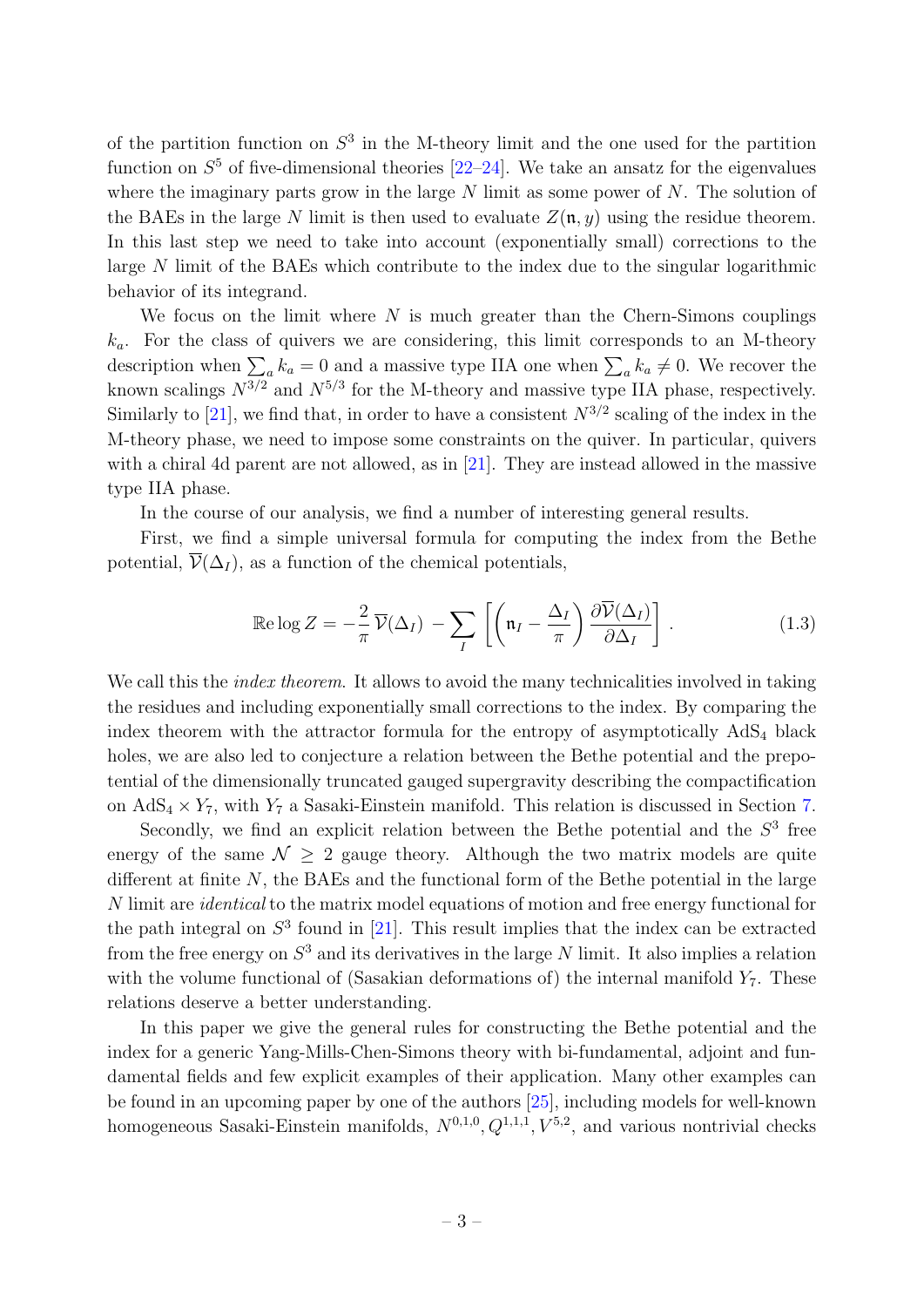of the partition function on $S^3$ in the M-theory limit and the one used for the partition function on $S^5$ of five-dimensional theories [22–24]. We take an ansatz for the eigenvalues where the imaginary parts grow in the large $N$ limit as some power of $N$. The solution of the BAEs in the large $N$ limit is then used to evaluate $Z(\mathfrak{n}, y)$ using the residue theorem. In this last step we need to take into account (exponentially small) corrections to the large $N$ limit of the BAEs which contribute to the index due to the singular logarithmic behavior of its integrand.

We focus on the limit where $N$ is much greater than the Chern-Simons couplings $k_a$. For the class of quivers we are considering, this limit corresponds to an M-theory description when $\sum_a k_a = 0$ and a massive type IIA one when $\sum_a k_a \neq 0$. We recover the known scalings $N^{3/2}$ and $N^{5/3}$ for the M-theory and massive type IIA phase, respectively. Similarly to [21], we find that, in order to have a consistent $N^{3/2}$ scaling of the index in the M-theory phase, we need to impose some constraints on the quiver. In particular, quivers with a chiral 4d parent are not allowed, as in [21]. They are instead allowed in the massive type IIA phase.

In the course of our analysis, we find a number of interesting general results.

First, we find a simple universal formula for computing the index from the Bethe potential, $\overline{\mathcal{V}}(\Delta_I)$, as a function of the chemical potentials,

$$\mathbb{R}\mathrm{e} \log Z = -\frac{2}{\pi}\, \overline{\mathcal{V}}(\Delta_I) \, - \sum_I \left[ \left( \mathfrak{n}_I - \frac{\Delta_I}{\pi} \right) \frac{\partial \overline{\mathcal{V}}(\Delta_I)}{\partial \Delta_I} \right] . \tag{1.3}$$

We call this the *index theorem*. It allows to avoid the many technicalities involved in taking the residues and including exponentially small corrections to the index. By comparing the index theorem with the attractor formula for the entropy of asymptotically $\mathrm{AdS}_4$ black holes, we are also led to conjecture a relation between the Bethe potential and the prepotential of the dimensionally truncated gauged supergravity describing the compactification on $\mathrm{AdS}_4 \times Y_7$, with $Y_7$ a Sasaki-Einstein manifold. This relation is discussed in Section 7.

Secondly, we find an explicit relation between the Bethe potential and the $S^3$ free energy of the same $\mathcal{N} \geq 2$ gauge theory. Although the two matrix models are quite different at finite $N$, the BAEs and the functional form of the Bethe potential in the large $N$ limit are *identical* to the matrix model equations of motion and free energy functional for the path integral on $S^3$ found in [21]. This result implies that the index can be extracted from the free energy on $S^3$ and its derivatives in the large $N$ limit. It also implies a relation with the volume functional of (Sasakian deformations of) the internal manifold $Y_7$. These relations deserve a better understanding.

In this paper we give the general rules for constructing the Bethe potential and the index for a generic Yang-Mills-Chen-Simons theory with bi-fundamental, adjoint and fundamental fields and few explicit examples of their application. Many other examples can be found in an upcoming paper by one of the authors [25], including models for well-known homogeneous Sasaki-Einstein manifolds, $N^{0,1,0}, Q^{1,1,1}, V^{5,2}$, and various nontrivial checks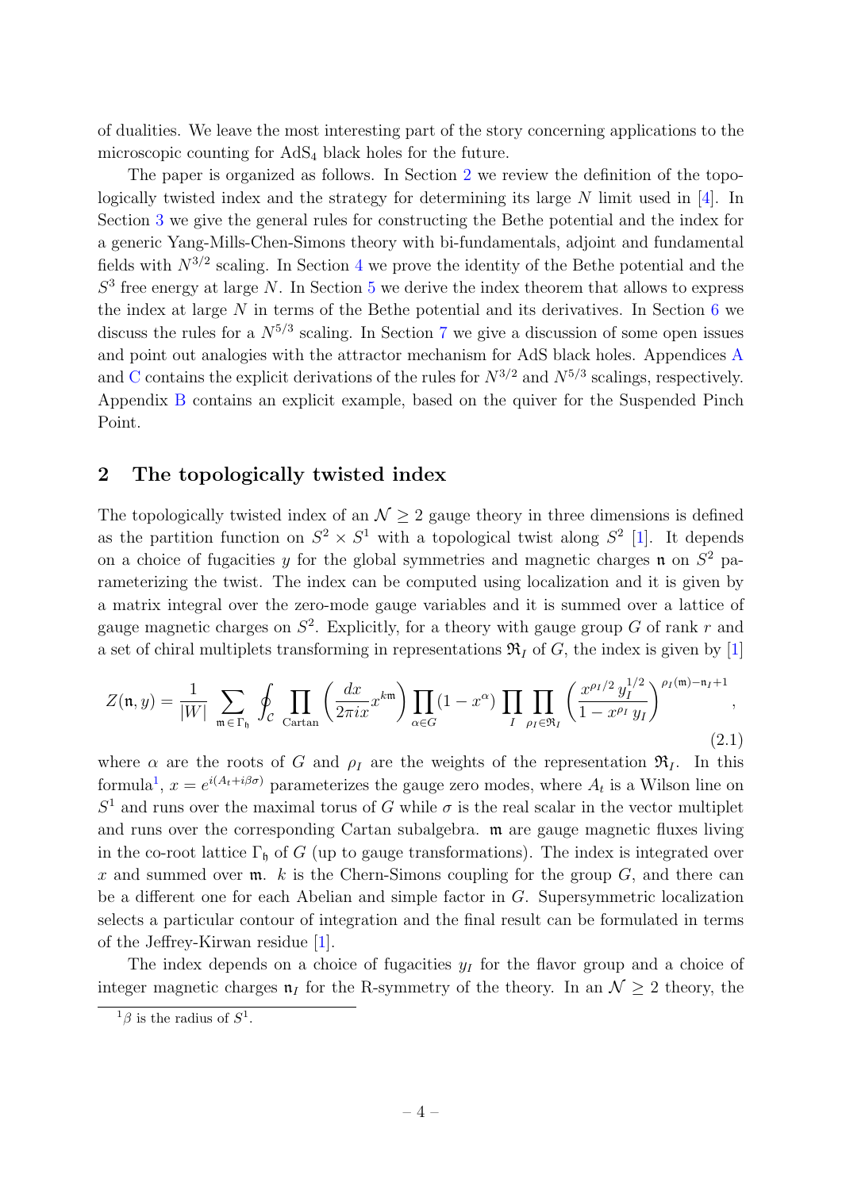of dualities. We leave the most interesting part of the story concerning applications to the microscopic counting for $\mathrm{AdS}_4$ black holes for the future.

The paper is organized as follows. In Section 2 we review the definition of the topologically twisted index and the strategy for determining its large $N$ limit used in [4]. In Section 3 we give the general rules for constructing the Bethe potential and the index for a generic Yang-Mills-Chen-Simons theory with bi-fundamentals, adjoint and fundamental fields with $N^{3/2}$ scaling. In Section 4 we prove the identity of the Bethe potential and the $S^3$ free energy at large $N$. In Section 5 we derive the index theorem that allows to express the index at large $N$ in terms of the Bethe potential and its derivatives. In Section 6 we discuss the rules for a $N^{5/3}$ scaling. In Section 7 we give a discussion of some open issues and point out analogies with the attractor mechanism for AdS black holes. Appendices A and C contains the explicit derivations of the rules for $N^{3/2}$ and $N^{5/3}$ scalings, respectively. Appendix B contains an explicit example, based on the quiver for the Suspended Pinch Point.

## 2 The topologically twisted index

The topologically twisted index of an $\mathcal{N} \geq 2$ gauge theory in three dimensions is defined as the partition function on $S^2 \times S^1$ with a topological twist along $S^2$ [1]. It depends on a choice of fugacities $y$ for the global symmetries and magnetic charges $\mathfrak{n}$ on $S^2$ parameterizing the twist. The index can be computed using localization and it is given by a matrix integral over the zero-mode gauge variables and it is summed over a lattice of gauge magnetic charges on $S^2$. Explicitly, for a theory with gauge group $G$ of rank $r$ and a set of chiral multiplets transforming in representations $\mathfrak{R}_I$ of $G$, the index is given by [1]

$$Z(\mathfrak{n}, y) = \frac{1}{|W|} \sum_{\mathfrak{m} \in \Gamma_{\mathfrak{h}}} \oint_{\mathcal{C}} \prod_{\text{Cartan}} \left( \frac{dx}{2\pi i x} x^{k\mathfrak{m}} \right) \prod_{\alpha \in G} (1 - x^{\alpha}) \prod_{I} \prod_{\rho_I \in \mathfrak{R}_I} \left( \frac{x^{\rho_I/2}\, y_I^{1/2}}{1 - x^{\rho_I}\, y_I} \right)^{\rho_I(\mathfrak{m}) - \mathfrak{n}_I + 1} , \tag{2.1}$$

where $\alpha$ are the roots of $G$ and $\rho_I$ are the weights of the representation $\mathfrak{R}_I$. In this formula[1], $x = e^{i(A_t + i\beta\sigma)}$ parameterizes the gauge zero modes, where $A_t$ is a Wilson line on $S^1$ and runs over the maximal torus of $G$ while $\sigma$ is the real scalar in the vector multiplet and runs over the corresponding Cartan subalgebra. $\mathfrak{m}$ are gauge magnetic fluxes living in the co-root lattice $\Gamma_{\mathfrak{h}}$ of $G$ (up to gauge transformations). The index is integrated over $x$ and summed over $\mathfrak{m}$. $k$ is the Chern-Simons coupling for the group $G$, and there can be a different one for each Abelian and simple factor in $G$. Supersymmetric localization selects a particular contour of integration and the final result can be formulated in terms of the Jeffrey-Kirwan residue [1].

The index depends on a choice of fugacities $y_I$ for the flavor group and a choice of integer magnetic charges $\mathfrak{n}_I$ for the R-symmetry of the theory. In an $\mathcal{N} \geq 2$ theory, the

[1] $\beta$ is the radius of $S^1$.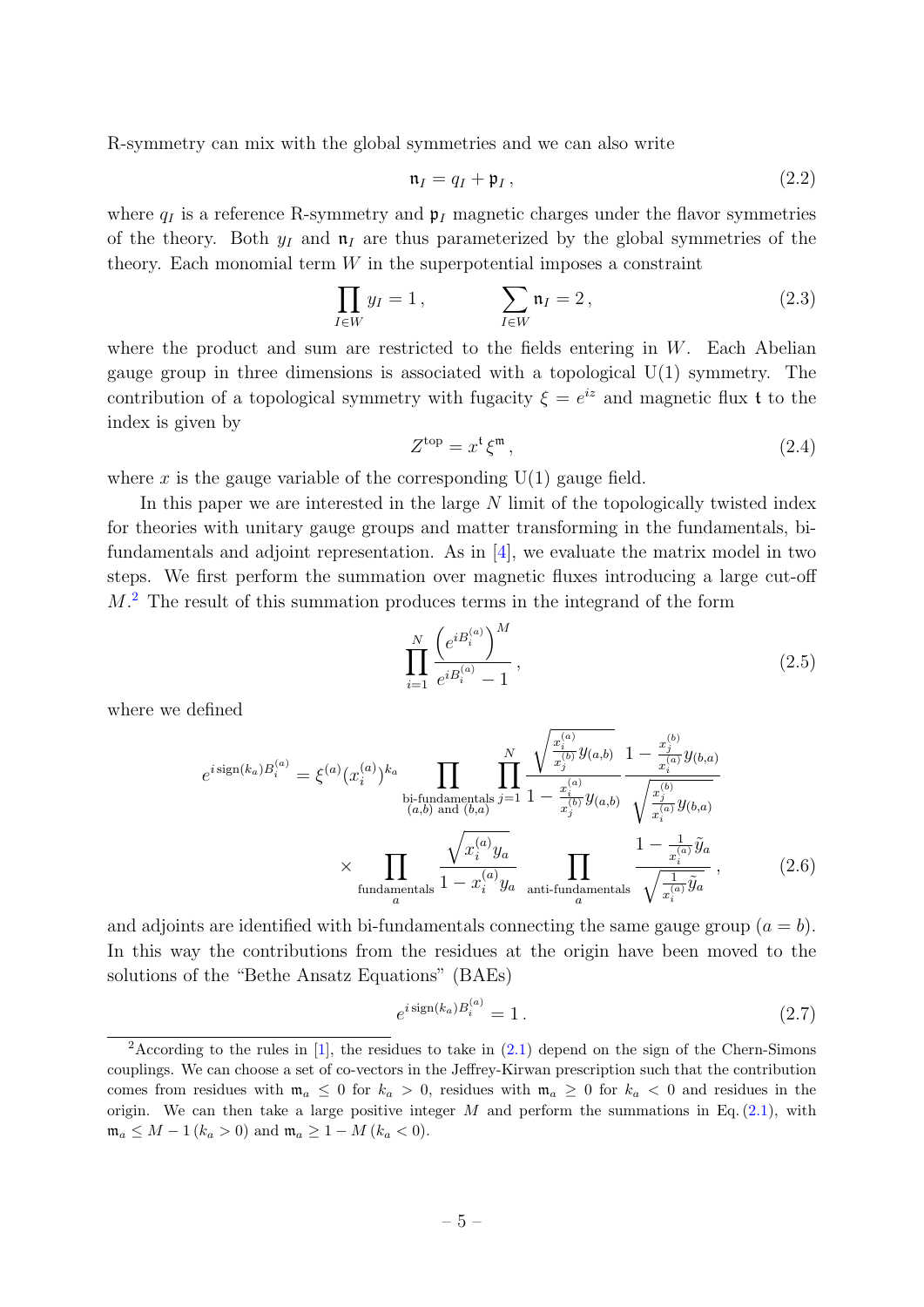R-symmetry can mix with the global symmetries and we can also write

$$\mathfrak{n}_I = q_I + \mathfrak{p}_I \,, \tag{2.2}$$

where $q_I$ is a reference R-symmetry and $\mathfrak{p}_I$ magnetic charges under the flavor symmetries of the theory. Both $y_I$ and $\mathfrak{n}_I$ are thus parameterized by the global symmetries of the theory. Each monomial term $W$ in the superpotential imposes a constraint

$$\prod_{I\in W} y_I = 1 \,, \qquad\qquad \sum_{I\in W} \mathfrak{n}_I = 2 \,, \tag{2.3}$$

where the product and sum are restricted to the fields entering in $W$. Each Abelian gauge group in three dimensions is associated with a topological U(1) symmetry. The contribution of a topological symmetry with fugacity $\xi = e^{iz}$ and magnetic flux $\mathfrak{t}$ to the index is given by

$$Z^{\text{top}} = x^{\mathfrak{t}} \xi^{\mathfrak{m}} \,, \tag{2.4}$$

where $x$ is the gauge variable of the corresponding U(1) gauge field.

In this paper we are interested in the large $N$ limit of the topologically twisted index for theories with unitary gauge groups and matter transforming in the fundamentals, bi-fundamentals and adjoint representation. As in [4], we evaluate the matrix model in two steps. We first perform the summation over magnetic fluxes introducing a large cut-off $M$.[2] The result of this summation produces terms in the integrand of the form

$$\prod_{i=1}^{N} \frac{\left(e^{iB_i^{(a)}}\right)^M}{e^{iB_i^{(a)}} - 1} \,, \tag{2.5}$$

where we defined

$$\begin{aligned} e^{i\,\text{sign}(k_a) B_i^{(a)}} = \xi^{(a)} (x_i^{(a)})^{k_a} \prod_{\substack{\text{bi-fundamentals} \\ (a,b) \text{ and } (b,a)}} \prod_{j=1}^{N} \frac{\sqrt{\frac{x_i^{(a)}}{x_j^{(b)}} y_{(a,b)}}}{1 - \frac{x_i^{(a)}}{x_j^{(b)}} y_{(a,b)}} \, \frac{1 - \frac{x_j^{(b)}}{x_i^{(a)}} y_{(b,a)}}{\sqrt{\frac{x_j^{(b)}}{x_i^{(a)}} y_{(b,a)}}} \\ \times \prod_{\substack{\text{fundamentals} \\ a}} \frac{\sqrt{x_i^{(a)} y_a}}{1 - x_i^{(a)} y_a} \prod_{\substack{\text{anti-fundamentals} \\ a}} \frac{1 - \frac{1}{x_i^{(a)}} \tilde{y}_a}{\sqrt{\frac{1}{x_i^{(a)}} \tilde{y}_a}} \,, \end{aligned} \tag{2.6}$$

and adjoints are identified with bi-fundamentals connecting the same gauge group ($a = b$). In this way the contributions from the residues at the origin have been moved to the solutions of the "Bethe Ansatz Equations" (BAEs)

$$e^{i\,\text{sign}(k_a) B_i^{(a)}} = 1 \,. \tag{2.7}$$

---

[2] According to the rules in [1], the residues to take in (2.1) depend on the sign of the Chern-Simons couplings. We can choose a set of co-vectors in the Jeffrey-Kirwan prescription such that the contribution comes from residues with $\mathfrak{m}_a \leq 0$ for $k_a > 0$, residues with $\mathfrak{m}_a \geq 0$ for $k_a < 0$ and residues in the origin. We can then take a large positive integer $M$ and perform the summations in Eq. (2.1), with $\mathfrak{m}_a \leq M - 1\, (k_a > 0)$ and $\mathfrak{m}_a \geq 1 - M\, (k_a < 0)$.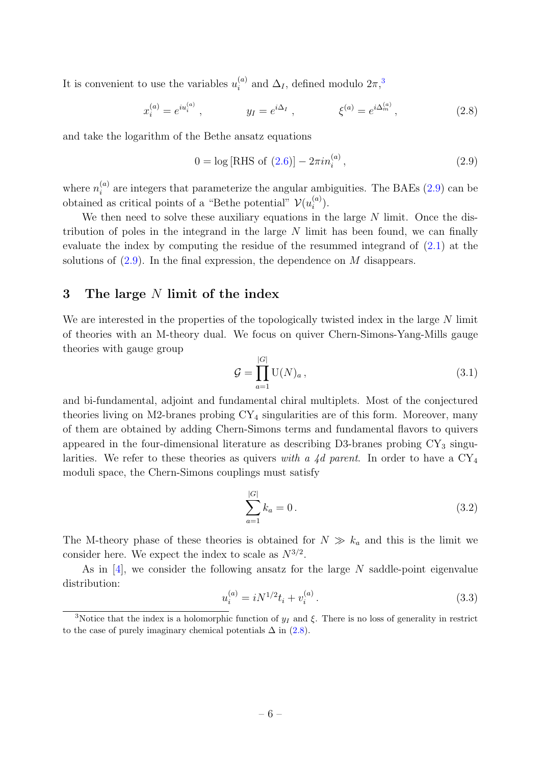It is convenient to use the variables $u_i^{(a)}$ and $\Delta_I$, defined modulo $2\pi$,[3]

$$x_i^{(a)} = e^{iu_i^{(a)}}\,, \qquad\qquad y_I = e^{i\Delta_I}\,, \qquad\qquad \xi^{(a)} = e^{i\Delta_m^{(a)}}\,, \tag{2.8}$$

and take the logarithm of the Bethe ansatz equations

$$0 = \log\left[\text{RHS of (2.6)}\right] - 2\pi i n_i^{(a)}\,, \tag{2.9}$$

where $n_i^{(a)}$ are integers that parameterize the angular ambiguities. The BAEs (2.9) can be obtained as critical points of a "Bethe potential" $\mathcal{V}(u_i^{(a)})$.

We then need to solve these auxiliary equations in the large $N$ limit. Once the distribution of poles in the integrand in the large $N$ limit has been found, we can finally evaluate the index by computing the residue of the resummed integrand of (2.1) at the solutions of (2.9). In the final expression, the dependence on $M$ disappears.

## 3 The large $N$ limit of the index

We are interested in the properties of the topologically twisted index in the large $N$ limit of theories with an M-theory dual. We focus on quiver Chern-Simons-Yang-Mills gauge theories with gauge group

$$\mathcal{G} = \prod_{a=1}^{|G|} \mathrm{U}(N)_a\,, \tag{3.1}$$

and bi-fundamental, adjoint and fundamental chiral multiplets. Most of the conjectured theories living on M2-branes probing $\mathrm{CY}_4$ singularities are of this form. Moreover, many of them are obtained by adding Chern-Simons terms and fundamental flavors to quivers appeared in the four-dimensional literature as describing D3-branes probing $\mathrm{CY}_3$ singularities. We refer to these theories as quivers *with a 4d parent*. In order to have a $\mathrm{CY}_4$ moduli space, the Chern-Simons couplings must satisfy

$$\sum_{a=1}^{|G|} k_a = 0\,. \tag{3.2}$$

The M-theory phase of these theories is obtained for $N \gg k_a$ and this is the limit we consider here. We expect the index to scale as $N^{3/2}$.

As in [4], we consider the following ansatz for the large $N$ saddle-point eigenvalue distribution:

$$u_i^{(a)} = iN^{1/2}t_i + v_i^{(a)}\,. \tag{3.3}$$

[3] Notice that the index is a holomorphic function of $y_I$ and $\xi$. There is no loss of generality in restrict to the case of purely imaginary chemical potentials $\Delta$ in (2.8).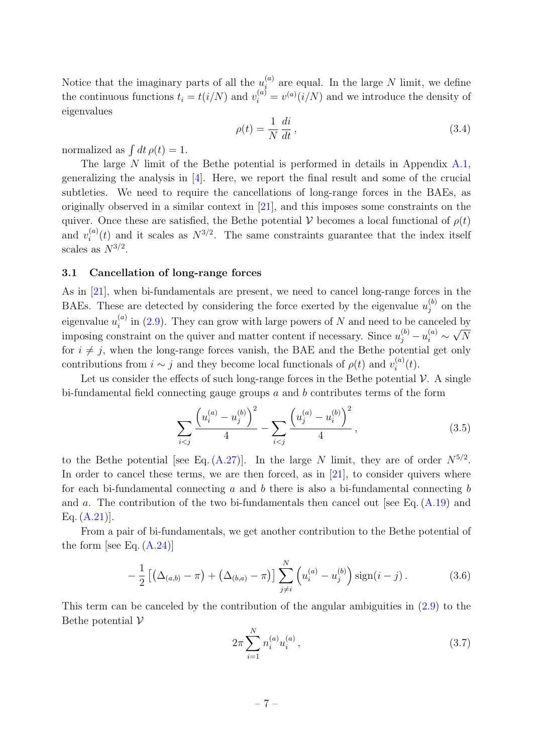Notice that the imaginary parts of all the $u_i^{(a)}$ are equal. In the large $N$ limit, we define the continuous functions $t_i = t(i/N)$ and $v_i^{(a)} = v^{(a)}(i/N)$ and we introduce the density of eigenvalues

$$\rho(t) = \frac{1}{N}\frac{di}{dt}\,, \tag{3.4}$$

normalized as $\int dt\, \rho(t) = 1$.

The large $N$ limit of the Bethe potential is performed in details in Appendix A.1, generalizing the analysis in [4]. Here, we report the final result and some of the crucial subtleties. We need to require the cancellations of long-range forces in the BAEs, as originally observed in a similar context in [21], and this imposes some constraints on the quiver. Once these are satisfied, the Bethe potential $\mathcal{V}$ becomes a local functional of $\rho(t)$ and $v_i^{(a)}(t)$ and it scales as $N^{3/2}$. The same constraints guarantee that the index itself scales as $N^{3/2}$.

### 3.1 Cancellation of long-range forces

As in [21], when bi-fundamentals are present, we need to cancel long-range forces in the BAEs. These are detected by considering the force exerted by the eigenvalue $u_j^{(b)}$ on the eigenvalue $u_i^{(a)}$ in (2.9). They can grow with large powers of $N$ and need to be canceled by imposing constraint on the quiver and matter content if necessary. Since $u_j^{(b)} - u_i^{(a)} \sim \sqrt{N}$ for $i \neq j$, when the long-range forces vanish, the BAE and the Bethe potential get only contributions from $i \sim j$ and they become local functionals of $\rho(t)$ and $v_i^{(a)}(t)$.

Let us consider the effects of such long-range forces in the Bethe potential $\mathcal{V}$. A single bi-fundamental field connecting gauge groups $a$ and $b$ contributes terms of the form

$$\sum_{i<j} \frac{\left(u_i^{(a)} - u_j^{(b)}\right)^2}{4} - \sum_{i<j} \frac{\left(u_j^{(a)} - u_i^{(b)}\right)^2}{4}\,, \tag{3.5}$$

to the Bethe potential [see Eq. (A.27)]. In the large $N$ limit, they are of order $N^{5/2}$. In order to cancel these terms, we are then forced, as in [21], to consider quivers where for each bi-fundamental connecting $a$ and $b$ there is also a bi-fundamental connecting $b$ and $a$. The contribution of the two bi-fundamentals then cancel out [see Eq. (A.19) and Eq. (A.21)].

From a pair of bi-fundamentals, we get another contribution to the Bethe potential of the form [see Eq. (A.24)]

$$-\frac{1}{2}\left[\left(\Delta_{(a,b)} - \pi\right) + \left(\Delta_{(b,a)} - \pi\right)\right] \sum_{j\neq i}^{N} \left(u_i^{(a)} - u_j^{(b)}\right) \operatorname{sign}(i-j)\,. \tag{3.6}$$

This term can be canceled by the contribution of the angular ambiguities in (2.9) to the Bethe potential $\mathcal{V}$

$$2\pi \sum_{i=1}^{N} n_i^{(a)} u_i^{(a)}\,, \tag{3.7}$$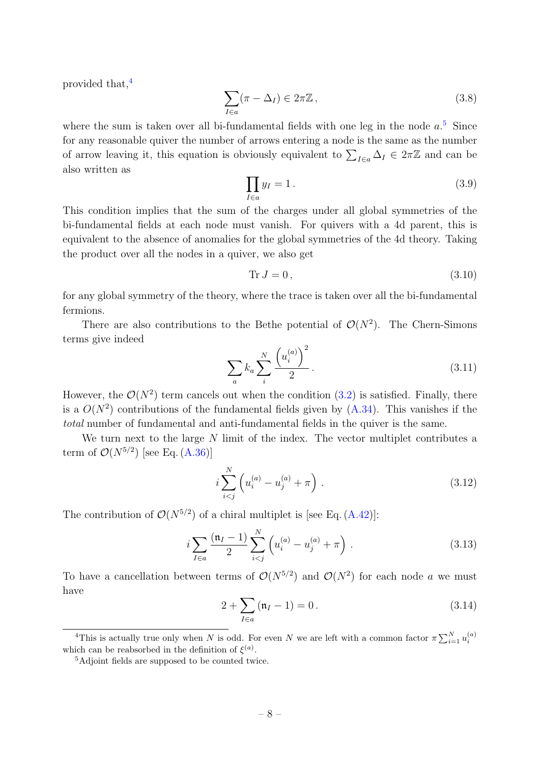provided that,[4]

$$\sum_{I\in a}(\pi - \Delta_I) \in 2\pi\mathbb{Z}\,, \tag{3.8}$$

where the sum is taken over all bi-fundamental fields with one leg in the node $a$.[5] Since for any reasonable quiver the number of arrows entering a node is the same as the number of arrow leaving it, this equation is obviously equivalent to $\sum_{I\in a}\Delta_I \in 2\pi\mathbb{Z}$ and can be also written as

$$\prod_{I\in a} y_I = 1\,. \tag{3.9}$$

This condition implies that the sum of the charges under all global symmetries of the bi-fundamental fields at each node must vanish. For quivers with a 4d parent, this is equivalent to the absence of anomalies for the global symmetries of the 4d theory. Taking the product over all the nodes in a quiver, we also get

$$\operatorname{Tr} J = 0\,, \tag{3.10}$$

for any global symmetry of the theory, where the trace is taken over all the bi-fundamental fermions.

There are also contributions to the Bethe potential of $\mathcal{O}(N^2)$. The Chern-Simons terms give indeed

$$\sum_a k_a \sum_i^N \frac{\left(u_i^{(a)}\right)^2}{2}\,. \tag{3.11}$$

However, the $\mathcal{O}(N^2)$ term cancels out when the condition (3.2) is satisfied. Finally, there is a $O(N^2)$ contributions of the fundamental fields given by (A.34). This vanishes if the *total* number of fundamental and anti-fundamental fields in the quiver is the same.

We turn next to the large $N$ limit of the index. The vector multiplet contributes a term of $\mathcal{O}(N^{5/2})$ [see Eq. (A.36)]

$$i\sum_{i<j}^N \left(u_i^{(a)} - u_j^{(a)} + \pi\right)\,. \tag{3.12}$$

The contribution of $\mathcal{O}(N^{5/2})$ of a chiral multiplet is [see Eq. (A.42)]:

$$i\sum_{I\in a}\frac{(\mathfrak{n}_I - 1)}{2}\sum_{i<j}^N \left(u_i^{(a)} - u_j^{(a)} + \pi\right)\,. \tag{3.13}$$

To have a cancellation between terms of $\mathcal{O}(N^{5/2})$ and $\mathcal{O}(N^2)$ for each node $a$ we must have

$$2 + \sum_{I\in a}(\mathfrak{n}_I - 1) = 0\,. \tag{3.14}$$

---

[4] This is actually true only when $N$ is odd. For even $N$ we are left with a common factor $\pi\sum_{i=1}^N u_i^{(a)}$ which can be reabsorbed in the definition of $\xi^{(a)}$.

[5] Adjoint fields are supposed to be counted twice.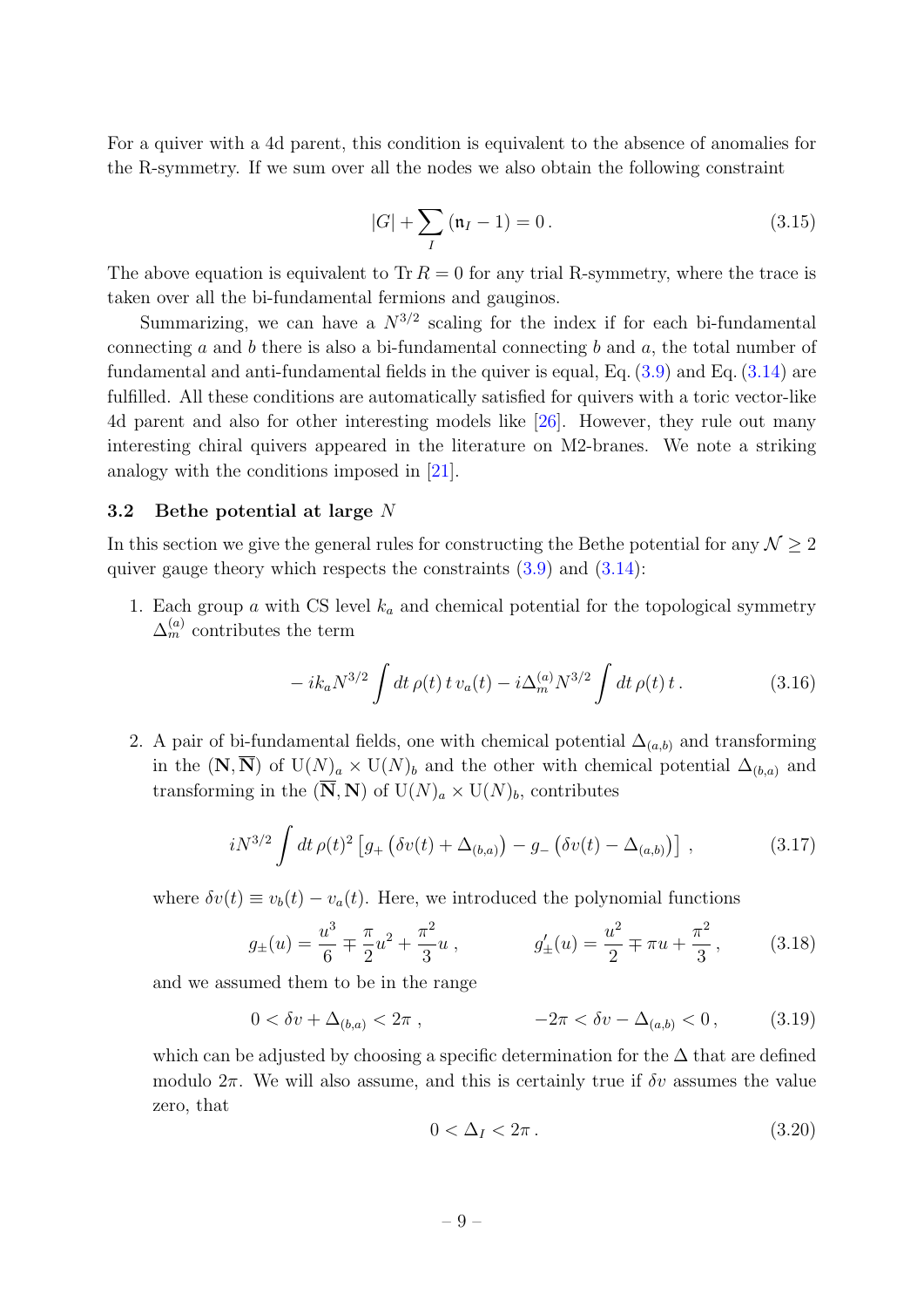For a quiver with a 4d parent, this condition is equivalent to the absence of anomalies for the R-symmetry. If we sum over all the nodes we also obtain the following constraint

$$|G| + \sum_I (\mathfrak{n}_I - 1) = 0\,. \tag{3.15}$$

The above equation is equivalent to $\operatorname{Tr} R = 0$ for any trial R-symmetry, where the trace is taken over all the bi-fundamental fermions and gauginos.

Summarizing, we can have a $N^{3/2}$ scaling for the index if for each bi-fundamental connecting $a$ and $b$ there is also a bi-fundamental connecting $b$ and $a$, the total number of fundamental and anti-fundamental fields in the quiver is equal, Eq. (3.9) and Eq. (3.14) are fulfilled. All these conditions are automatically satisfied for quivers with a toric vector-like 4d parent and also for other interesting models like [26]. However, they rule out many interesting chiral quivers appeared in the literature on M2-branes. We note a striking analogy with the conditions imposed in [21].

### 3.2 Bethe potential at large $N$

In this section we give the general rules for constructing the Bethe potential for any $\mathcal{N} \geq 2$ quiver gauge theory which respects the constraints (3.9) and (3.14):

1. Each group $a$ with CS level $k_a$ and chemical potential for the topological symmetry $\Delta_m^{(a)}$ contributes the term

$$- i k_a N^{3/2} \int dt\, \rho(t)\, t\, v_a(t) - i \Delta_m^{(a)} N^{3/2} \int dt\, \rho(t)\, t\,. \tag{3.16}$$

2. A pair of bi-fundamental fields, one with chemical potential $\Delta_{(a,b)}$ and transforming in the $(\mathbf{N}, \overline{\mathbf{N}})$ of $\mathrm{U}(N)_a \times \mathrm{U}(N)_b$ and the other with chemical potential $\Delta_{(b,a)}$ and transforming in the $(\overline{\mathbf{N}}, \mathbf{N})$ of $\mathrm{U}(N)_a \times \mathrm{U}(N)_b$, contributes

$$i N^{3/2} \int dt\, \rho(t)^2 \left[ g_+ \left( \delta v(t) + \Delta_{(b,a)} \right) - g_- \left( \delta v(t) - \Delta_{(a,b)} \right) \right] , \tag{3.17}$$

where $\delta v(t) \equiv v_b(t) - v_a(t)$. Here, we introduced the polynomial functions

$$g_\pm(u) = \frac{u^3}{6} \mp \frac{\pi}{2} u^2 + \frac{\pi^2}{3} u\,, \qquad\qquad g'_\pm(u) = \frac{u^2}{2} \mp \pi u + \frac{\pi^2}{3}\,, \tag{3.18}$$

and we assumed them to be in the range

$$0 < \delta v + \Delta_{(b,a)} < 2\pi\,, \qquad\qquad -2\pi < \delta v - \Delta_{(a,b)} < 0\,, \tag{3.19}$$

which can be adjusted by choosing a specific determination for the $\Delta$ that are defined modulo $2\pi$. We will also assume, and this is certainly true if $\delta v$ assumes the value zero, that

$$0 < \Delta_I < 2\pi\,. \tag{3.20}$$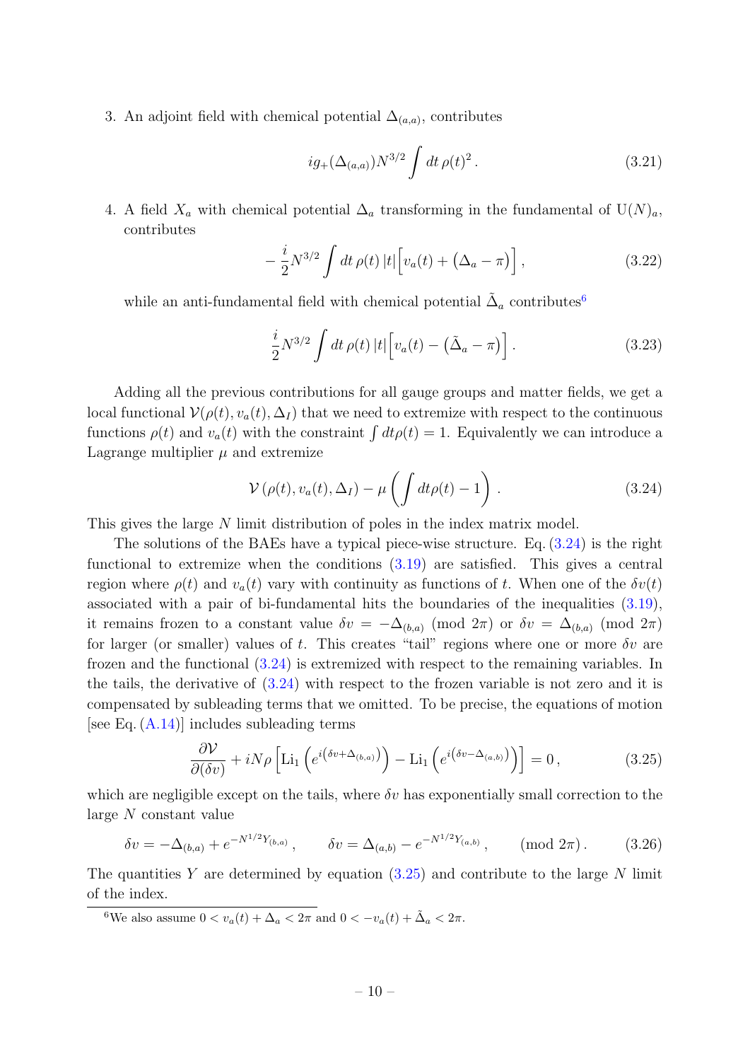3. An adjoint field with chemical potential $\Delta_{(a,a)}$, contributes

$$
i g_+(\Delta_{(a,a)}) N^{3/2} \int dt\, \rho(t)^2 \,. \tag{3.21}
$$

4. A field $X_a$ with chemical potential $\Delta_a$ transforming in the fundamental of $\mathrm{U}(N)_a$, contributes

$$
-\frac{i}{2} N^{3/2} \int dt\, \rho(t)\, |t| \Big[ v_a(t) + \big(\Delta_a - \pi\big) \Big] \,, \tag{3.22}
$$

while an anti-fundamental field with chemical potential $\tilde{\Delta}_a$ contributes[6]

$$
\frac{i}{2} N^{3/2} \int dt\, \rho(t)\, |t| \Big[ v_a(t) - \big(\tilde{\Delta}_a - \pi\big) \Big] \,. \tag{3.23}
$$

Adding all the previous contributions for all gauge groups and matter fields, we get a local functional $\mathcal{V}(\rho(t), v_a(t), \Delta_I)$ that we need to extremize with respect to the continuous functions $\rho(t)$ and $v_a(t)$ with the constraint $\int dt \rho(t) = 1$. Equivalently we can introduce a Lagrange multiplier $\mu$ and extremize

$$
\mathcal{V}\left(\rho(t), v_a(t), \Delta_I\right) - \mu \left( \int dt \rho(t) - 1 \right) \,. \tag{3.24}
$$

This gives the large $N$ limit distribution of poles in the index matrix model.

The solutions of the BAEs have a typical piece-wise structure. Eq. (3.24) is the right functional to extremize when the conditions (3.19) are satisfied. This gives a central region where $\rho(t)$ and $v_a(t)$ vary with continuity as functions of $t$. When one of the $\delta v(t)$ associated with a pair of bi-fundamental hits the boundaries of the inequalities (3.19), it remains frozen to a constant value $\delta v = -\Delta_{(b,a)} \pmod{2\pi}$ or $\delta v = \Delta_{(b,a)} \pmod{2\pi}$ for larger (or smaller) values of $t$. This creates "tail" regions where one or more $\delta v$ are frozen and the functional (3.24) is extremized with respect to the remaining variables. In the tails, the derivative of (3.24) with respect to the frozen variable is not zero and it is compensated by subleading terms that we omitted. To be precise, the equations of motion [see Eq. (A.14)] includes subleading terms

$$
\frac{\partial \mathcal{V}}{\partial(\delta v)} + i N \rho \left[ \mathrm{Li}_1\left(e^{i\left(\delta v + \Delta_{(b,a)}\right)}\right) - \mathrm{Li}_1\left(e^{i\left(\delta v - \Delta_{(a,b)}\right)}\right) \right] = 0 \,, \tag{3.25}
$$

which are negligible except on the tails, where $\delta v$ has exponentially small correction to the large $N$ constant value

$$
\delta v = -\Delta_{(b,a)} + e^{-N^{1/2} Y_{(b,a)}} \,, \qquad \delta v = \Delta_{(a,b)} - e^{-N^{1/2} Y_{(a,b)}} \,, \qquad \pmod{2\pi} \,. \tag{3.26}
$$

The quantities $Y$ are determined by equation (3.25) and contribute to the large $N$ limit of the index.

[6] We also assume $0 < v_a(t) + \Delta_a < 2\pi$ and $0 < -v_a(t) + \tilde{\Delta}_a < 2\pi$.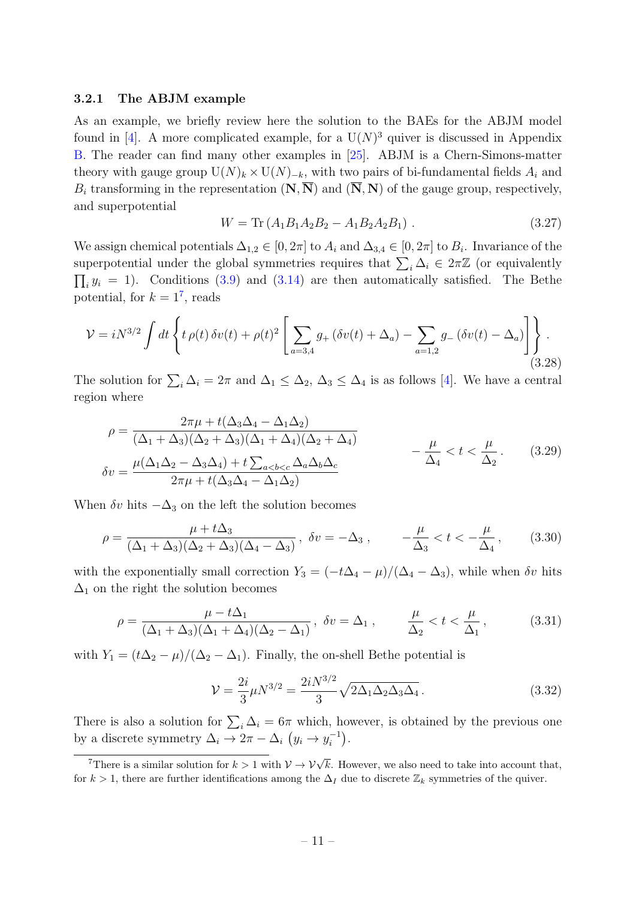### 3.2.1 The ABJM example

As an example, we briefly review here the solution to the BAEs for the ABJM model found in [4]. A more complicated example, for a $\mathrm{U}(N)^3$ quiver is discussed in Appendix B. The reader can find many other examples in [25]. ABJM is a Chern-Simons-matter theory with gauge group $\mathrm{U}(N)_k \times \mathrm{U}(N)_{-k}$, with two pairs of bi-fundamental fields $A_i$ and $B_i$ transforming in the representation $(\mathbf{N}, \overline{\mathbf{N}})$ and $(\overline{\mathbf{N}}, \mathbf{N})$ of the gauge group, respectively, and superpotential

$$W = \mathrm{Tr}\left(A_1 B_1 A_2 B_2 - A_1 B_2 A_2 B_1\right) . \tag{3.27}$$

We assign chemical potentials $\Delta_{1,2} \in [0, 2\pi]$ to $A_i$ and $\Delta_{3,4} \in [0, 2\pi]$ to $B_i$. Invariance of the superpotential under the global symmetries requires that $\sum_i \Delta_i \in 2\pi\mathbb{Z}$ (or equivalently $\prod_i y_i = 1$). Conditions (3.9) and (3.14) are then automatically satisfied. The Bethe potential, for $k = 1$[7], reads

$$\mathcal{V} = i N^{3/2} \int dt \left\{ t\, \rho(t)\, \delta v(t) + \rho(t)^2 \left[ \sum_{a=3,4} g_+\left(\delta v(t) + \Delta_a\right) - \sum_{a=1,2} g_-\left(\delta v(t) - \Delta_a\right) \right] \right\} . \tag{3.28}$$

The solution for $\sum_i \Delta_i = 2\pi$ and $\Delta_1 \leq \Delta_2$, $\Delta_3 \leq \Delta_4$ is as follows [4]. We have a central region where

$$\begin{aligned} \rho &= \frac{2\pi\mu + t(\Delta_3\Delta_4 - \Delta_1\Delta_2)}{(\Delta_1+\Delta_3)(\Delta_2+\Delta_3)(\Delta_1+\Delta_4)(\Delta_2+\Delta_4)} \\ \delta v &= \frac{\mu(\Delta_1\Delta_2 - \Delta_3\Delta_4) + t\sum_{a<b<c}\Delta_a\Delta_b\Delta_c}{2\pi\mu + t(\Delta_3\Delta_4 - \Delta_1\Delta_2)} \end{aligned} \qquad -\frac{\mu}{\Delta_4} < t < \frac{\mu}{\Delta_2} . \tag{3.29}$$

When $\delta v$ hits $-\Delta_3$ on the left the solution becomes

$$\rho = \frac{\mu + t\Delta_3}{(\Delta_1+\Delta_3)(\Delta_2+\Delta_3)(\Delta_4-\Delta_3)} \, , \; \delta v = -\Delta_3 \, , \qquad -\frac{\mu}{\Delta_3} < t < -\frac{\mu}{\Delta_4} \, , \tag{3.30}$$

with the exponentially small correction $Y_3 = (-t\Delta_4 - \mu)/(\Delta_4 - \Delta_3)$, while when $\delta v$ hits $\Delta_1$ on the right the solution becomes

$$\rho = \frac{\mu - t\Delta_1}{(\Delta_1+\Delta_3)(\Delta_1+\Delta_4)(\Delta_2-\Delta_1)} \, , \; \delta v = \Delta_1 \, , \qquad \frac{\mu}{\Delta_2} < t < \frac{\mu}{\Delta_1} \, , \tag{3.31}$$

with $Y_1 = (t\Delta_2 - \mu)/(\Delta_2 - \Delta_1)$. Finally, the on-shell Bethe potential is

$$\mathcal{V} = \frac{2i}{3}\mu N^{3/2} = \frac{2iN^{3/2}}{3}\sqrt{2\Delta_1\Delta_2\Delta_3\Delta_4} \, . \tag{3.32}$$

There is also a solution for $\sum_i \Delta_i = 6\pi$ which, however, is obtained by the previous one by a discrete symmetry $\Delta_i \to 2\pi - \Delta_i$ $\left(y_i \to y_i^{-1}\right)$.

---

[7] There is a similar solution for $k > 1$ with $\mathcal{V} \to \mathcal{V}\sqrt{k}$. However, we also need to take into account that, for $k > 1$, there are further identifications among the $\Delta_I$ due to discrete $\mathbb{Z}_k$ symmetries of the quiver.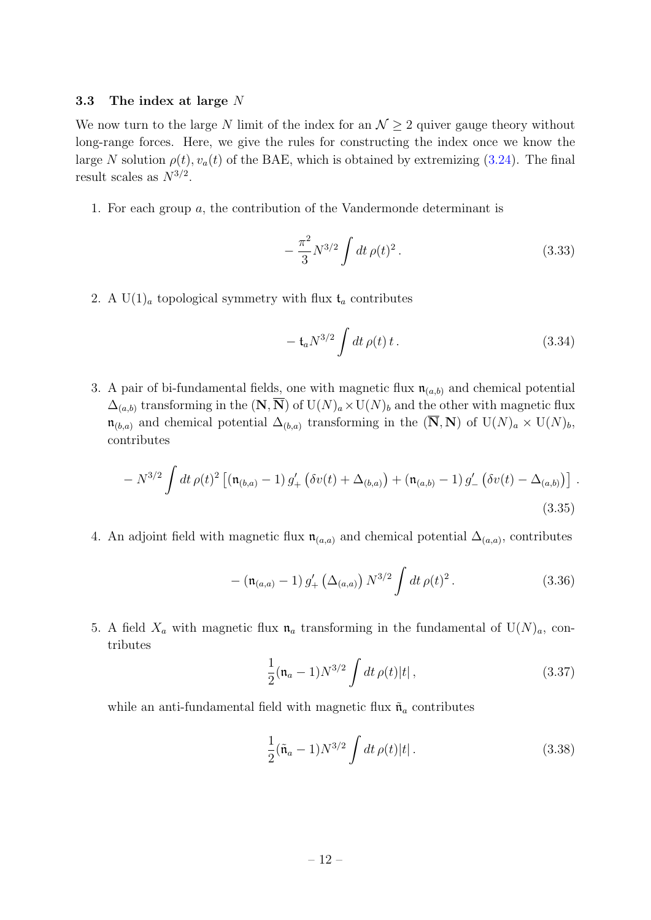### 3.3 The index at large $N$

We now turn to the large $N$ limit of the index for an $\mathcal{N} \geq 2$ quiver gauge theory without long-range forces. Here, we give the rules for constructing the index once we know the large $N$ solution $\rho(t), v_a(t)$ of the BAE, which is obtained by extremizing (3.24). The final result scales as $N^{3/2}$.

1. For each group $a$, the contribution of the Vandermonde determinant is

$$- \frac{\pi^2}{3} N^{3/2} \int dt\, \rho(t)^2 \,. \tag{3.33}$$

2. A $\mathrm{U}(1)_a$ topological symmetry with flux $\mathfrak{t}_a$ contributes

$$- \mathfrak{t}_a N^{3/2} \int dt\, \rho(t)\, t \,. \tag{3.34}$$

3. A pair of bi-fundamental fields, one with magnetic flux $\mathfrak{n}_{(a,b)}$ and chemical potential $\Delta_{(a,b)}$ transforming in the $(\mathbf{N}, \overline{\mathbf{N}})$ of $\mathrm{U}(N)_a \times \mathrm{U}(N)_b$ and the other with magnetic flux $\mathfrak{n}_{(b,a)}$ and chemical potential $\Delta_{(b,a)}$ transforming in the $(\overline{\mathbf{N}}, \mathbf{N})$ of $\mathrm{U}(N)_a \times \mathrm{U}(N)_b$, contributes

$$- N^{3/2} \int dt\, \rho(t)^2 \left[ \left(\mathfrak{n}_{(b,a)} - 1\right) g'_+ \left(\delta v(t) + \Delta_{(b,a)}\right) + \left(\mathfrak{n}_{(a,b)} - 1\right) g'_- \left(\delta v(t) - \Delta_{(a,b)}\right) \right] . \tag{3.35}$$

4. An adjoint field with magnetic flux $\mathfrak{n}_{(a,a)}$ and chemical potential $\Delta_{(a,a)}$, contributes

$$- \left(\mathfrak{n}_{(a,a)} - 1\right) g'_+ \left(\Delta_{(a,a)}\right) N^{3/2} \int dt\, \rho(t)^2 \,. \tag{3.36}$$

5. A field $X_a$ with magnetic flux $\mathfrak{n}_a$ transforming in the fundamental of $\mathrm{U}(N)_a$, contributes

$$\frac{1}{2}(\mathfrak{n}_a - 1) N^{3/2} \int dt\, \rho(t) |t| \,, \tag{3.37}$$

while an anti-fundamental field with magnetic flux $\tilde{\mathfrak{n}}_a$ contributes

$$\frac{1}{2}(\tilde{\mathfrak{n}}_a - 1) N^{3/2} \int dt\, \rho(t) |t| \,. \tag{3.38}$$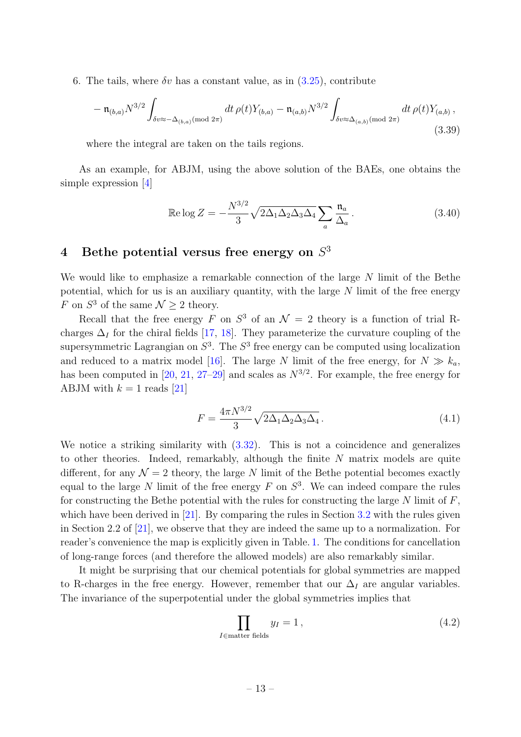6. The tails, where $\delta v$ has a constant value, as in (3.25), contribute

$$- \mathfrak{n}_{(b,a)} N^{3/2} \int_{\delta v \approx -\Delta_{(b,a)} (\text{mod } 2\pi)} dt\, \rho(t) Y_{(b,a)} - \mathfrak{n}_{(a,b)} N^{3/2} \int_{\delta v \approx \Delta_{(a,b)} (\text{mod } 2\pi)} dt\, \rho(t) Y_{(a,b)} \,, \tag{3.39}$$

where the integral are taken on the tails regions.

As an example, for ABJM, using the above solution of the BAEs, one obtains the simple expression [4]

$$\mathbb{R}\text{e} \log Z = -\frac{N^{3/2}}{3} \sqrt{2\Delta_1\Delta_2\Delta_3\Delta_4} \sum_a \frac{\mathfrak{n}_a}{\Delta_a} \,. \tag{3.40}$$

# 4 Bethe potential versus free energy on $S^3$

We would like to emphasize a remarkable connection of the large $N$ limit of the Bethe potential, which for us is an auxiliary quantity, with the large $N$ limit of the free energy $F$ on $S^3$ of the same $\mathcal{N} \geq 2$ theory.

Recall that the free energy $F$ on $S^3$ of an $\mathcal{N} = 2$ theory is a function of trial R-charges $\Delta_I$ for the chiral fields [17, 18]. They parameterize the curvature coupling of the supersymmetric Lagrangian on $S^3$. The $S^3$ free energy can be computed using localization and reduced to a matrix model [16]. The large $N$ limit of the free energy, for $N \gg k_a$, has been computed in [20, 21, 27–29] and scales as $N^{3/2}$. For example, the free energy for ABJM with $k = 1$ reads [21]

$$F = \frac{4\pi N^{3/2}}{3} \sqrt{2\Delta_1\Delta_2\Delta_3\Delta_4} \,. \tag{4.1}$$

We notice a striking similarity with (3.32). This is not a coincidence and generalizes to other theories. Indeed, remarkably, although the finite $N$ matrix models are quite different, for any $\mathcal{N} = 2$ theory, the large $N$ limit of the Bethe potential becomes exactly equal to the large $N$ limit of the free energy $F$ on $S^3$. We can indeed compare the rules for constructing the Bethe potential with the rules for constructing the large $N$ limit of $F$, which have been derived in [21]. By comparing the rules in Section 3.2 with the rules given in Section 2.2 of [21], we observe that they are indeed the same up to a normalization. For reader's convenience the map is explicitly given in Table. 1. The conditions for cancellation of long-range forces (and therefore the allowed models) are also remarkably similar.

It might be surprising that our chemical potentials for global symmetries are mapped to R-charges in the free energy. However, remember that our $\Delta_I$ are angular variables. The invariance of the superpotential under the global symmetries implies that

$$\prod_{I \in \text{matter fields}} y_I = 1 \,, \tag{4.2}$$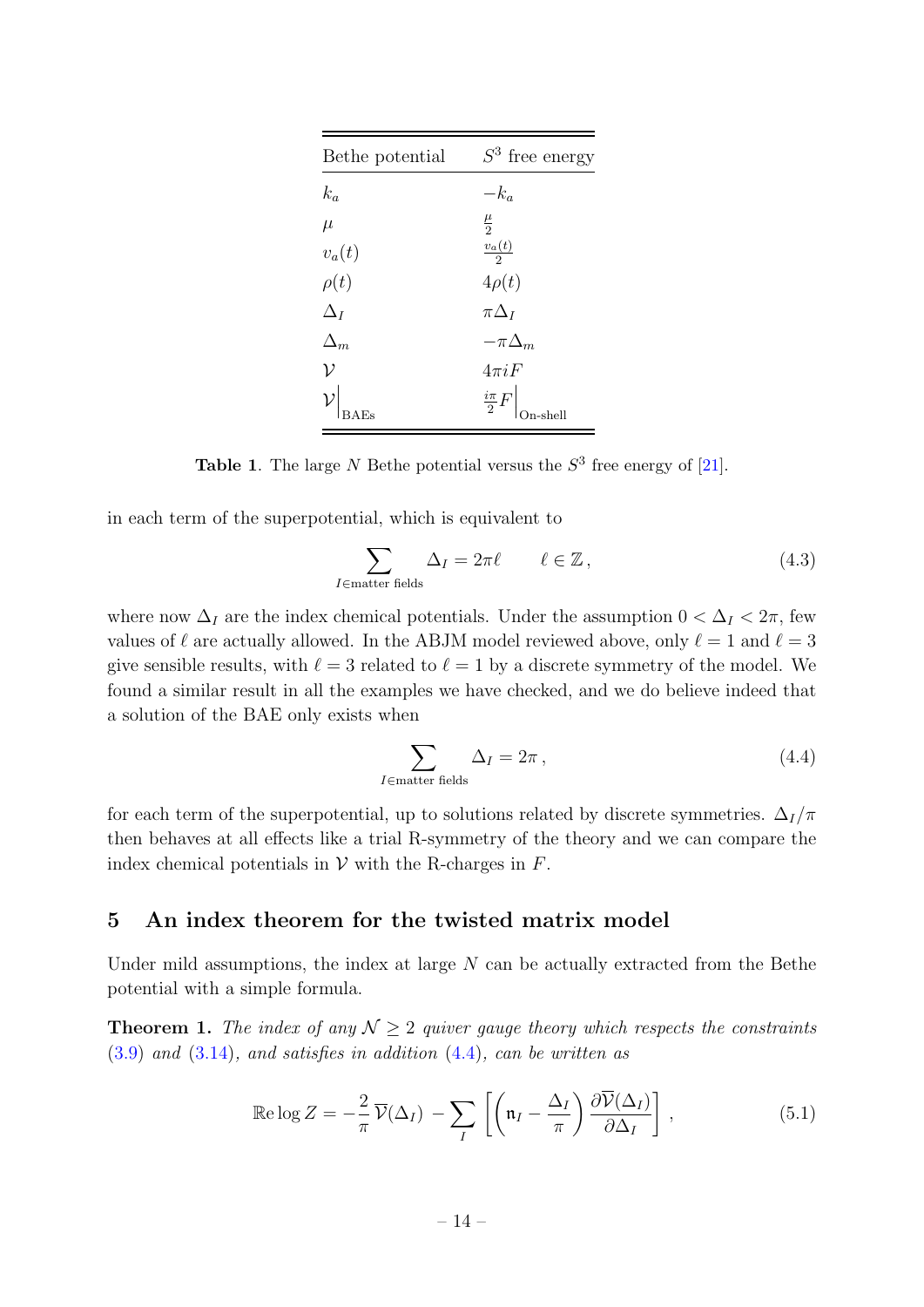| Bethe potential | $S^3$ free energy |
|---|---|
| $k_a$ | $-k_a$ |
| $\mu$ | $\frac{\mu}{2}$ |
| $v_a(t)$ | $\frac{v_a(t)}{2}$ |
| $\rho(t)$ | $4\rho(t)$ |
| $\Delta_I$ | $\pi\Delta_I$ |
| $\Delta_m$ | $-\pi\Delta_m$ |
| $\mathcal{V}$ | $4\pi i F$ |
| $\mathcal{V}\Big\vert_{\text{BAEs}}$ | $\frac{i\pi}{2}F\Big\vert_{\text{On-shell}}$ |

**Table 1**. The large $N$ Bethe potential versus the $S^3$ free energy of [21].

in each term of the superpotential, which is equivalent to

$$\sum_{I\in\text{matter fields}} \Delta_I = 2\pi\ell \qquad \ell \in \mathbb{Z}\,, \tag{4.3}$$

where now $\Delta_I$ are the index chemical potentials. Under the assumption $0 < \Delta_I < 2\pi$, few values of $\ell$ are actually allowed. In the ABJM model reviewed above, only $\ell = 1$ and $\ell = 3$ give sensible results, with $\ell = 3$ related to $\ell = 1$ by a discrete symmetry of the model. We found a similar result in all the examples we have checked, and we do believe indeed that a solution of the BAE only exists when

$$\sum_{I\in\text{matter fields}} \Delta_I = 2\pi\,, \tag{4.4}$$

for each term of the superpotential, up to solutions related by discrete symmetries. $\Delta_I/\pi$ then behaves at all effects like a trial R-symmetry of the theory and we can compare the index chemical potentials in $\mathcal{V}$ with the R-charges in $F$.

## 5 An index theorem for the twisted matrix model

Under mild assumptions, the index at large $N$ can be actually extracted from the Bethe potential with a simple formula.

**Theorem 1.** *The index of any $\mathcal{N} \geq 2$ quiver gauge theory which respects the constraints (3.9) and (3.14), and satisfies in addition (4.4), can be written as*

$$\mathbb{R}\text{e}\log Z = -\frac{2}{\pi}\,\overline{\mathcal{V}}(\Delta_I) - \sum_I \left[\left(\mathfrak{n}_I - \frac{\Delta_I}{\pi}\right)\frac{\partial\overline{\mathcal{V}}(\Delta_I)}{\partial\Delta_I}\right]\,, \tag{5.1}$$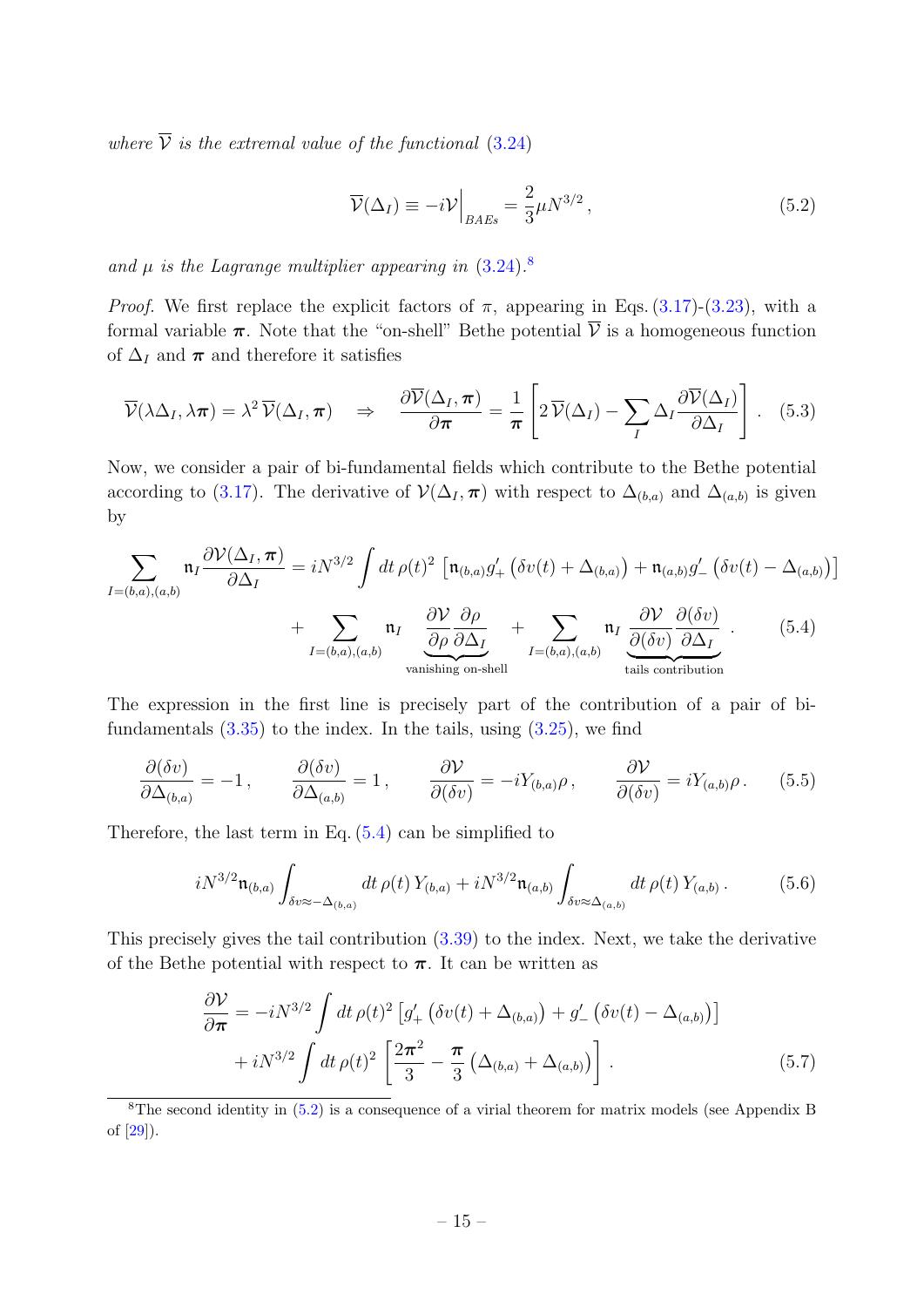*where $\overline{\mathcal{V}}$ is the extremal value of the functional* (3.24)

$$\overline{\mathcal{V}}(\Delta_I) \equiv -i\mathcal{V}\Big|_{BAEs} = \frac{2}{3}\mu N^{3/2}\,, \tag{5.2}$$

*and $\mu$ is the Lagrange multiplier appearing in* (3.24).[8]

*Proof.* We first replace the explicit factors of $\pi$, appearing in Eqs. (3.17)-(3.23), with a formal variable $\boldsymbol{\pi}$. Note that the "on-shell" Bethe potential $\overline{\mathcal{V}}$ is a homogeneous function of $\Delta_I$ and $\boldsymbol{\pi}$ and therefore it satisfies

$$\overline{\mathcal{V}}(\lambda\Delta_I, \lambda\boldsymbol{\pi}) = \lambda^2\, \overline{\mathcal{V}}(\Delta_I, \boldsymbol{\pi}) \quad \Rightarrow \quad \frac{\partial \overline{\mathcal{V}}(\Delta_I, \boldsymbol{\pi})}{\partial \boldsymbol{\pi}} = \frac{1}{\boldsymbol{\pi}}\left[2\,\overline{\mathcal{V}}(\Delta_I) - \sum_I \Delta_I \frac{\partial \overline{\mathcal{V}}(\Delta_I)}{\partial \Delta_I}\right]. \tag{5.3}$$

Now, we consider a pair of bi-fundamental fields which contribute to the Bethe potential according to (3.17). The derivative of $\mathcal{V}(\Delta_I, \boldsymbol{\pi})$ with respect to $\Delta_{(b,a)}$ and $\Delta_{(a,b)}$ is given by

$$\begin{aligned}
\sum_{I=(b,a),(a,b)} \mathfrak{n}_I \frac{\partial \mathcal{V}(\Delta_I, \boldsymbol{\pi})}{\partial \Delta_I} &= iN^{3/2} \int dt\, \rho(t)^2 \left[\mathfrak{n}_{(b,a)} g_+' \left(\delta v(t) + \Delta_{(b,a)}\right) + \mathfrak{n}_{(a,b)} g_-' \left(\delta v(t) - \Delta_{(a,b)}\right)\right] \\
&+ \sum_{I=(b,a),(a,b)} \mathfrak{n}_I \underbrace{\frac{\partial \mathcal{V}}{\partial \rho}\frac{\partial \rho}{\partial \Delta_I}}_{\text{vanishing on-shell}} + \sum_{I=(b,a),(a,b)} \mathfrak{n}_I \underbrace{\frac{\partial \mathcal{V}}{\partial(\delta v)}\frac{\partial(\delta v)}{\partial \Delta_I}}_{\text{tails contribution}}\,.
\end{aligned} \tag{5.4}$$

The expression in the first line is precisely part of the contribution of a pair of bi-fundamentals (3.35) to the index. In the tails, using (3.25), we find

$$\frac{\partial(\delta v)}{\partial \Delta_{(b,a)}} = -1\,, \qquad \frac{\partial(\delta v)}{\partial \Delta_{(a,b)}} = 1\,, \qquad \frac{\partial \mathcal{V}}{\partial(\delta v)} = -iY_{(b,a)}\rho\,, \qquad \frac{\partial \mathcal{V}}{\partial(\delta v)} = iY_{(a,b)}\rho\,. \tag{5.5}$$

Therefore, the last term in Eq. (5.4) can be simplified to

$$iN^{3/2}\mathfrak{n}_{(b,a)} \int_{\delta v \approx -\Delta_{(b,a)}} dt\, \rho(t)\, Y_{(b,a)} + iN^{3/2}\mathfrak{n}_{(a,b)} \int_{\delta v \approx \Delta_{(a,b)}} dt\, \rho(t)\, Y_{(a,b)}\,. \tag{5.6}$$

This precisely gives the tail contribution (3.39) to the index. Next, we take the derivative of the Bethe potential with respect to $\boldsymbol{\pi}$. It can be written as

$$\begin{aligned}
\frac{\partial \mathcal{V}}{\partial \boldsymbol{\pi}} &= -iN^{3/2} \int dt\, \rho(t)^2 \left[g_+' \left(\delta v(t) + \Delta_{(b,a)}\right) + g_-' \left(\delta v(t) - \Delta_{(a,b)}\right)\right] \\
&+ iN^{3/2} \int dt\, \rho(t)^2 \left[\frac{2\boldsymbol{\pi}^2}{3} - \frac{\boldsymbol{\pi}}{3}\left(\Delta_{(b,a)} + \Delta_{(a,b)}\right)\right].
\end{aligned} \tag{5.7}$$

[8] The second identity in (5.2) is a consequence of a virial theorem for matrix models (see Appendix B of [29]).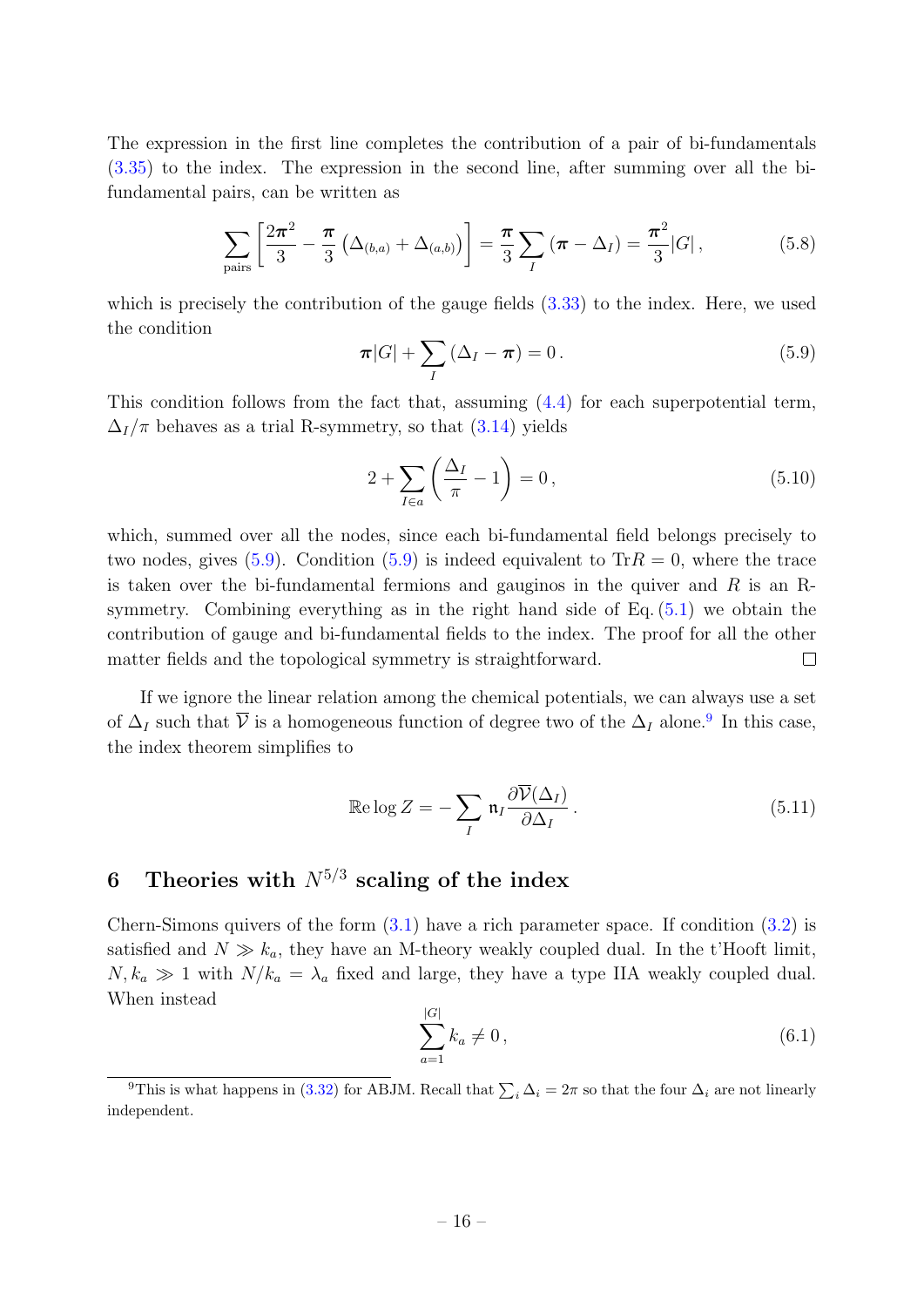The expression in the first line completes the contribution of a pair of bi-fundamentals (3.35) to the index. The expression in the second line, after summing over all the bi-fundamental pairs, can be written as

$$\sum_{\text{pairs}} \left[ \frac{2\boldsymbol{\pi}^2}{3} - \frac{\boldsymbol{\pi}}{3} \left( \Delta_{(b,a)} + \Delta_{(a,b)} \right) \right] = \frac{\boldsymbol{\pi}}{3} \sum_I \left( \boldsymbol{\pi} - \Delta_I \right) = \frac{\boldsymbol{\pi}^2}{3} |G| \,, \tag{5.8}$$

which is precisely the contribution of the gauge fields (3.33) to the index. Here, we used the condition

$$\boldsymbol{\pi} |G| + \sum_I \left( \Delta_I - \boldsymbol{\pi} \right) = 0 \,. \tag{5.9}$$

This condition follows from the fact that, assuming (4.4) for each superpotential term, $\Delta_I/\pi$ behaves as a trial R-symmetry, so that (3.14) yields

$$2 + \sum_{I \in a} \left( \frac{\Delta_I}{\pi} - 1 \right) = 0 \,, \tag{5.10}$$

which, summed over all the nodes, since each bi-fundamental field belongs precisely to two nodes, gives (5.9). Condition (5.9) is indeed equivalent to $\text{Tr}R = 0$, where the trace is taken over the bi-fundamental fermions and gauginos in the quiver and $R$ is an R-symmetry. Combining everything as in the right hand side of Eq. (5.1) we obtain the contribution of gauge and bi-fundamental fields to the index. The proof for all the other matter fields and the topological symmetry is straightforward. □

If we ignore the linear relation among the chemical potentials, we can always use a set of $\Delta_I$ such that $\overline{\mathcal{V}}$ is a homogeneous function of degree two of the $\Delta_I$ alone.[9] In this case, the index theorem simplifies to

$$\mathbb{R}\text{e} \log Z = - \sum_I \mathfrak{n}_I \frac{\partial \overline{\mathcal{V}}(\Delta_I)}{\partial \Delta_I} \,. \tag{5.11}$$

## 6 Theories with $N^{5/3}$ scaling of the index

Chern-Simons quivers of the form (3.1) have a rich parameter space. If condition (3.2) is satisfied and $N \gg k_a$, they have an M-theory weakly coupled dual. In the t'Hooft limit, $N, k_a \gg 1$ with $N/k_a = \lambda_a$ fixed and large, they have a type IIA weakly coupled dual. When instead

$$\sum_{a=1}^{|G|} k_a \neq 0 \,, \tag{6.1}$$

[9] This is what happens in (3.32) for ABJM. Recall that $\sum_i \Delta_i = 2\pi$ so that the four $\Delta_i$ are not linearly independent.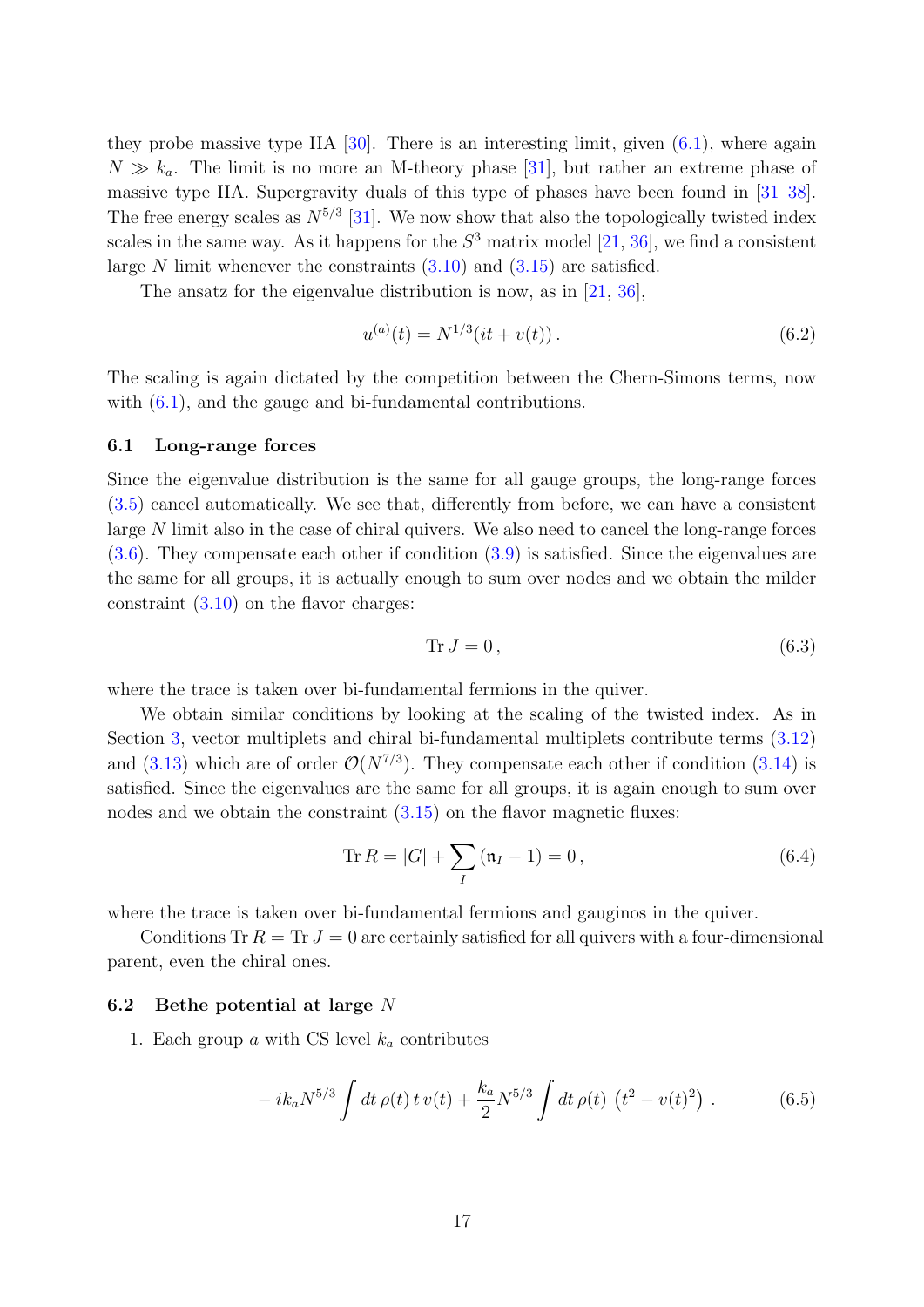they probe massive type IIA [30]. There is an interesting limit, given (6.1), where again $N \gg k_a$. The limit is no more an M-theory phase [31], but rather an extreme phase of massive type IIA. Supergravity duals of this type of phases have been found in [31–38]. The free energy scales as $N^{5/3}$ [31]. We now show that also the topologically twisted index scales in the same way. As it happens for the $S^3$ matrix model [21, 36], we find a consistent large $N$ limit whenever the constraints (3.10) and (3.15) are satisfied.

The ansatz for the eigenvalue distribution is now, as in [21, 36],

$$u^{(a)}(t) = N^{1/3}(it + v(t))\,. \tag{6.2}$$

The scaling is again dictated by the competition between the Chern-Simons terms, now with (6.1), and the gauge and bi-fundamental contributions.

### 6.1 Long-range forces

Since the eigenvalue distribution is the same for all gauge groups, the long-range forces (3.5) cancel automatically. We see that, differently from before, we can have a consistent large $N$ limit also in the case of chiral quivers. We also need to cancel the long-range forces (3.6). They compensate each other if condition (3.9) is satisfied. Since the eigenvalues are the same for all groups, it is actually enough to sum over nodes and we obtain the milder constraint (3.10) on the flavor charges:

$$\operatorname{Tr} J = 0\,, \tag{6.3}$$

where the trace is taken over bi-fundamental fermions in the quiver.

We obtain similar conditions by looking at the scaling of the twisted index. As in Section 3, vector multiplets and chiral bi-fundamental multiplets contribute terms (3.12) and (3.13) which are of order $\mathcal{O}(N^{7/3})$. They compensate each other if condition (3.14) is satisfied. Since the eigenvalues are the same for all groups, it is again enough to sum over nodes and we obtain the constraint (3.15) on the flavor magnetic fluxes:

$$\operatorname{Tr} R = |G| + \sum_I (\mathfrak{n}_I - 1) = 0\,, \tag{6.4}$$

where the trace is taken over bi-fundamental fermions and gauginos in the quiver.

Conditions $\operatorname{Tr} R = \operatorname{Tr} J = 0$ are certainly satisfied for all quivers with a four-dimensional parent, even the chiral ones.

### 6.2 Bethe potential at large $N$

1. Each group $a$ with CS level $k_a$ contributes

$$-\, i k_a N^{5/3} \int dt\, \rho(t)\, t\, v(t) + \frac{k_a}{2} N^{5/3} \int dt\, \rho(t)\, \left(t^2 - v(t)^2\right)\,. \tag{6.5}$$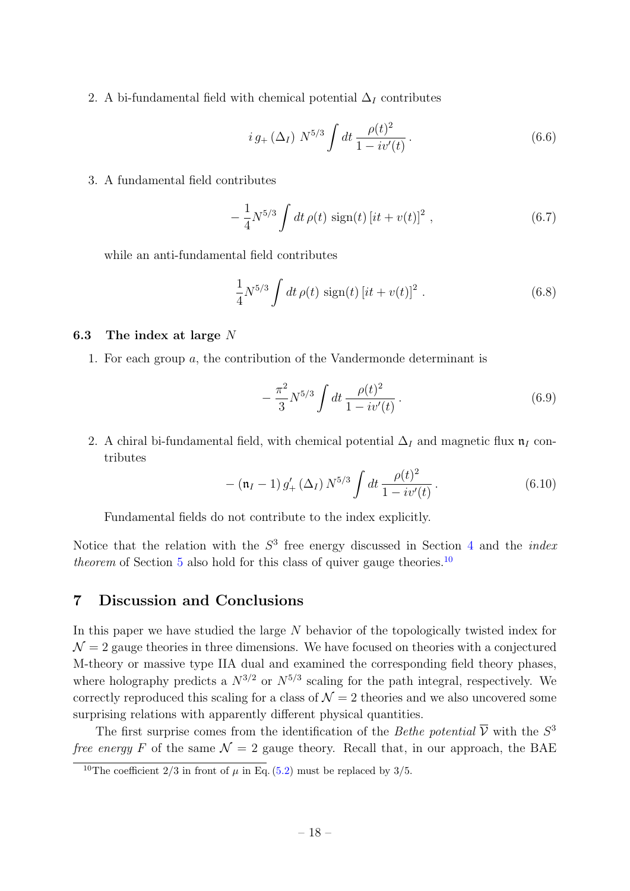2. A bi-fundamental field with chemical potential $\Delta_I$ contributes

$$i\, g_+ \left(\Delta_I\right)\, N^{5/3} \int dt\, \frac{\rho(t)^2}{1 - i v'(t)}\,. \tag{6.6}$$

3. A fundamental field contributes

$$-\frac{1}{4} N^{5/3} \int dt\, \rho(t)\, \operatorname{sign}(t) \left[it + v(t)\right]^2\,, \tag{6.7}$$

while an anti-fundamental field contributes

$$\frac{1}{4} N^{5/3} \int dt\, \rho(t)\, \operatorname{sign}(t) \left[it + v(t)\right]^2\,. \tag{6.8}$$

### 6.3 The index at large $N$

1. For each group $a$, the contribution of the Vandermonde determinant is

$$-\frac{\pi^2}{3} N^{5/3} \int dt\, \frac{\rho(t)^2}{1 - i v'(t)}\,. \tag{6.9}$$

2. A chiral bi-fundamental field, with chemical potential $\Delta_I$ and magnetic flux $\mathfrak{n}_I$ contributes

$$-\left(\mathfrak{n}_I - 1\right) g'_+ \left(\Delta_I\right) N^{5/3} \int dt\, \frac{\rho(t)^2}{1 - i v'(t)}\,. \tag{6.10}$$

Fundamental fields do not contribute to the index explicitly.

Notice that the relation with the $S^3$ free energy discussed in Section 4 and the *index theorem* of Section 5 also hold for this class of quiver gauge theories.[10]

## 7 Discussion and Conclusions

In this paper we have studied the large $N$ behavior of the topologically twisted index for $\mathcal{N} = 2$ gauge theories in three dimensions. We have focused on theories with a conjectured M-theory or massive type IIA dual and examined the corresponding field theory phases, where holography predicts a $N^{3/2}$ or $N^{5/3}$ scaling for the path integral, respectively. We correctly reproduced this scaling for a class of $\mathcal{N} = 2$ theories and we also uncovered some surprising relations with apparently different physical quantities.

The first surprise comes from the identification of the *Bethe potential* $\overline{\mathcal{V}}$ with the $S^3$ *free energy* $F$ of the same $\mathcal{N} = 2$ gauge theory. Recall that, in our approach, the BAE

[10] The coefficient 2/3 in front of $\mu$ in Eq. (5.2) must be replaced by 3/5.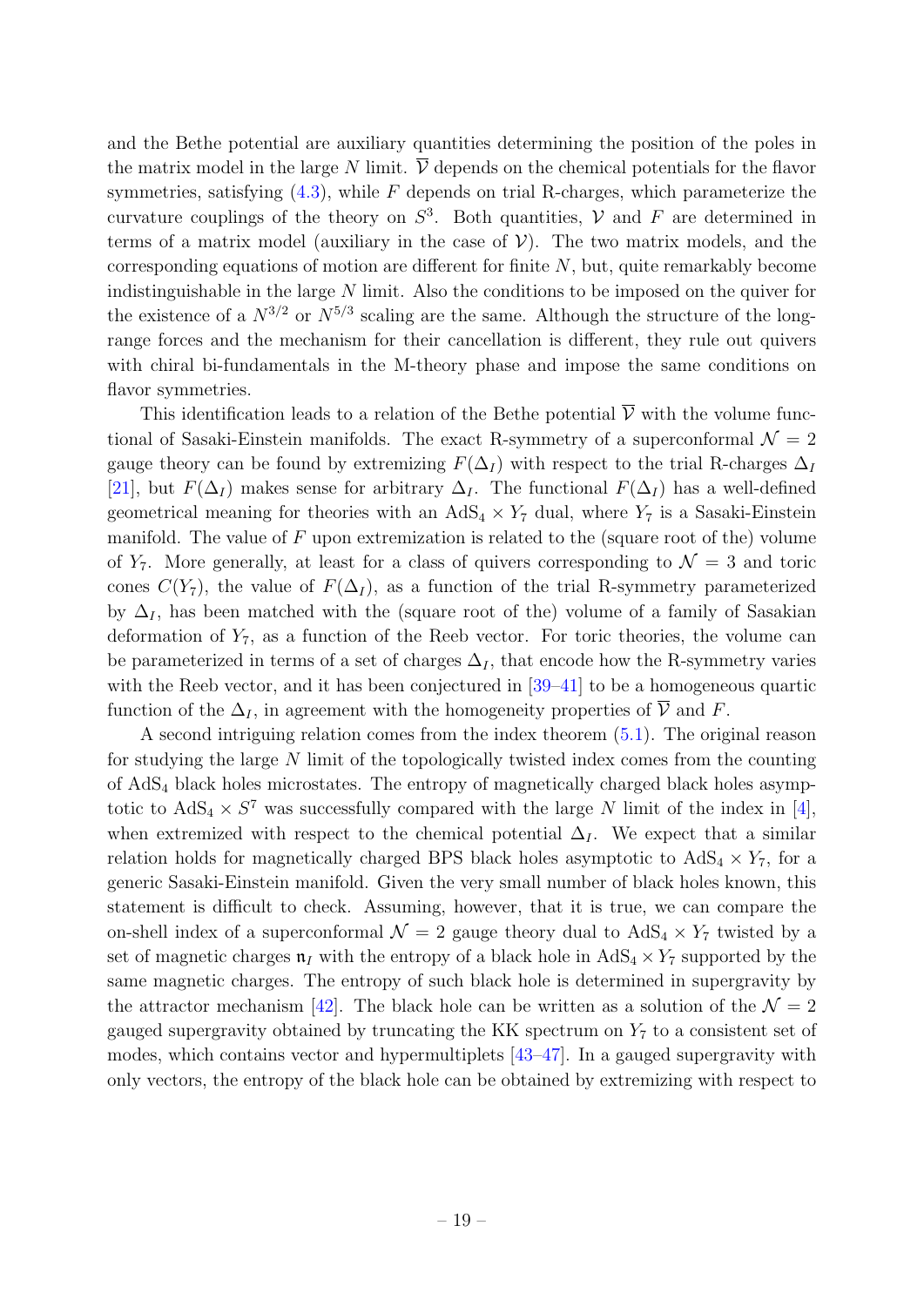and the Bethe potential are auxiliary quantities determining the position of the poles in the matrix model in the large $N$ limit. $\overline{\mathcal{V}}$ depends on the chemical potentials for the flavor symmetries, satisfying (4.3), while $F$ depends on trial R-charges, which parameterize the curvature couplings of the theory on $S^3$. Both quantities, $\mathcal{V}$ and $F$ are determined in terms of a matrix model (auxiliary in the case of $\mathcal{V}$). The two matrix models, and the corresponding equations of motion are different for finite $N$, but, quite remarkably become indistinguishable in the large $N$ limit. Also the conditions to be imposed on the quiver for the existence of a $N^{3/2}$ or $N^{5/3}$ scaling are the same. Although the structure of the long-range forces and the mechanism for their cancellation is different, they rule out quivers with chiral bi-fundamentals in the M-theory phase and impose the same conditions on flavor symmetries.

This identification leads to a relation of the Bethe potential $\overline{\mathcal{V}}$ with the volume functional of Sasaki-Einstein manifolds. The exact R-symmetry of a superconformal $\mathcal{N}=2$ gauge theory can be found by extremizing $F(\Delta_I)$ with respect to the trial R-charges $\Delta_I$ [21], but $F(\Delta_I)$ makes sense for arbitrary $\Delta_I$. The functional $F(\Delta_I)$ has a well-defined geometrical meaning for theories with an $\mathrm{AdS}_4 \times Y_7$ dual, where $Y_7$ is a Sasaki-Einstein manifold. The value of $F$ upon extremization is related to the (square root of the) volume of $Y_7$. More generally, at least for a class of quivers corresponding to $\mathcal{N}=3$ and toric cones $C(Y_7)$, the value of $F(\Delta_I)$, as a function of the trial R-symmetry parameterized by $\Delta_I$, has been matched with the (square root of the) volume of a family of Sasakian deformation of $Y_7$, as a function of the Reeb vector. For toric theories, the volume can be parameterized in terms of a set of charges $\Delta_I$, that encode how the R-symmetry varies with the Reeb vector, and it has been conjectured in [39–41] to be a homogeneous quartic function of the $\Delta_I$, in agreement with the homogeneity properties of $\overline{\mathcal{V}}$ and $F$.

A second intriguing relation comes from the index theorem (5.1). The original reason for studying the large $N$ limit of the topologically twisted index comes from the counting of $\mathrm{AdS}_4$ black holes microstates. The entropy of magnetically charged black holes asymptotic to $\mathrm{AdS}_4 \times S^7$ was successfully compared with the large $N$ limit of the index in [4], when extremized with respect to the chemical potential $\Delta_I$. We expect that a similar relation holds for magnetically charged BPS black holes asymptotic to $\mathrm{AdS}_4 \times Y_7$, for a generic Sasaki-Einstein manifold. Given the very small number of black holes known, this statement is difficult to check. Assuming, however, that it is true, we can compare the on-shell index of a superconformal $\mathcal{N}=2$ gauge theory dual to $\mathrm{AdS}_4 \times Y_7$ twisted by a set of magnetic charges $\mathfrak{n}_I$ with the entropy of a black hole in $\mathrm{AdS}_4 \times Y_7$ supported by the same magnetic charges. The entropy of such black hole is determined in supergravity by the attractor mechanism [42]. The black hole can be written as a solution of the $\mathcal{N}=2$ gauged supergravity obtained by truncating the KK spectrum on $Y_7$ to a consistent set of modes, which contains vector and hypermultiplets [43–47]. In a gauged supergravity with only vectors, the entropy of the black hole can be obtained by extremizing with respect to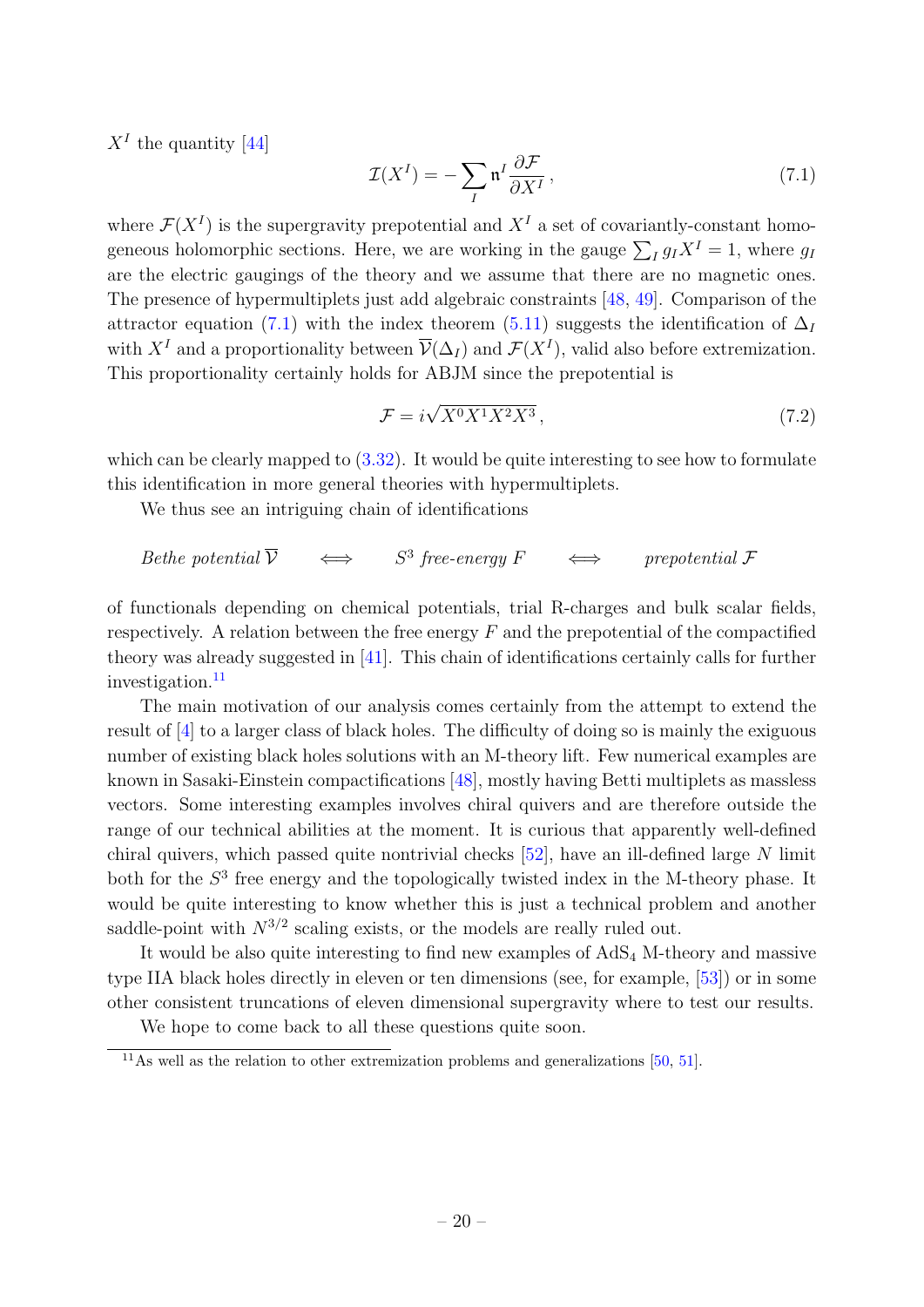$X^I$ the quantity [44]

$$\mathcal{I}(X^I) = -\sum_I \mathfrak{n}^I \frac{\partial \mathcal{F}}{\partial X^I} \,, \tag{7.1}$$

where $\mathcal{F}(X^I)$ is the supergravity prepotential and $X^I$ a set of covariantly-constant homogeneous holomorphic sections. Here, we are working in the gauge $\sum_I g_I X^I = 1$, where $g_I$ are the electric gaugings of the theory and we assume that there are no magnetic ones. The presence of hypermultiplets just add algebraic constraints [48, 49]. Comparison of the attractor equation (7.1) with the index theorem (5.11) suggests the identification of $\Delta_I$ with $X^I$ and a proportionality between $\overline{\mathcal{V}}(\Delta_I)$ and $\mathcal{F}(X^I)$, valid also before extremization. This proportionality certainly holds for ABJM since the prepotential is

$$\mathcal{F} = i\sqrt{X^0 X^1 X^2 X^3} \,, \tag{7.2}$$

which can be clearly mapped to (3.32). It would be quite interesting to see how to formulate this identification in more general theories with hypermultiplets.

We thus see an intriguing chain of identifications

$$\textit{Bethe potential } \overline{\mathcal{V}} \qquad \Longleftrightarrow \qquad S^3 \textit{ free-energy } F \qquad \Longleftrightarrow \qquad \textit{prepotential } \mathcal{F}$$

of functionals depending on chemical potentials, trial R-charges and bulk scalar fields, respectively. A relation between the free energy $F$ and the prepotential of the compactified theory was already suggested in [41]. This chain of identifications certainly calls for further investigation.[11]

The main motivation of our analysis comes certainly from the attempt to extend the result of [4] to a larger class of black holes. The difficulty of doing so is mainly the exiguous number of existing black holes solutions with an M-theory lift. Few numerical examples are known in Sasaki-Einstein compactifications [48], mostly having Betti multiplets as massless vectors. Some interesting examples involves chiral quivers and are therefore outside the range of our technical abilities at the moment. It is curious that apparently well-defined chiral quivers, which passed quite nontrivial checks [52], have an ill-defined large $N$ limit both for the $S^3$ free energy and the topologically twisted index in the M-theory phase. It would be quite interesting to know whether this is just a technical problem and another saddle-point with $N^{3/2}$ scaling exists, or the models are really ruled out.

It would be also quite interesting to find new examples of $\text{AdS}_4$ M-theory and massive type IIA black holes directly in eleven or ten dimensions (see, for example, [53]) or in some other consistent truncations of eleven dimensional supergravity where to test our results.

We hope to come back to all these questions quite soon.

[11] As well as the relation to other extremization problems and generalizations [50, 51].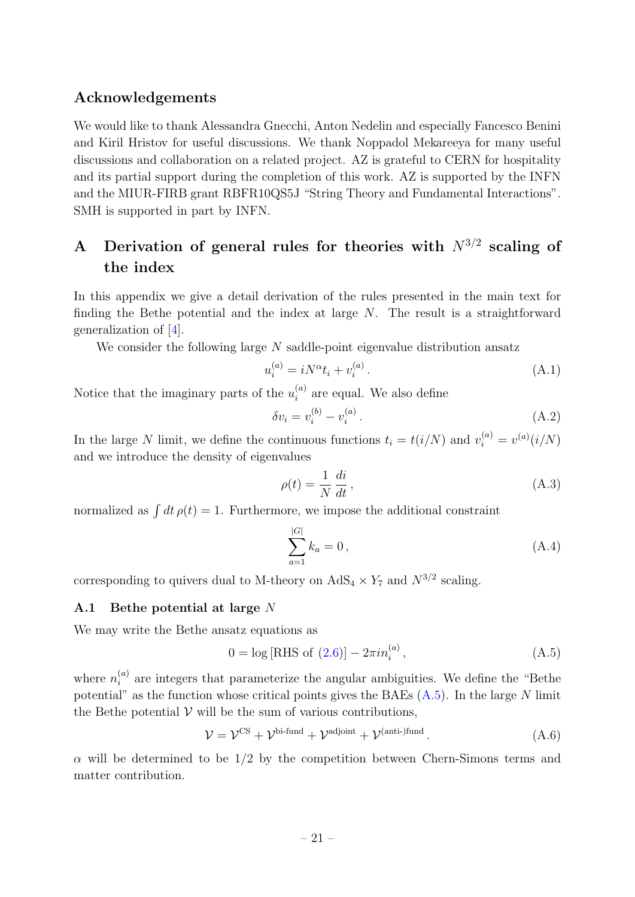## Acknowledgements

We would like to thank Alessandra Gnecchi, Anton Nedelin and especially Fancesco Benini and Kiril Hristov for useful discussions. We thank Noppadol Mekareeya for many useful discussions and collaboration on a related project. AZ is grateful to CERN for hospitality and its partial support during the completion of this work. AZ is supported by the INFN and the MIUR-FIRB grant RBFR10QS5J "String Theory and Fundamental Interactions". SMH is supported in part by INFN.

# A Derivation of general rules for theories with $N^{3/2}$ scaling of the index

In this appendix we give a detail derivation of the rules presented in the main text for finding the Bethe potential and the index at large $N$. The result is a straightforward generalization of [4].

We consider the following large $N$ saddle-point eigenvalue distribution ansatz

$$u_i^{(a)} = iN^\alpha t_i + v_i^{(a)} \,. \tag{A.1}$$

Notice that the imaginary parts of the $u_i^{(a)}$ are equal. We also define

$$\delta v_i = v_i^{(b)} - v_i^{(a)} \,. \tag{A.2}$$

In the large $N$ limit, we define the continuous functions $t_i = t(i/N)$ and $v_i^{(a)} = v^{(a)}(i/N)$ and we introduce the density of eigenvalues

$$\rho(t) = \frac{1}{N}\frac{di}{dt} \,, \tag{A.3}$$

normalized as $\int dt\, \rho(t) = 1$. Furthermore, we impose the additional constraint

$$\sum_{a=1}^{|G|} k_a = 0 \,, \tag{A.4}$$

corresponding to quivers dual to M-theory on $\mathrm{AdS}_4 \times Y_7$ and $N^{3/2}$ scaling.

## A.1 Bethe potential at large $N$

We may write the Bethe ansatz equations as

$$0 = \log\left[\text{RHS of (2.6)}\right] - 2\pi i n_i^{(a)} \,, \tag{A.5}$$

where $n_i^{(a)}$ are integers that parameterize the angular ambiguities. We define the "Bethe potential" as the function whose critical points gives the BAEs (A.5). In the large $N$ limit the Bethe potential $\mathcal{V}$ will be the sum of various contributions,

$$\mathcal{V} = \mathcal{V}^{\text{CS}} + \mathcal{V}^{\text{bi-fund}} + \mathcal{V}^{\text{adjoint}} + \mathcal{V}^{\text{(anti-)fund}} \,. \tag{A.6}$$

$\alpha$ will be determined to be $1/2$ by the competition between Chern-Simons terms and matter contribution.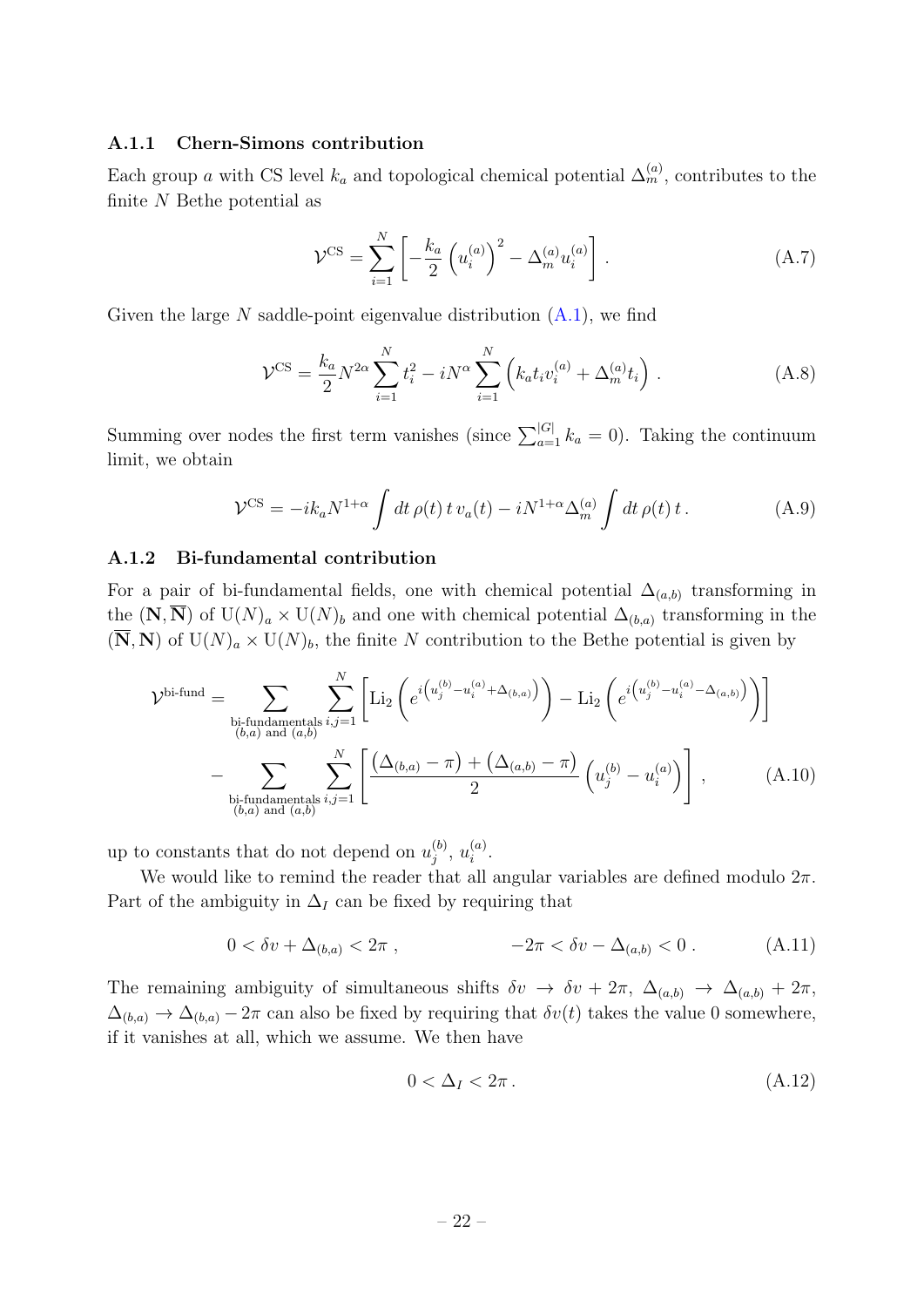### A.1.1 Chern-Simons contribution

Each group $a$ with CS level $k_a$ and topological chemical potential $\Delta_m^{(a)}$, contributes to the finite $N$ Bethe potential as

$$\mathcal{V}^{\text{CS}} = \sum_{i=1}^{N} \left[ -\frac{k_a}{2} \left( u_i^{(a)} \right)^2 - \Delta_m^{(a)} u_i^{(a)} \right] . \tag{A.7}$$

Given the large $N$ saddle-point eigenvalue distribution (A.1), we find

$$\mathcal{V}^{\text{CS}} = \frac{k_a}{2} N^{2\alpha} \sum_{i=1}^{N} t_i^2 - i N^{\alpha} \sum_{i=1}^{N} \left( k_a t_i v_i^{(a)} + \Delta_m^{(a)} t_i \right) . \tag{A.8}$$

Summing over nodes the first term vanishes (since $\sum_{a=1}^{|G|} k_a = 0$). Taking the continuum limit, we obtain

$$\mathcal{V}^{\text{CS}} = -i k_a N^{1+\alpha} \int dt\, \rho(t)\, t\, v_a(t) - i N^{1+\alpha} \Delta_m^{(a)} \int dt\, \rho(t)\, t\, . \tag{A.9}$$

### A.1.2 Bi-fundamental contribution

For a pair of bi-fundamental fields, one with chemical potential $\Delta_{(a,b)}$ transforming in the $(\mathbf{N}, \overline{\mathbf{N}})$ of $\mathrm{U}(N)_a \times \mathrm{U}(N)_b$ and one with chemical potential $\Delta_{(b,a)}$ transforming in the $(\overline{\mathbf{N}}, \mathbf{N})$ of $\mathrm{U}(N)_a \times \mathrm{U}(N)_b$, the finite $N$ contribution to the Bethe potential is given by

$$\begin{aligned}
\mathcal{V}^{\text{bi-fund}} = & \sum_{\substack{\text{bi-fundamentals} \\ (b,a) \text{ and } (a,b)}} \sum_{i,j=1}^{N} \left[ \mathrm{Li}_2 \left( e^{i\left(u_j^{(b)} - u_i^{(a)} + \Delta_{(b,a)}\right)} \right) - \mathrm{Li}_2 \left( e^{i\left(u_j^{(b)} - u_i^{(a)} - \Delta_{(a,b)}\right)} \right) \right] \\
& - \sum_{\substack{\text{bi-fundamentals} \\ (b,a) \text{ and } (a,b)}} \sum_{i,j=1}^{N} \left[ \frac{\left(\Delta_{(b,a)} - \pi\right) + \left(\Delta_{(a,b)} - \pi\right)}{2} \left( u_j^{(b)} - u_i^{(a)} \right) \right] ,
\end{aligned} \tag{A.10}$$

up to constants that do not depend on $u_j^{(b)}$, $u_i^{(a)}$.

We would like to remind the reader that all angular variables are defined modulo $2\pi$. Part of the ambiguity in $\Delta_I$ can be fixed by requiring that

$$0 < \delta v + \Delta_{(b,a)} < 2\pi \, , \qquad\qquad -2\pi < \delta v - \Delta_{(a,b)} < 0 \, . \tag{A.11}$$

The remaining ambiguity of simultaneous shifts $\delta v \to \delta v + 2\pi$, $\Delta_{(a,b)} \to \Delta_{(a,b)} + 2\pi$, $\Delta_{(b,a)} \to \Delta_{(b,a)} - 2\pi$ can also be fixed by requiring that $\delta v(t)$ takes the value 0 somewhere, if it vanishes at all, which we assume. We then have

$$0 < \Delta_I < 2\pi \, . \tag{A.12}$$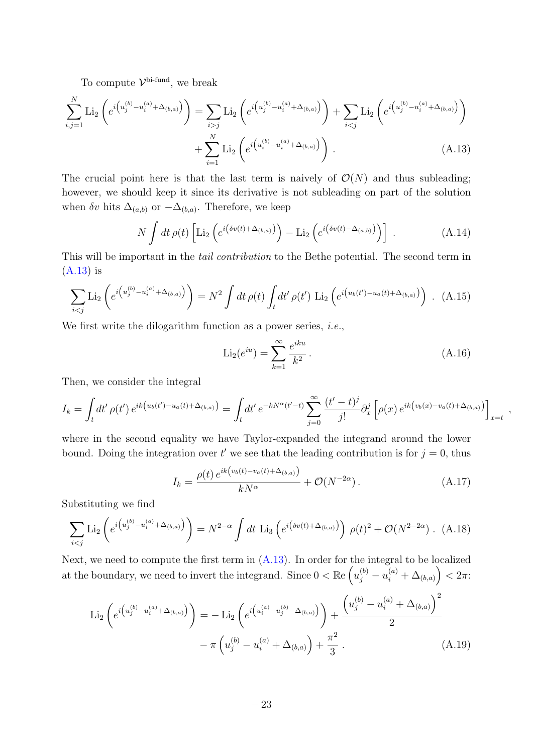To compute $\mathcal{V}^{\text{bi-fund}}$, we break

$$
\begin{aligned}
\sum_{i,j=1}^{N} \text{Li}_2\left(e^{i\left(u_j^{(b)}-u_i^{(a)}+\Delta_{(b,a)}\right)}\right) &= \sum_{i>j} \text{Li}_2\left(e^{i\left(u_j^{(b)}-u_i^{(a)}+\Delta_{(b,a)}\right)}\right) + \sum_{i<j} \text{Li}_2\left(e^{i\left(u_j^{(b)}-u_i^{(a)}+\Delta_{(b,a)}\right)}\right) \\
&\quad + \sum_{i=1}^{N} \text{Li}_2\left(e^{i\left(u_i^{(b)}-u_i^{(a)}+\Delta_{(b,a)}\right)}\right) . \qquad \text{(A.13)}
\end{aligned}
$$

The crucial point here is that the last term is naively of $\mathcal{O}(N)$ and thus subleading; however, we should keep it since its derivative is not subleading on part of the solution when $\delta v$ hits $\Delta_{(a,b)}$ or $-\Delta_{(b,a)}$. Therefore, we keep

$$
N \int dt\, \rho(t) \left[\text{Li}_2\left(e^{i\left(\delta v(t)+\Delta_{(b,a)}\right)}\right) - \text{Li}_2\left(e^{i\left(\delta v(t)-\Delta_{(a,b)}\right)}\right)\right] . \qquad \text{(A.14)}
$$

This will be important in the *tail contribution* to the Bethe potential. The second term in (A.13) is

$$
\sum_{i<j} \text{Li}_2\left(e^{i\left(u_j^{(b)}-u_i^{(a)}+\Delta_{(b,a)}\right)}\right) = N^2 \int dt\, \rho(t) \int_t dt'\, \rho(t')\, \text{Li}_2\left(e^{i\left(u_b(t')-u_a(t)+\Delta_{(b,a)}\right)}\right) . \qquad \text{(A.15)}
$$

We first write the dilogarithm function as a power series, *i.e.*,

$$
\text{Li}_2(e^{iu}) = \sum_{k=1}^{\infty} \frac{e^{iku}}{k^2} . \qquad \text{(A.16)}
$$

Then, we consider the integral

$$
I_k = \int_t dt'\, \rho(t')\, e^{ik\left(u_b(t')-u_a(t)+\Delta_{(b,a)}\right)} = \int_t dt'\, e^{-kN^\alpha(t'-t)} \sum_{j=0}^{\infty} \frac{(t'-t)^j}{j!} \partial_x^j \left[\rho(x)\, e^{ik\left(v_b(x)-v_a(t)+\Delta_{(b,a)}\right)}\right]_{x=t} ,
$$

where in the second equality we have Taylor-expanded the integrand around the lower bound. Doing the integration over $t'$ we see that the leading contribution is for $j = 0$, thus

$$
I_k = \frac{\rho(t)\, e^{ik\left(v_b(t)-v_a(t)+\Delta_{(b,a)}\right)}}{kN^\alpha} + \mathcal{O}(N^{-2\alpha}) . \qquad \text{(A.17)}
$$

Substituting we find

$$
\sum_{i<j} \text{Li}_2\left(e^{i\left(u_j^{(b)}-u_i^{(a)}+\Delta_{(b,a)}\right)}\right) = N^{2-\alpha} \int dt\, \text{Li}_3\left(e^{i\left(\delta v(t)+\Delta_{(b,a)}\right)}\right) \rho(t)^2 + \mathcal{O}(N^{2-2\alpha}) . \qquad \text{(A.18)}
$$

Next, we need to compute the first term in (A.13). In order for the integral to be localized at the boundary, we need to invert the integrand. Since $0 < \mathbb{R}\text{e}\left(u_j^{(b)} - u_i^{(a)} + \Delta_{(b,a)}\right) < 2\pi$:

$$
\begin{aligned}
\text{Li}_2\left(e^{i\left(u_j^{(b)}-u_i^{(a)}+\Delta_{(b,a)}\right)}\right) &= -\text{Li}_2\left(e^{i\left(u_i^{(a)}-u_j^{(b)}-\Delta_{(b,a)}\right)}\right) + \frac{\left(u_j^{(b)}-u_i^{(a)}+\Delta_{(b,a)}\right)^2}{2} \\
&\quad - \pi\left(u_j^{(b)}-u_i^{(a)}+\Delta_{(b,a)}\right) + \frac{\pi^2}{3} . \qquad \text{(A.19)}
\end{aligned}
$$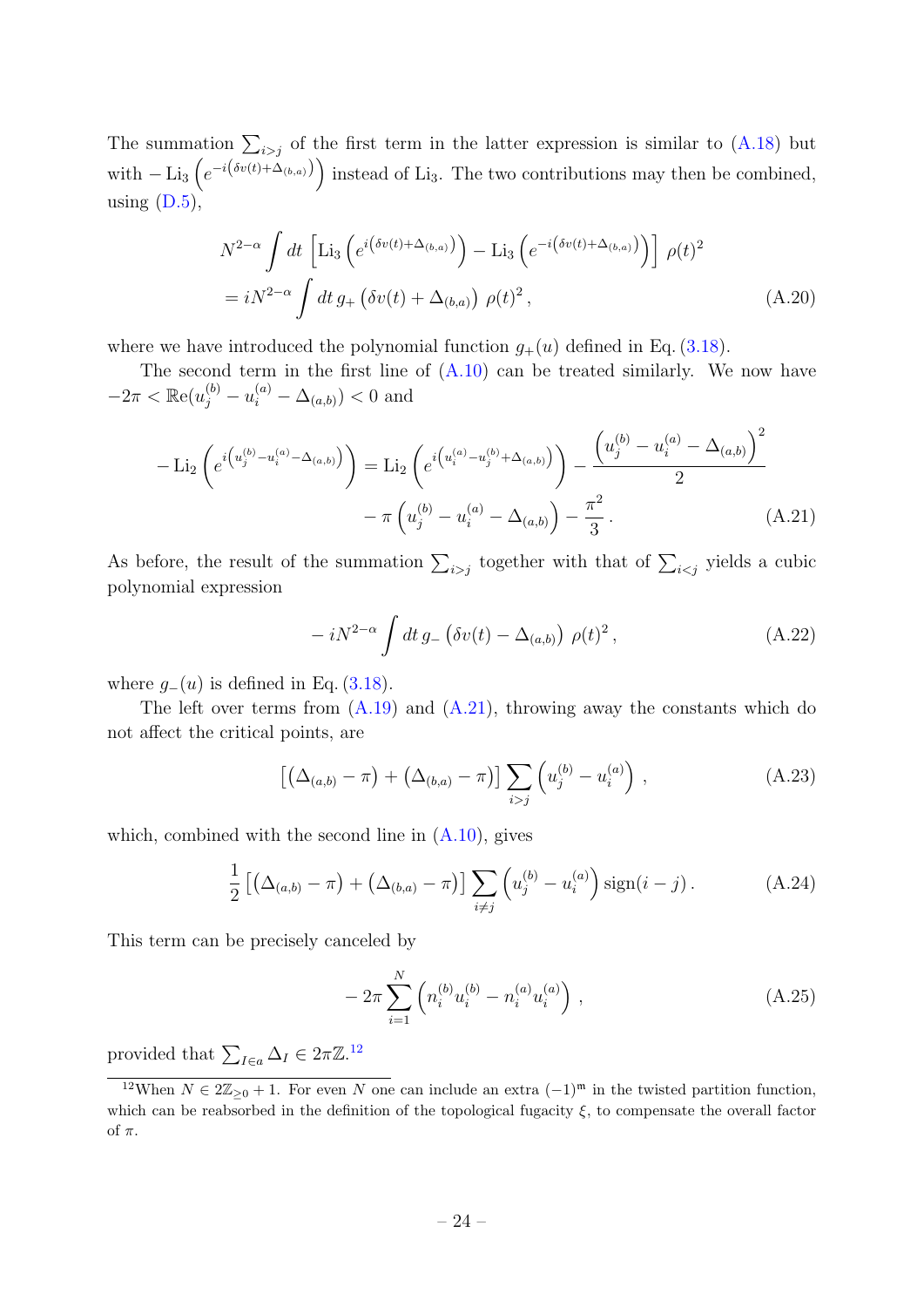The summation $\sum_{i>j}$ of the first term in the latter expression is similar to (A.18) but with $-\operatorname{Li}_3\left(e^{-i\left(\delta v(t)+\Delta_{(b,a)}\right)}\right)$ instead of $\operatorname{Li}_3$. The two contributions may then be combined, using (D.5),

$$
\begin{aligned}
&N^{2-\alpha}\int dt\,\left[\operatorname{Li}_3\left(e^{i\left(\delta v(t)+\Delta_{(b,a)}\right)}\right)-\operatorname{Li}_3\left(e^{-i\left(\delta v(t)+\Delta_{(b,a)}\right)}\right)\right]\,\rho(t)^2\\
&=iN^{2-\alpha}\int dt\,g_+\left(\delta v(t)+\Delta_{(b,a)}\right)\,\rho(t)^2\,,
\end{aligned}
\tag{A.20}
$$

where we have introduced the polynomial function $g_+(u)$ defined in Eq. (3.18).

The second term in the first line of (A.10) can be treated similarly. We now have $-2\pi<\operatorname{Re}(u_j^{(b)}-u_i^{(a)}-\Delta_{(a,b)})<0$ and

$$
\begin{aligned}
-\operatorname{Li}_2\left(e^{i\left(u_j^{(b)}-u_i^{(a)}-\Delta_{(a,b)}\right)}\right)=\operatorname{Li}_2\left(e^{i\left(u_i^{(a)}-u_j^{(b)}+\Delta_{(a,b)}\right)}\right)-\frac{\left(u_j^{(b)}-u_i^{(a)}-\Delta_{(a,b)}\right)^2}{2}\\
-\pi\left(u_j^{(b)}-u_i^{(a)}-\Delta_{(a,b)}\right)-\frac{\pi^2}{3}\,.
\end{aligned}
\tag{A.21}
$$

As before, the result of the summation $\sum_{i>j}$ together with that of $\sum_{i<j}$ yields a cubic polynomial expression

$$
-iN^{2-\alpha}\int dt\,g_-\left(\delta v(t)-\Delta_{(a,b)}\right)\,\rho(t)^2\,,
\tag{A.22}
$$

where $g_-(u)$ is defined in Eq. (3.18).

The left over terms from (A.19) and (A.21), throwing away the constants which do not affect the critical points, are

$$
\left[\left(\Delta_{(a,b)}-\pi\right)+\left(\Delta_{(b,a)}-\pi\right)\right]\sum_{i>j}\left(u_j^{(b)}-u_i^{(a)}\right)\,,
\tag{A.23}
$$

which, combined with the second line in (A.10), gives

$$
\frac{1}{2}\left[\left(\Delta_{(a,b)}-\pi\right)+\left(\Delta_{(b,a)}-\pi\right)\right]\sum_{i\neq j}\left(u_j^{(b)}-u_i^{(a)}\right)\operatorname{sign}(i-j)\,.
\tag{A.24}
$$

This term can be precisely canceled by

$$
-2\pi\sum_{i=1}^{N}\left(n_i^{(b)}u_i^{(b)}-n_i^{(a)}u_i^{(a)}\right)\,,
\tag{A.25}
$$

provided that $\sum_{I\in a}\Delta_I\in 2\pi\mathbb{Z}$.[12]

[12] When $N\in 2\mathbb{Z}_{\geq 0}+1$. For even $N$ one can include an extra $(-1)^{\mathfrak{m}}$ in the twisted partition function, which can be reabsorbed in the definition of the topological fugacity $\xi$, to compensate the overall factor of $\pi$.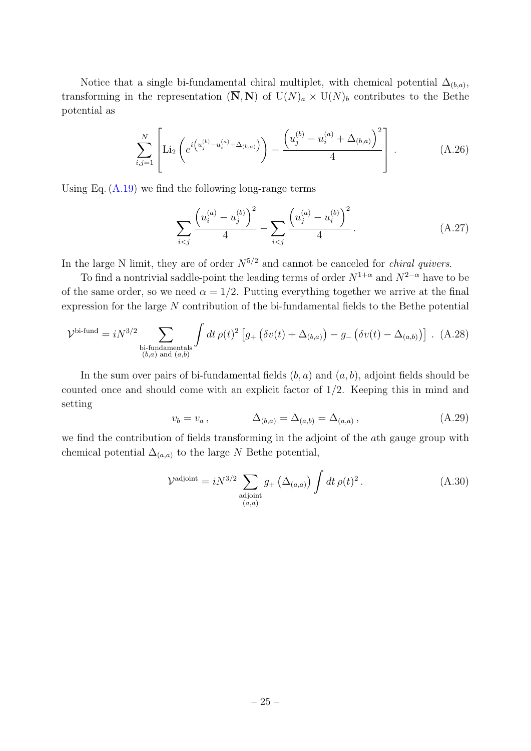Notice that a single bi-fundamental chiral multiplet, with chemical potential $\Delta_{(b,a)}$, transforming in the representation $(\overline{\mathbf{N}}, \mathbf{N})$ of $\mathrm{U}(N)_a \times \mathrm{U}(N)_b$ contributes to the Bethe potential as

$$\sum_{i,j=1}^{N} \left[ \mathrm{Li}_2\left( e^{i\left(u_j^{(b)} - u_i^{(a)} + \Delta_{(b,a)}\right)} \right) - \frac{\left(u_j^{(b)} - u_i^{(a)} + \Delta_{(b,a)}\right)^2}{4} \right] . \tag{A.26}$$

Using Eq. (A.19) we find the following long-range terms

$$\sum_{i<j} \frac{\left(u_i^{(a)} - u_j^{(b)}\right)^2}{4} - \sum_{i<j} \frac{\left(u_j^{(a)} - u_i^{(b)}\right)^2}{4} . \tag{A.27}$$

In the large N limit, they are of order $N^{5/2}$ and cannot be canceled for *chiral quivers*.

To find a nontrivial saddle-point the leading terms of order $N^{1+\alpha}$ and $N^{2-\alpha}$ have to be of the same order, so we need $\alpha = 1/2$. Putting everything together we arrive at the final expression for the large $N$ contribution of the bi-fundamental fields to the Bethe potential

$$\mathcal{V}^{\text{bi-fund}} = i N^{3/2} \sum_{\substack{\text{bi-fundamentals} \\ (b,a) \text{ and } (a,b)}} \int dt \, \rho(t)^2 \left[ g_+\left(\delta v(t) + \Delta_{(b,a)}\right) - g_-\left(\delta v(t) - \Delta_{(a,b)}\right) \right] . \tag{A.28}$$

In the sum over pairs of bi-fundamental fields $(b,a)$ and $(a,b)$, adjoint fields should be counted once and should come with an explicit factor of $1/2$. Keeping this in mind and setting

$$v_b = v_a \, , \qquad \Delta_{(b,a)} = \Delta_{(a,b)} = \Delta_{(a,a)} \, , \tag{A.29}$$

we find the contribution of fields transforming in the adjoint of the $a$th gauge group with chemical potential $\Delta_{(a,a)}$ to the large $N$ Bethe potential,

$$\mathcal{V}^{\text{adjoint}} = i N^{3/2} \sum_{\substack{\text{adjoint} \\ (a,a)}} g_+\left(\Delta_{(a,a)}\right) \int dt \, \rho(t)^2 . \tag{A.30}$$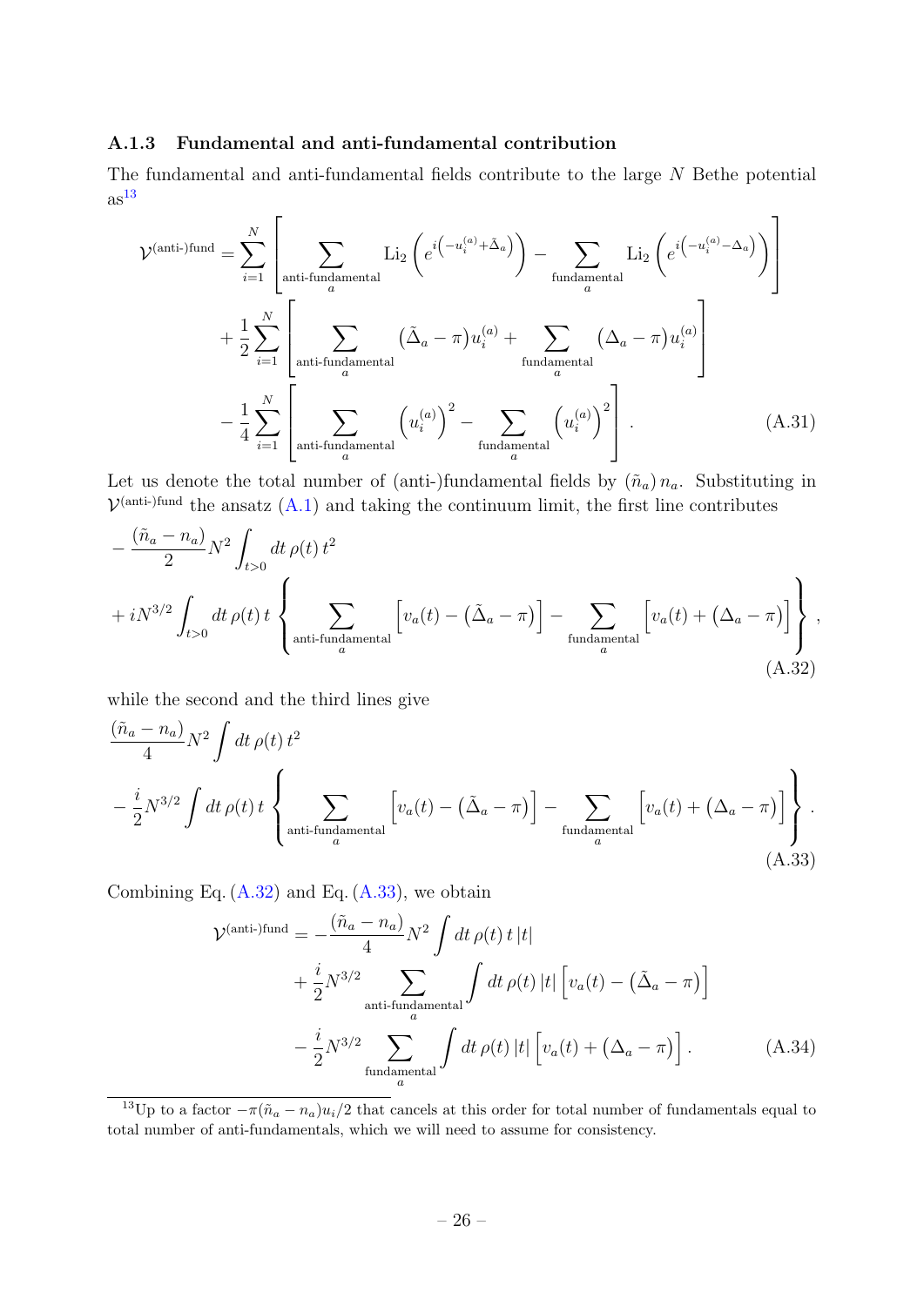### A.1.3 Fundamental and anti-fundamental contribution

The fundamental and anti-fundamental fields contribute to the large $N$ Bethe potential as[13]

$$
\begin{aligned}
\mathcal{V}^{\text{(anti-)fund}} = & \sum_{i=1}^{N} \left[ \sum_{\substack{\text{anti-fundamental} \\ a}} \operatorname{Li}_2\left(e^{i\left(-u_i^{(a)}+\tilde{\Delta}_a\right)}\right) - \sum_{\substack{\text{fundamental} \\ a}} \operatorname{Li}_2\left(e^{i\left(-u_i^{(a)}-\Delta_a\right)}\right) \right] \\
& + \frac{1}{2} \sum_{i=1}^{N} \left[ \sum_{\substack{\text{anti-fundamental} \\ a}} \left(\tilde{\Delta}_a - \pi\right) u_i^{(a)} + \sum_{\substack{\text{fundamental} \\ a}} \left(\Delta_a - \pi\right) u_i^{(a)} \right] \\
& - \frac{1}{4} \sum_{i=1}^{N} \left[ \sum_{\substack{\text{anti-fundamental} \\ a}} \left(u_i^{(a)}\right)^2 - \sum_{\substack{\text{fundamental} \\ a}} \left(u_i^{(a)}\right)^2 \right] .
\end{aligned} \tag{A.31}
$$

Let us denote the total number of (anti-)fundamental fields by $(\tilde{n}_a)\, n_a$. Substituting in $\mathcal{V}^{\text{(anti-)fund}}$ the ansatz (A.1) and taking the continuum limit, the first line contributes

$$
\begin{aligned}
& - \frac{(\tilde{n}_a - n_a)}{2} N^2 \int_{t>0} dt\, \rho(t)\, t^2 \\
& + i N^{3/2} \int_{t>0} dt\, \rho(t)\, t \left\{ \sum_{\substack{\text{anti-fundamental} \\ a}} \left[ v_a(t) - \left(\tilde{\Delta}_a - \pi\right) \right] - \sum_{\substack{\text{fundamental} \\ a}} \left[ v_a(t) + \left(\Delta_a - \pi\right) \right] \right\} ,
\end{aligned} \tag{A.32}
$$

while the second and the third lines give

$$
\begin{aligned}
& \frac{(\tilde{n}_a - n_a)}{4} N^2 \int dt\, \rho(t)\, t^2 \\
& - \frac{i}{2} N^{3/2} \int dt\, \rho(t)\, t \left\{ \sum_{\substack{\text{anti-fundamental} \\ a}} \left[ v_a(t) - \left(\tilde{\Delta}_a - \pi\right) \right] - \sum_{\substack{\text{fundamental} \\ a}} \left[ v_a(t) + \left(\Delta_a - \pi\right) \right] \right\} .
\end{aligned} \tag{A.33}
$$

Combining Eq. (A.32) and Eq. (A.33), we obtain

$$
\begin{aligned}
\mathcal{V}^{\text{(anti-)fund}} = & - \frac{(\tilde{n}_a - n_a)}{4} N^2 \int dt\, \rho(t)\, t\, |t| \\
& + \frac{i}{2} N^{3/2} \sum_{\substack{\text{anti-fundamental} \\ a}} \int dt\, \rho(t)\, |t| \left[ v_a(t) - \left(\tilde{\Delta}_a - \pi\right) \right] \\
& - \frac{i}{2} N^{3/2} \sum_{\substack{\text{fundamental} \\ a}} \int dt\, \rho(t)\, |t| \left[ v_a(t) + \left(\Delta_a - \pi\right) \right] .
\end{aligned} \tag{A.34}
$$

[13] Up to a factor $-\pi(\tilde{n}_a - n_a)u_i/2$ that cancels at this order for total number of fundamentals equal to total number of anti-fundamentals, which we will need to assume for consistency.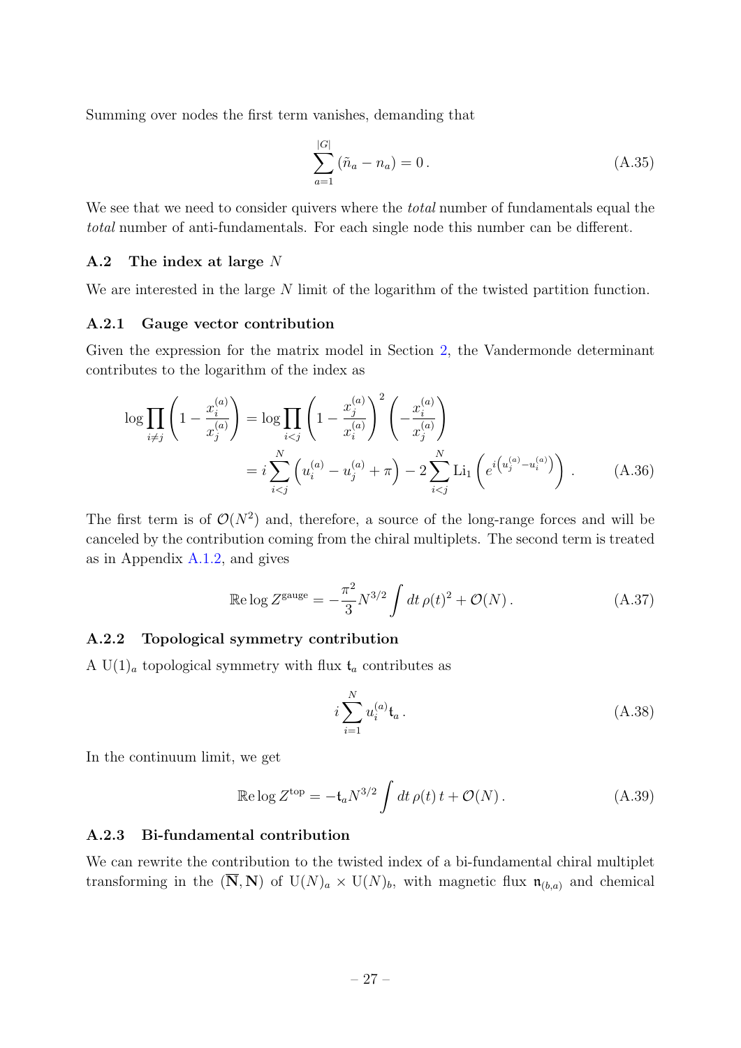Summing over nodes the first term vanishes, demanding that

$$\sum_{a=1}^{|G|} (\tilde{n}_a - n_a) = 0 \,. \tag{A.35}$$

We see that we need to consider quivers where the *total* number of fundamentals equal the *total* number of anti-fundamentals. For each single node this number can be different.

### A.2 The index at large $N$

We are interested in the large $N$ limit of the logarithm of the twisted partition function.

#### A.2.1 Gauge vector contribution

Given the expression for the matrix model in Section 2, the Vandermonde determinant contributes to the logarithm of the index as

$$\begin{aligned}
\log \prod_{i \neq j} \left( 1 - \frac{x_i^{(a)}}{x_j^{(a)}} \right) &= \log \prod_{i<j} \left( 1 - \frac{x_j^{(a)}}{x_i^{(a)}} \right)^2 \left( - \frac{x_i^{(a)}}{x_j^{(a)}} \right) \\
&= i \sum_{i<j}^{N} \left( u_i^{(a)} - u_j^{(a)} + \pi \right) - 2 \sum_{i<j}^{N} \mathrm{Li}_1 \left( e^{i \left( u_j^{(a)} - u_i^{(a)} \right)} \right) \,.
\end{aligned} \tag{A.36}$$

The first term is of $\mathcal{O}(N^2)$ and, therefore, a source of the long-range forces and will be canceled by the contribution coming from the chiral multiplets. The second term is treated as in Appendix A.1.2, and gives

$$\mathbb{R}\mathrm{e} \log Z^{\text{gauge}} = - \frac{\pi^2}{3} N^{3/2} \int dt \, \rho(t)^2 + \mathcal{O}(N) \,. \tag{A.37}$$

#### A.2.2 Topological symmetry contribution

A $\mathrm{U}(1)_a$ topological symmetry with flux $\mathfrak{t}_a$ contributes as

$$i \sum_{i=1}^{N} u_i^{(a)} \mathfrak{t}_a \,. \tag{A.38}$$

In the continuum limit, we get

$$\mathbb{R}\mathrm{e} \log Z^{\text{top}} = - \mathfrak{t}_a N^{3/2} \int dt \, \rho(t) \, t + \mathcal{O}(N) \,. \tag{A.39}$$

#### A.2.3 Bi-fundamental contribution

We can rewrite the contribution to the twisted index of a bi-fundamental chiral multiplet transforming in the $(\overline{\mathbf{N}}, \mathbf{N})$ of $\mathrm{U}(N)_a \times \mathrm{U}(N)_b$, with magnetic flux $\mathfrak{n}_{(b,a)}$ and chemical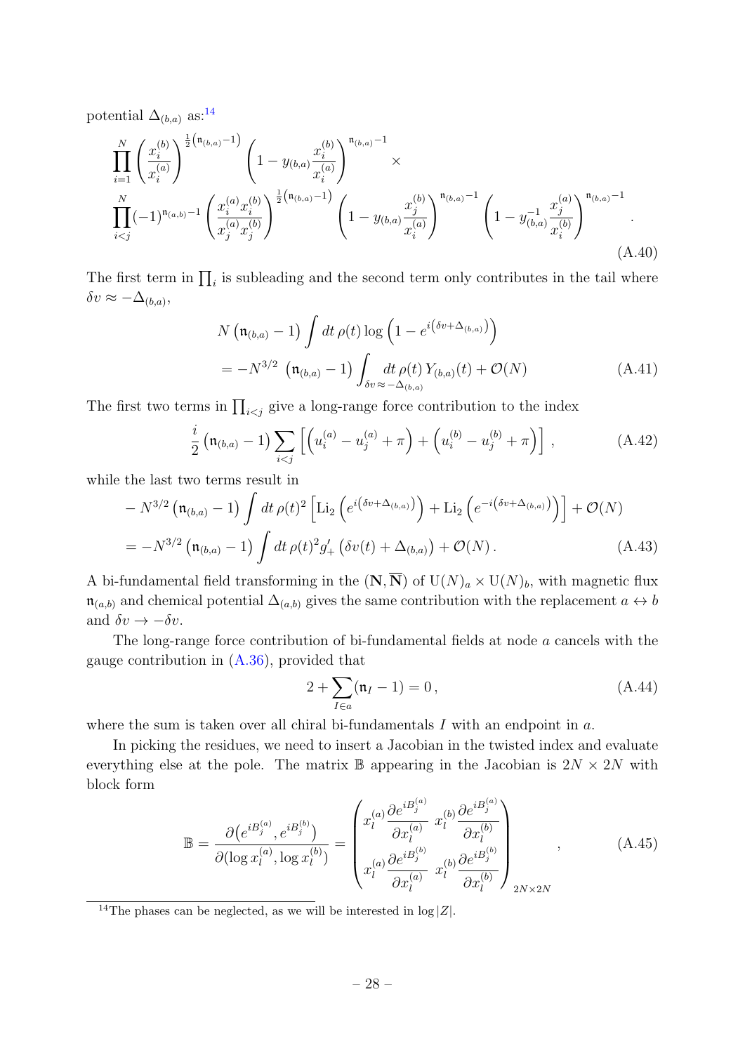potential $\Delta_{(b,a)}$ as:[14]

$$
\begin{aligned}
&\prod_{i=1}^{N}\left(\frac{x_i^{(b)}}{x_i^{(a)}}\right)^{\frac{1}{2}\left(\mathfrak{n}_{(b,a)}-1\right)}\left(1-y_{(b,a)}\frac{x_i^{(b)}}{x_i^{(a)}}\right)^{\mathfrak{n}_{(b,a)}-1}\times \\
&\prod_{i<j}^{N}(-1)^{\mathfrak{n}_{(a,b)}-1}\left(\frac{x_i^{(a)}x_i^{(b)}}{x_j^{(a)}x_j^{(b)}}\right)^{\frac{1}{2}\left(\mathfrak{n}_{(b,a)}-1\right)}\left(1-y_{(b,a)}\frac{x_j^{(b)}}{x_i^{(a)}}\right)^{\mathfrak{n}_{(b,a)}-1}\left(1-y_{(b,a)}^{-1}\frac{x_j^{(a)}}{x_i^{(b)}}\right)^{\mathfrak{n}_{(b,a)}-1}.
\end{aligned}
\tag{A.40}
$$

The first term in $\prod_i$ is subleading and the second term only contributes in the tail where $\delta v\approx -\Delta_{(b,a)}$,

$$
\begin{aligned}
&N\left(\mathfrak{n}_{(b,a)}-1\right)\int dt\,\rho(t)\log\left(1-e^{i\left(\delta v+\Delta_{(b,a)}\right)}\right) \\
&=-N^{3/2}\,\left(\mathfrak{n}_{(b,a)}-1\right)\int_{\delta v\approx-\Delta_{(b,a)}}dt\,\rho(t)\,Y_{(b,a)}(t)+\mathcal{O}(N)
\end{aligned}
\tag{A.41}
$$

The first two terms in $\prod_{i<j}$ give a long-range force contribution to the index

$$
\frac{i}{2}\left(\mathfrak{n}_{(b,a)}-1\right)\sum_{i<j}\left[\left(u_i^{(a)}-u_j^{(a)}+\pi\right)+\left(u_i^{(b)}-u_j^{(b)}+\pi\right)\right],
\tag{A.42}
$$

while the last two terms result in

$$
\begin{aligned}
&-N^{3/2}\left(\mathfrak{n}_{(b,a)}-1\right)\int dt\,\rho(t)^2\left[\mathrm{Li}_2\left(e^{i\left(\delta v+\Delta_{(b,a)}\right)}\right)+\mathrm{Li}_2\left(e^{-i\left(\delta v+\Delta_{(b,a)}\right)}\right)\right]+\mathcal{O}(N) \\
&=-N^{3/2}\left(\mathfrak{n}_{(b,a)}-1\right)\int dt\,\rho(t)^2 g_+'\left(\delta v(t)+\Delta_{(b,a)}\right)+\mathcal{O}(N)\,.
\end{aligned}
\tag{A.43}
$$

A bi-fundamental field transforming in the $(\mathbf{N},\overline{\mathbf{N}})$ of $\mathrm{U}(N)_a\times\mathrm{U}(N)_b$, with magnetic flux $\mathfrak{n}_{(a,b)}$ and chemical potential $\Delta_{(a,b)}$ gives the same contribution with the replacement $a\leftrightarrow b$ and $\delta v\to-\delta v$.

The long-range force contribution of bi-fundamental fields at node $a$ cancels with the gauge contribution in (A.36), provided that

$$
2+\sum_{I\in a}(\mathfrak{n}_I-1)=0\,,
\tag{A.44}
$$

where the sum is taken over all chiral bi-fundamentals $I$ with an endpoint in $a$.

In picking the residues, we need to insert a Jacobian in the twisted index and evaluate everything else at the pole. The matrix $\mathbb{B}$ appearing in the Jacobian is $2N\times 2N$ with block form

$$
\mathbb{B}=\frac{\partial\left(e^{iB_j^{(a)}},e^{iB_j^{(b)}}\right)}{\partial(\log x_l^{(a)},\log x_l^{(b)})}=\begin{pmatrix} x_l^{(a)}\dfrac{\partial e^{iB_j^{(a)}}}{\partial x_l^{(a)}} & x_l^{(b)}\dfrac{\partial e^{iB_j^{(a)}}}{\partial x_l^{(b)}} \\ x_l^{(a)}\dfrac{\partial e^{iB_j^{(b)}}}{\partial x_l^{(a)}} & x_l^{(b)}\dfrac{\partial e^{iB_j^{(b)}}}{\partial x_l^{(b)}}\end{pmatrix}_{2N\times 2N},
\tag{A.45}
$$

[14]The phases can be neglected, as we will be interested in $\log|Z|$.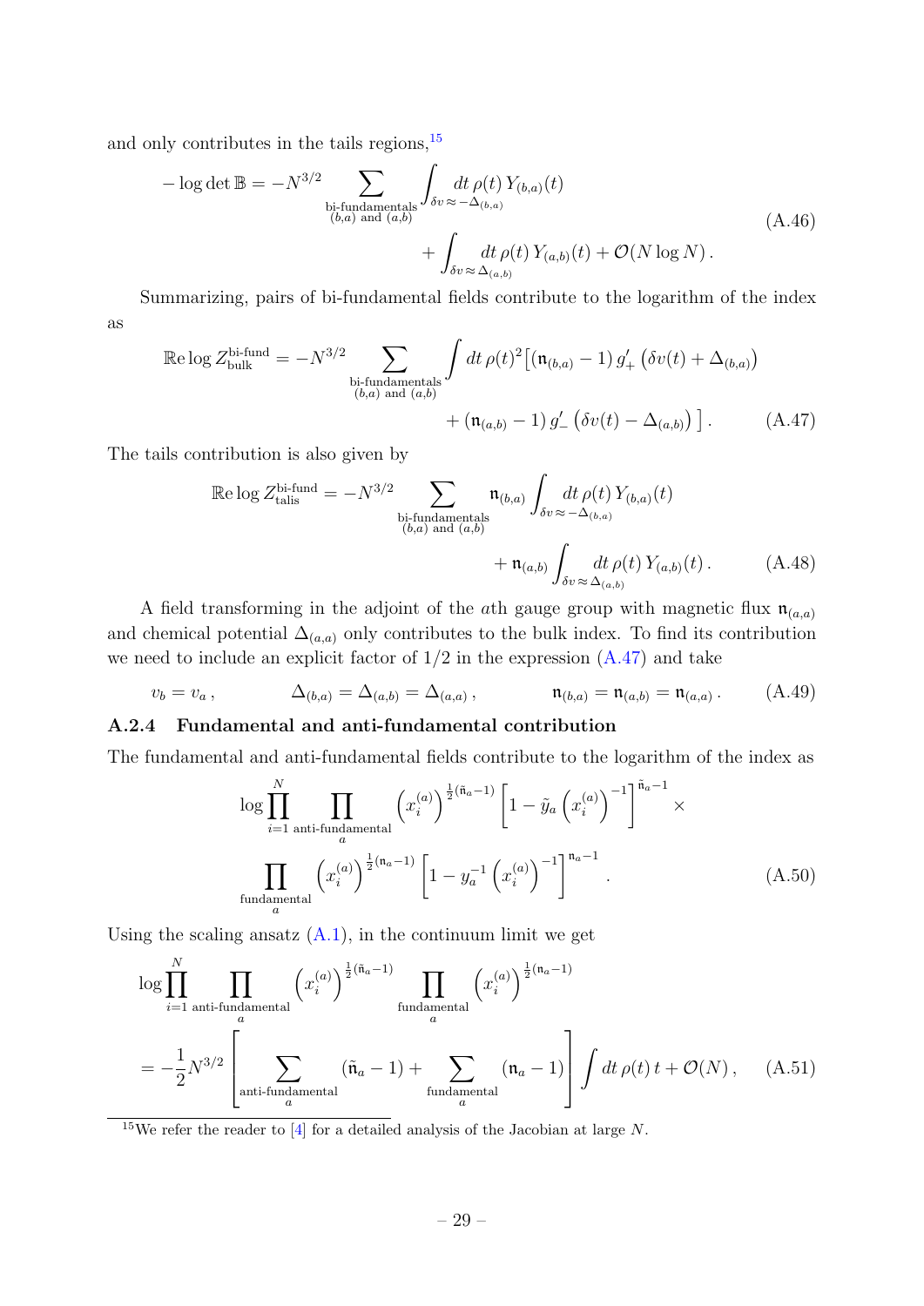and only contributes in the tails regions,[15]

$$
\begin{aligned}
-\log\det\mathbb{B} = -N^{3/2} \sum_{\substack{\text{bi-fundamentals}\\ (b,a) \text{ and } (a,b)}} \int_{\delta v\,\approx\,-\Delta_{(b,a)}} dt\,\rho(t)\,Y_{(b,a)}(t) \\
+ \int_{\delta v\,\approx\,\Delta_{(a,b)}} dt\,\rho(t)\,Y_{(a,b)}(t) + \mathcal{O}(N\log N)\,.
\end{aligned}
\tag{A.46}
$$

Summarizing, pairs of bi-fundamental fields contribute to the logarithm of the index as

$$
\begin{aligned}
\mathbb{R}\text{e}\log Z^{\text{bi-fund}}_{\text{bulk}} = -N^{3/2} \sum_{\substack{\text{bi-fundamentals}\\ (b,a) \text{ and } (a,b)}} \int dt\,\rho(t)^2 \big[ (\mathfrak{n}_{(b,a)}-1)\, g'_+\left(\delta v(t) + \Delta_{(b,a)}\right) \\
+ (\mathfrak{n}_{(a,b)}-1)\, g'_-\left(\delta v(t) - \Delta_{(a,b)}\right) \big]\,.
\end{aligned}
\tag{A.47}
$$

The tails contribution is also given by

$$
\begin{aligned}
\mathbb{R}\text{e}\log Z^{\text{bi-fund}}_{\text{talis}} = -N^{3/2} \sum_{\substack{\text{bi-fundamentals}\\ (b,a) \text{ and } (a,b)}} \mathfrak{n}_{(b,a)} \int_{\delta v\,\approx\,-\Delta_{(b,a)}} dt\,\rho(t)\,Y_{(b,a)}(t) \\
+ \mathfrak{n}_{(a,b)} \int_{\delta v\,\approx\,\Delta_{(a,b)}} dt\,\rho(t)\,Y_{(a,b)}(t)\,.
\end{aligned}
\tag{A.48}
$$

A field transforming in the adjoint of the $a$th gauge group with magnetic flux $\mathfrak{n}_{(a,a)}$ and chemical potential $\Delta_{(a,a)}$ only contributes to the bulk index. To find its contribution we need to include an explicit factor of $1/2$ in the expression (A.47) and take

$$
v_b = v_a\,, \qquad \Delta_{(b,a)} = \Delta_{(a,b)} = \Delta_{(a,a)}\,, \qquad \mathfrak{n}_{(b,a)} = \mathfrak{n}_{(a,b)} = \mathfrak{n}_{(a,a)}\,. \tag{A.49}
$$

### A.2.4 Fundamental and anti-fundamental contribution

The fundamental and anti-fundamental fields contribute to the logarithm of the index as

$$
\begin{aligned}
\log \prod_{i=1}^{N} \prod_{\substack{\text{anti-fundamental}\\ a}} \left(x_i^{(a)}\right)^{\frac{1}{2}(\tilde{\mathfrak{n}}_a - 1)} \left[1 - \tilde{y}_a \left(x_i^{(a)}\right)^{-1}\right]^{\tilde{\mathfrak{n}}_a - 1} \times \\
\prod_{\substack{\text{fundamental}\\ a}} \left(x_i^{(a)}\right)^{\frac{1}{2}(\mathfrak{n}_a - 1)} \left[1 - y_a^{-1} \left(x_i^{(a)}\right)^{-1}\right]^{\mathfrak{n}_a - 1}\,.
\end{aligned}
\tag{A.50}
$$

Using the scaling ansatz (A.1), in the continuum limit we get

$$
\begin{aligned}
&\log \prod_{i=1}^{N} \prod_{\substack{\text{anti-fundamental}\\ a}} \left(x_i^{(a)}\right)^{\frac{1}{2}(\tilde{\mathfrak{n}}_a - 1)} \prod_{\substack{\text{fundamental}\\ a}} \left(x_i^{(a)}\right)^{\frac{1}{2}(\mathfrak{n}_a - 1)} \\
&= -\frac{1}{2} N^{3/2} \left[ \sum_{\substack{\text{anti-fundamental}\\ a}} (\tilde{\mathfrak{n}}_a - 1) + \sum_{\substack{\text{fundamental}\\ a}} (\mathfrak{n}_a - 1) \right] \int dt\,\rho(t)\,t + \mathcal{O}(N)\,,
\end{aligned}
\tag{A.51}
$$

[15] We refer the reader to [4] for a detailed analysis of the Jacobian at large $N$.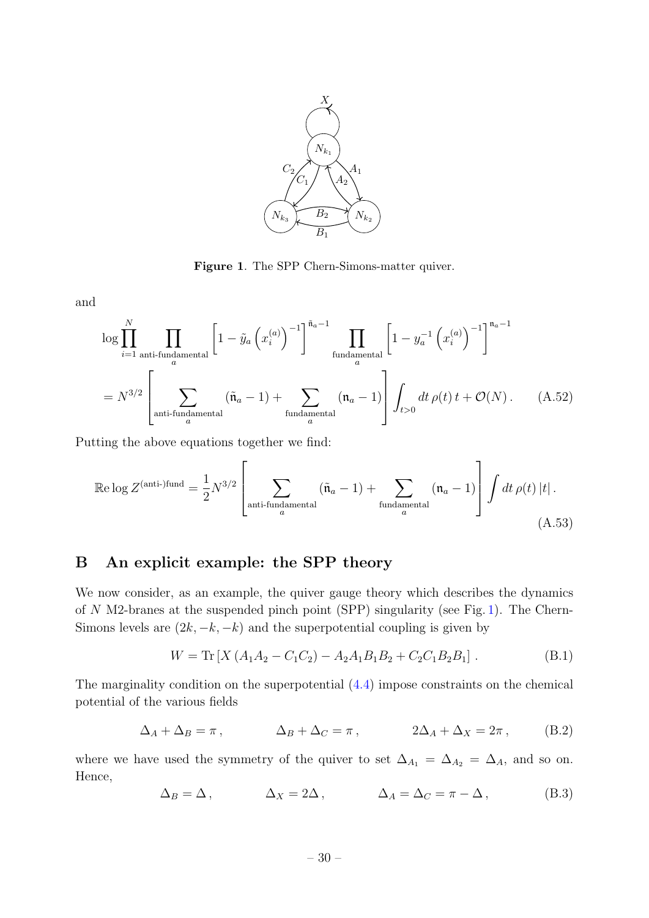**Figure 1**. The SPP Chern-Simons-matter quiver.

and

$$\log \prod_{i=1}^{N} \prod_{\substack{\text{anti-fundamental}\\ a}} \left[1 - \tilde{y}_a \left(x_i^{(a)}\right)^{-1}\right]^{\tilde{\mathfrak{n}}_a - 1} \prod_{\substack{\text{fundamental}\\ a}} \left[1 - y_a^{-1} \left(x_i^{(a)}\right)^{-1}\right]^{\mathfrak{n}_a - 1}$$
$$= N^{3/2} \left[ \sum_{\substack{\text{anti-fundamental}\\ a}} (\tilde{\mathfrak{n}}_a - 1) + \sum_{\substack{\text{fundamental}\\ a}} (\mathfrak{n}_a - 1) \right] \int_{t>0} dt\, \rho(t)\, t + \mathcal{O}(N)\,. \qquad \text{(A.52)}$$

Putting the above equations together we find:

$$\mathbb{R}\text{e} \log Z^{(\text{anti-})\text{fund}} = \frac{1}{2} N^{3/2} \left[ \sum_{\substack{\text{anti-fundamental}\\ a}} (\tilde{\mathfrak{n}}_a - 1) + \sum_{\substack{\text{fundamental}\\ a}} (\mathfrak{n}_a - 1) \right] \int dt\, \rho(t)\, |t|\,. \qquad \text{(A.53)}$$

## B An explicit example: the SPP theory

We now consider, as an example, the quiver gauge theory which describes the dynamics of $N$ M2-branes at the suspended pinch point (SPP) singularity (see Fig. 1). The Chern-Simons levels are $(2k, -k, -k)$ and the superpotential coupling is given by

$$W = \text{Tr}\left[X\left(A_1 A_2 - C_1 C_2\right) - A_2 A_1 B_1 B_2 + C_2 C_1 B_2 B_1\right]\,. \qquad \text{(B.1)}$$

The marginality condition on the superpotential (4.4) impose constraints on the chemical potential of the various fields

$$\Delta_A + \Delta_B = \pi\,, \qquad \Delta_B + \Delta_C = \pi\,, \qquad 2\Delta_A + \Delta_X = 2\pi\,, \qquad \text{(B.2)}$$

where we have used the symmetry of the quiver to set $\Delta_{A_1} = \Delta_{A_2} = \Delta_A$, and so on. Hence,

$$\Delta_B = \Delta\,, \qquad \Delta_X = 2\Delta\,, \qquad \Delta_A = \Delta_C = \pi - \Delta\,, \qquad \text{(B.3)}$$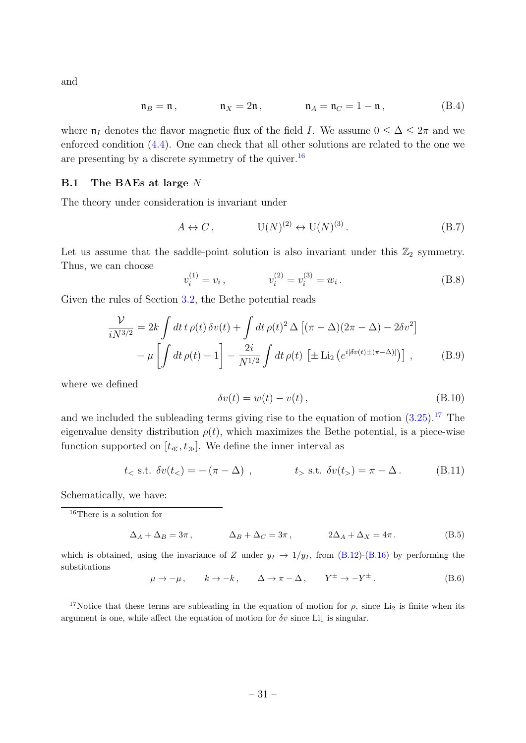and

$$\mathfrak{n}_B = \mathfrak{n}\,, \qquad \mathfrak{n}_X = 2\mathfrak{n}\,, \qquad \mathfrak{n}_A = \mathfrak{n}_C = 1 - \mathfrak{n}\,, \tag{B.4}$$

where $\mathfrak{n}_I$ denotes the flavor magnetic flux of the field $I$. We assume $0 \leq \Delta \leq 2\pi$ and we enforced condition (4.4). One can check that all other solutions are related to the one we are presenting by a discrete symmetry of the quiver.[16]

### B.1 The BAEs at large $N$

The theory under consideration is invariant under

$$A \leftrightarrow C\,, \qquad \mathrm{U}(N)^{(2)} \leftrightarrow \mathrm{U}(N)^{(3)}\,. \tag{B.7}$$

Let us assume that the saddle-point solution is also invariant under this $\mathbb{Z}_2$ symmetry. Thus, we can choose

$$v_i^{(1)} = v_i\,, \qquad v_i^{(2)} = v_i^{(3)} = w_i\,. \tag{B.8}$$

Given the rules of Section 3.2, the Bethe potential reads

$$\begin{aligned}\frac{\mathcal{V}}{iN^{3/2}} = 2k \int dt\, t\, \rho(t)\, \delta v(t) + \int dt\, \rho(t)^2\, \Delta \left[(\pi - \Delta)(2\pi - \Delta) - 2\delta v^2\right] \\ - \mu \left[\int dt\, \rho(t) - 1\right] - \frac{2i}{N^{1/2}} \int dt\, \rho(t)\, \left[\pm \operatorname{Li}_2\left(e^{i[\delta v(t) \pm (\pi - \Delta)]}\right)\right]\,,\end{aligned} \tag{B.9}$$

where we defined

$$\delta v(t) = w(t) - v(t)\,, \tag{B.10}$$

and we included the subleading terms giving rise to the equation of motion (3.25).[17] The eigenvalue density distribution $\rho(t)$, which maximizes the Bethe potential, is a piece-wise function supported on $[t_{\ll}, t_{\gg}]$. We define the inner interval as

$$t_< \text{ s.t. } \delta v(t_<) = -(\pi - \Delta)\ , \qquad t_> \text{ s.t. } \delta v(t_>) = \pi - \Delta\,. \tag{B.11}$$

Schematically, we have:

---

[16] There is a solution for

$$\Delta_A + \Delta_B = 3\pi\,, \qquad \Delta_B + \Delta_C = 3\pi\,, \qquad 2\Delta_A + \Delta_X = 4\pi\,. \tag{B.5}$$

which is obtained, using the invariance of $Z$ under $y_I \to 1/y_I$, from (B.12)-(B.16) by performing the substitutions

$$\mu \to -\mu\,, \qquad k \to -k\,, \qquad \Delta \to \pi - \Delta\,, \qquad Y^{\pm} \to -Y^{\pm}\,. \tag{B.6}$$

[17] Notice that these terms are subleading in the equation of motion for $\rho$, since $\operatorname{Li}_2$ is finite when its argument is one, while affect the equation of motion for $\delta v$ since $\operatorname{Li}_1$ is singular.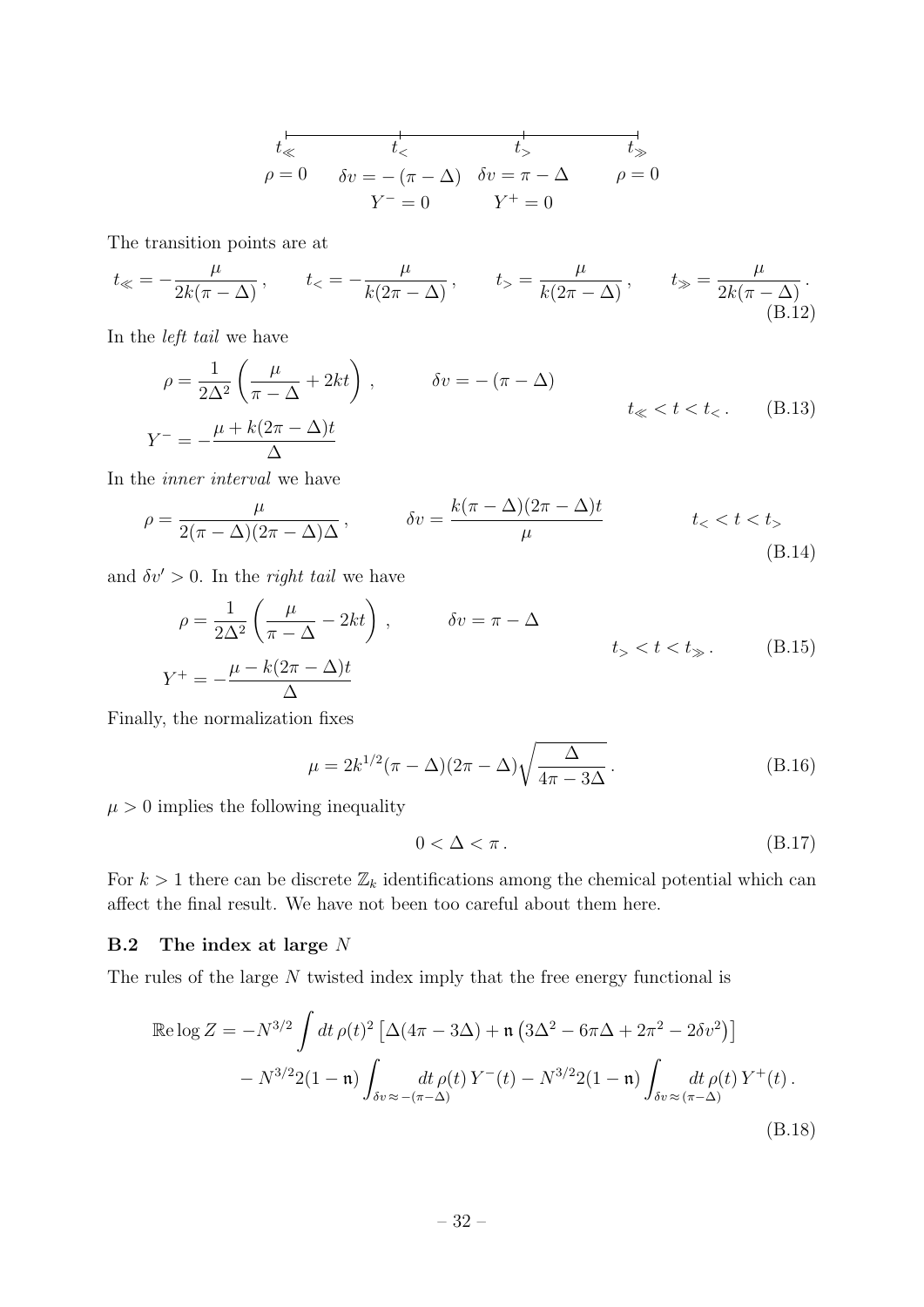$$
\begin{array}{cccc}
t_{\ll} & t_{<} & t_{>} & t_{\gg} \\
\rho = 0 & \delta v = -(\pi - \Delta) & \delta v = \pi - \Delta & \rho = 0 \\
 & Y^- = 0 & Y^+ = 0 &
\end{array}
$$

The transition points are at

$$
t_{\ll} = -\frac{\mu}{2k(\pi - \Delta)}\,, \qquad t_{<} = -\frac{\mu}{k(2\pi - \Delta)}\,, \qquad t_{>} = \frac{\mu}{k(2\pi - \Delta)}\,, \qquad t_{\gg} = \frac{\mu}{2k(\pi - \Delta)}\,. \tag{B.12}
$$

In the *left tail* we have

$$
\begin{aligned}
\rho &= \frac{1}{2\Delta^2}\left(\frac{\mu}{\pi - \Delta} + 2kt\right)\,, \qquad \delta v = -(\pi - \Delta) \\
Y^- &= -\frac{\mu + k(2\pi - \Delta)t}{\Delta}
\end{aligned}
\qquad t_{\ll} < t < t_{<}\,. \tag{B.13}
$$

In the *inner interval* we have

$$
\rho = \frac{\mu}{2(\pi - \Delta)(2\pi - \Delta)\Delta}\,, \qquad \delta v = \frac{k(\pi - \Delta)(2\pi - \Delta)t}{\mu} \qquad t_{<} < t < t_{>} \tag{B.14}
$$

and $\delta v' > 0$. In the *right tail* we have

$$
\begin{aligned}
\rho &= \frac{1}{2\Delta^2}\left(\frac{\mu}{\pi - \Delta} - 2kt\right)\,, \qquad \delta v = \pi - \Delta \\
Y^+ &= -\frac{\mu - k(2\pi - \Delta)t}{\Delta}
\end{aligned}
\qquad t_{>} < t < t_{\gg}\,. \tag{B.15}
$$

Finally, the normalization fixes

$$
\mu = 2k^{1/2}(\pi - \Delta)(2\pi - \Delta)\sqrt{\frac{\Delta}{4\pi - 3\Delta}}\,. \tag{B.16}
$$

$\mu > 0$ implies the following inequality

$$
0 < \Delta < \pi\,. \tag{B.17}
$$

For $k > 1$ there can be discrete $\mathbb{Z}_k$ identifications among the chemical potential which can affect the final result. We have not been too careful about them here.

### B.2 The index at large $N$

The rules of the large $N$ twisted index imply that the free energy functional is

$$
\begin{aligned}
\mathbb{R}\mathrm{e} \log Z = &-N^{3/2} \int dt\, \rho(t)^2 \left[\Delta(4\pi - 3\Delta) + \mathfrak{n}\left(3\Delta^2 - 6\pi\Delta + 2\pi^2 - 2\delta v^2\right)\right] \\
&- N^{3/2} 2(1 - \mathfrak{n}) \int_{\delta v \approx -(\pi - \Delta)} dt\, \rho(t)\, Y^-(t) - N^{3/2} 2(1 - \mathfrak{n}) \int_{\delta v \approx (\pi - \Delta)} dt\, \rho(t)\, Y^+(t)\,.
\end{aligned} \tag{B.18}
$$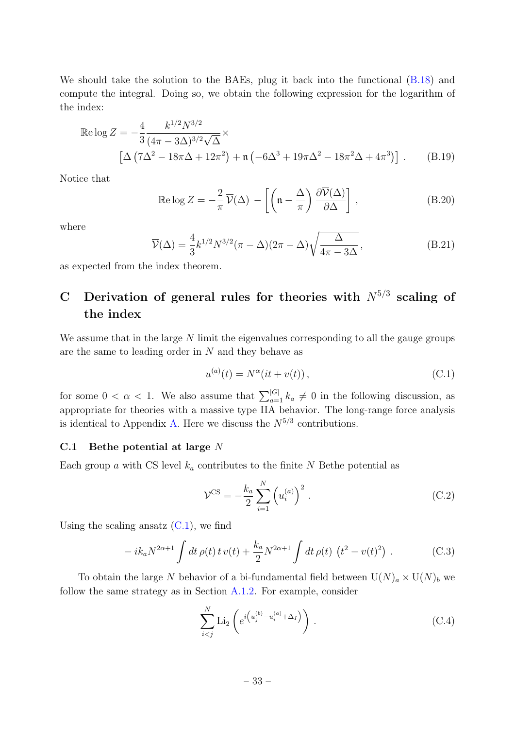We should take the solution to the BAEs, plug it back into the functional (B.18) and compute the integral. Doing so, we obtain the following expression for the logarithm of the index:

$$
\begin{aligned}
\mathbb{R}\mathrm{e} \log Z = &-\frac{4}{3}\frac{k^{1/2}N^{3/2}}{(4\pi-3\Delta)^{3/2}\sqrt{\Delta}}\times \\
&\left[\Delta\left(7\Delta^2-18\pi\Delta+12\pi^2\right)+\mathfrak{n}\left(-6\Delta^3+19\pi\Delta^2-18\pi^2\Delta+4\pi^3\right)\right] . 
\end{aligned} \tag{B.19}
$$

Notice that

$$
\mathbb{R}\mathrm{e} \log Z = -\frac{2}{\pi}\,\overline{\mathcal{V}}(\Delta)\, - \left[\left(\mathfrak{n}-\frac{\Delta}{\pi}\right)\frac{\partial \overline{\mathcal{V}}(\Delta)}{\partial \Delta}\right] , \tag{B.20}
$$

where

$$
\overline{\mathcal{V}}(\Delta) = \frac{4}{3}k^{1/2}N^{3/2}(\pi-\Delta)(2\pi-\Delta)\sqrt{\frac{\Delta}{4\pi-3\Delta}} , \tag{B.21}
$$

as expected from the index theorem.

# C Derivation of general rules for theories with $N^{5/3}$ scaling of the index

We assume that in the large $N$ limit the eigenvalues corresponding to all the gauge groups are the same to leading order in $N$ and they behave as

$$
u^{(a)}(t) = N^{\alpha}(it+v(t)) , \tag{C.1}
$$

for some $0<\alpha<1$. We also assume that $\sum_{a=1}^{|G|} k_a \neq 0$ in the following discussion, as appropriate for theories with a massive type IIA behavior. The long-range force analysis is identical to Appendix A. Here we discuss the $N^{5/3}$ contributions.

## C.1 Bethe potential at large $N$

Each group $a$ with CS level $k_a$ contributes to the finite $N$ Bethe potential as

$$
\mathcal{V}^{\mathrm{CS}} = -\frac{k_a}{2}\sum_{i=1}^{N}\left(u_i^{(a)}\right)^2 . \tag{C.2}
$$

Using the scaling ansatz (C.1), we find

$$
-\,ik_a N^{2\alpha+1}\int dt\,\rho(t)\,t\,v(t) + \frac{k_a}{2}N^{2\alpha+1}\int dt\,\rho(t)\,\left(t^2-v(t)^2\right) . \tag{C.3}
$$

To obtain the large $N$ behavior of a bi-fundamental field between $\mathrm{U}(N)_a\times\mathrm{U}(N)_b$ we follow the same strategy as in Section A.1.2. For example, consider

$$
\sum_{i<j}^{N}\mathrm{Li}_2\left(e^{i\left(u_j^{(b)}-u_i^{(a)}+\Delta_I\right)}\right) . \tag{C.4}
$$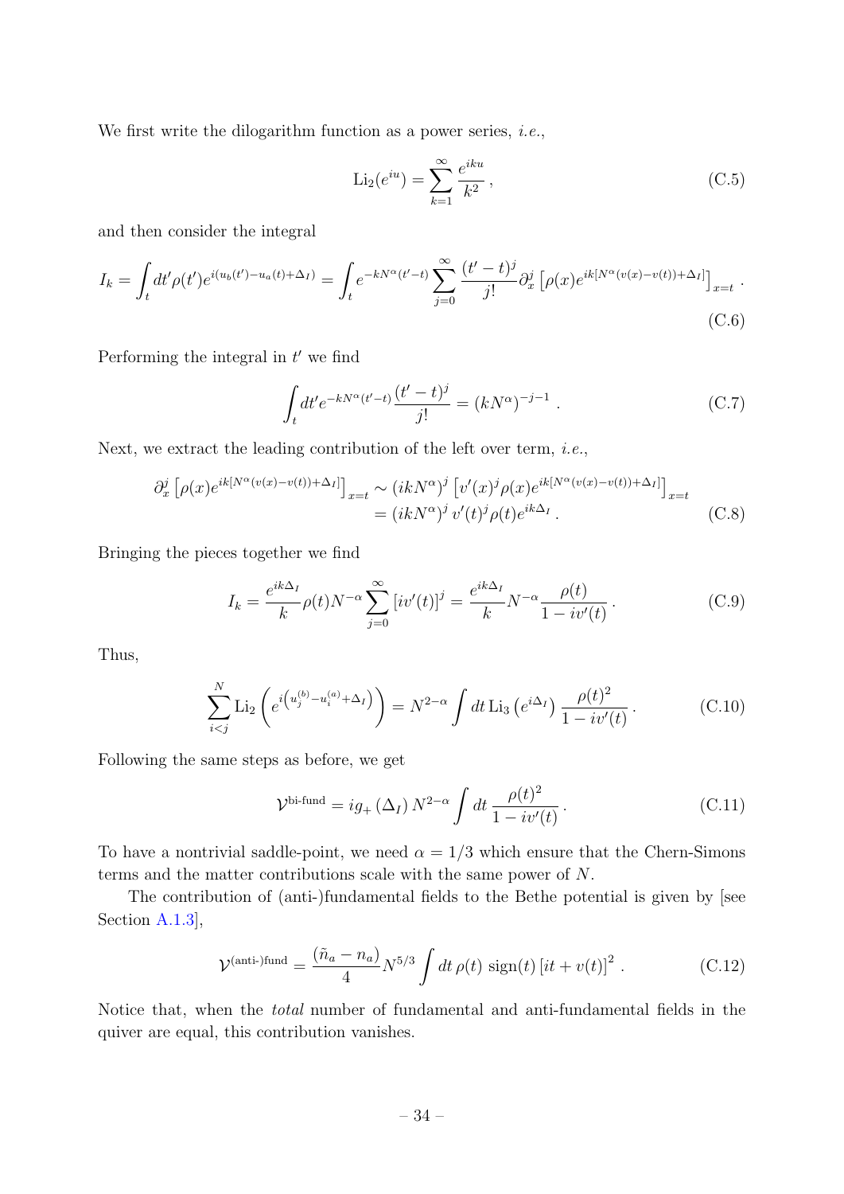We first write the dilogarithm function as a power series, *i.e.*,

$$\operatorname{Li}_2(e^{iu}) = \sum_{k=1}^{\infty} \frac{e^{iku}}{k^2}\,, \tag{C.5}$$

and then consider the integral

$$I_k = \int_t dt' \rho(t') e^{i(u_b(t') - u_a(t) + \Delta_I)} = \int_t e^{-kN^\alpha (t'-t)} \sum_{j=0}^{\infty} \frac{(t'-t)^j}{j!} \partial_x^j \left[ \rho(x) e^{ik[N^\alpha (v(x) - v(t)) + \Delta_I]} \right]_{x=t} . \tag{C.6}$$

Performing the integral in $t'$ we find

$$\int_t dt' e^{-kN^\alpha (t'-t)} \frac{(t'-t)^j}{j!} = (kN^\alpha)^{-j-1} . \tag{C.7}$$

Next, we extract the leading contribution of the left over term, *i.e.*,

$$\begin{aligned} \partial_x^j \left[ \rho(x) e^{ik[N^\alpha (v(x)-v(t)) + \Delta_I]} \right]_{x=t} &\sim (ikN^\alpha)^j \left[ v'(x)^j \rho(x) e^{ik[N^\alpha (v(x)-v(t)) + \Delta_I]} \right]_{x=t} \\ &= (ikN^\alpha)^j \, v'(t)^j \rho(t) e^{ik\Delta_I} . \end{aligned} \tag{C.8}$$

Bringing the pieces together we find

$$I_k = \frac{e^{ik\Delta_I}}{k} \rho(t) N^{-\alpha} \sum_{j=0}^{\infty} \left[ i v'(t) \right]^j = \frac{e^{ik\Delta_I}}{k} N^{-\alpha} \frac{\rho(t)}{1 - iv'(t)} . \tag{C.9}$$

Thus,

$$\sum_{i<j}^{N} \operatorname{Li}_2 \left( e^{i\left(u_j^{(b)} - u_i^{(a)} + \Delta_I\right)} \right) = N^{2-\alpha} \int dt \, \operatorname{Li}_3 \left( e^{i\Delta_I} \right) \frac{\rho(t)^2}{1 - iv'(t)} . \tag{C.10}$$

Following the same steps as before, we get

$$\mathcal{V}^{\text{bi-fund}} = i g_+ \left( \Delta_I \right) N^{2-\alpha} \int dt \, \frac{\rho(t)^2}{1 - iv'(t)} . \tag{C.11}$$

To have a nontrivial saddle-point, we need $\alpha = 1/3$ which ensure that the Chern-Simons terms and the matter contributions scale with the same power of $N$.

The contribution of (anti-)fundamental fields to the Bethe potential is given by [see Section A.1.3],

$$\mathcal{V}^{\text{(anti-)fund}} = \frac{(\tilde{n}_a - n_a)}{4} N^{5/3} \int dt \, \rho(t) \, \operatorname{sign}(t) \left[ it + v(t) \right]^2 . \tag{C.12}$$

Notice that, when the *total* number of fundamental and anti-fundamental fields in the quiver are equal, this contribution vanishes.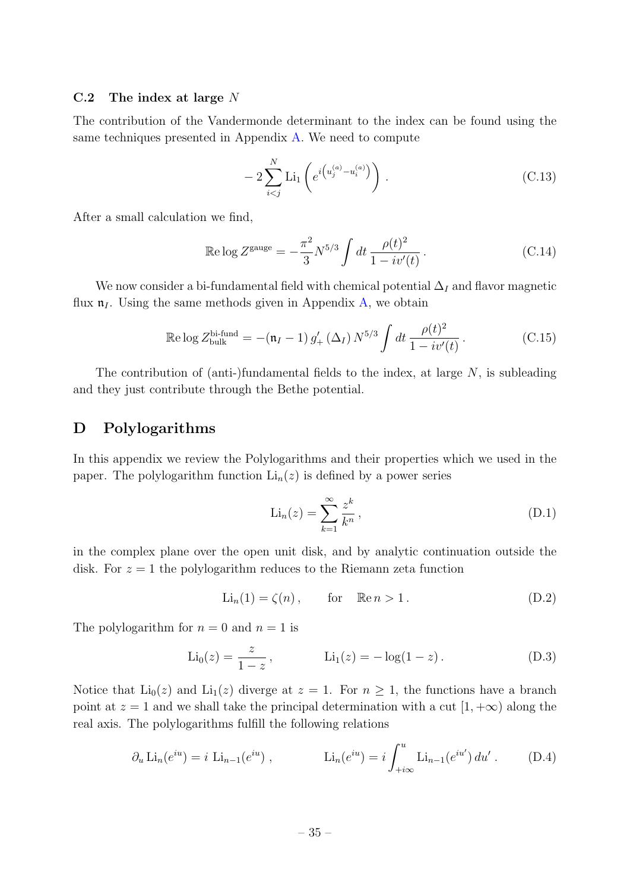### C.2 The index at large $N$

The contribution of the Vandermonde determinant to the index can be found using the same techniques presented in Appendix A. We need to compute

$$
-2\sum_{i<j}^{N} \mathrm{Li}_1\left(e^{i\left(u_j^{(a)}-u_i^{(a)}\right)}\right) . \tag{C.13}
$$

After a small calculation we find,

$$
\mathbb{R}\mathrm{e} \log Z^{\text{gauge}} = -\frac{\pi^2}{3} N^{5/3} \int dt \, \frac{\rho(t)^2}{1 - i v'(t)} . \tag{C.14}
$$

We now consider a bi-fundamental field with chemical potential $\Delta_I$ and flavor magnetic flux $\mathfrak{n}_I$. Using the same methods given in Appendix A, we obtain

$$
\mathbb{R}\mathrm{e} \log Z_{\text{bulk}}^{\text{bi-fund}} = -(\mathfrak{n}_I - 1)\, g'_+ \left(\Delta_I\right) N^{5/3} \int dt \, \frac{\rho(t)^2}{1 - i v'(t)} . \tag{C.15}
$$

The contribution of (anti-)fundamental fields to the index, at large $N$, is subleading and they just contribute through the Bethe potential.

## D Polylogarithms

In this appendix we review the Polylogarithms and their properties which we used in the paper. The polylogarithm function $\mathrm{Li}_n(z)$ is defined by a power series

$$
\mathrm{Li}_n(z) = \sum_{k=1}^{\infty} \frac{z^k}{k^n} , \tag{D.1}
$$

in the complex plane over the open unit disk, and by analytic continuation outside the disk. For $z = 1$ the polylogarithm reduces to the Riemann zeta function

$$
\mathrm{Li}_n(1) = \zeta(n) , \qquad \text{for} \quad \mathbb{R}\mathrm{e}\, n > 1 . \tag{D.2}
$$

The polylogarithm for $n = 0$ and $n = 1$ is

$$
\mathrm{Li}_0(z) = \frac{z}{1 - z} , \qquad\qquad \mathrm{Li}_1(z) = -\log(1 - z) . \tag{D.3}
$$

Notice that $\mathrm{Li}_0(z)$ and $\mathrm{Li}_1(z)$ diverge at $z = 1$. For $n \geq 1$, the functions have a branch point at $z = 1$ and we shall take the principal determination with a cut $[1, +\infty)$ along the real axis. The polylogarithms fulfill the following relations

$$
\partial_u \mathrm{Li}_n(e^{iu}) = i \; \mathrm{Li}_{n-1}(e^{iu}) , \qquad\qquad \mathrm{Li}_n(e^{iu}) = i \int_{+i\infty}^{u} \mathrm{Li}_{n-1}(e^{iu'}) \, du' . \tag{D.4}
$$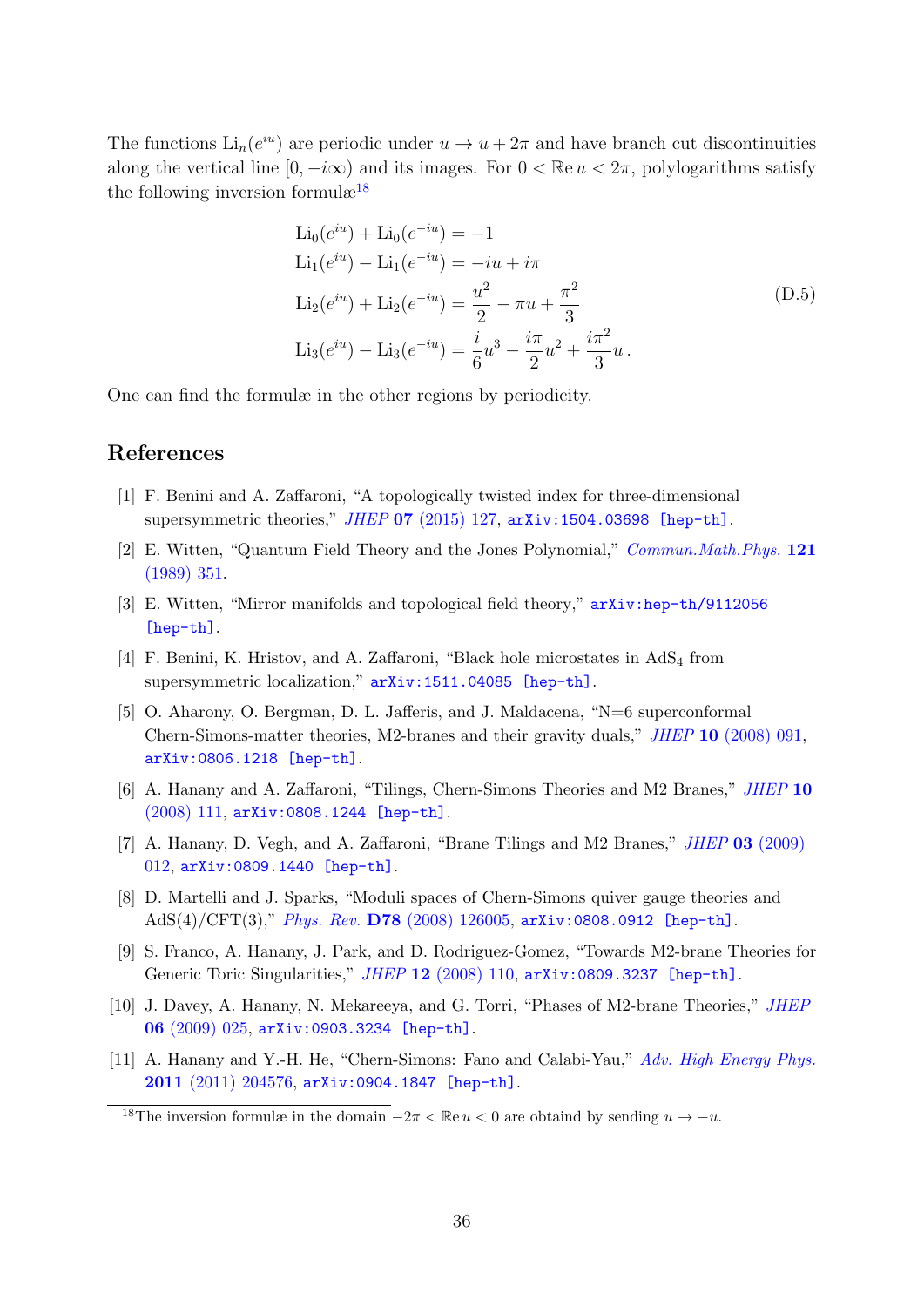The functions $\mathrm{Li}_n(e^{iu})$ are periodic under $u \to u + 2\pi$ and have branch cut discontinuities along the vertical line $[0, -i\infty)$ and its images. For $0 < \mathbb{R}\mathrm{e}\, u < 2\pi$, polylogarithms satisfy the following inversion formulæ[18]

$$
\begin{aligned}
\mathrm{Li}_0(e^{iu}) + \mathrm{Li}_0(e^{-iu}) &= -1 \\
\mathrm{Li}_1(e^{iu}) - \mathrm{Li}_1(e^{-iu}) &= -iu + i\pi \\
\mathrm{Li}_2(e^{iu}) + \mathrm{Li}_2(e^{-iu}) &= \frac{u^2}{2} - \pi u + \frac{\pi^2}{3} \\
\mathrm{Li}_3(e^{iu}) - \mathrm{Li}_3(e^{-iu}) &= \frac{i}{6}u^3 - \frac{i\pi}{2}u^2 + \frac{i\pi^2}{3}u \,.
\end{aligned}
\tag{D.5}
$$

One can find the formulæ in the other regions by periodicity.

## References

[1] F. Benini and A. Zaffaroni, "A topologically twisted index for three-dimensional supersymmetric theories," *JHEP* **07** (2015) 127, arXiv:1504.03698 [hep-th].

[2] E. Witten, "Quantum Field Theory and the Jones Polynomial," *Commun.Math.Phys.* **121** (1989) 351.

[3] E. Witten, "Mirror manifolds and topological field theory," arXiv:hep-th/9112056 [hep-th].

[4] F. Benini, K. Hristov, and A. Zaffaroni, "Black hole microstates in AdS$_4$ from supersymmetric localization," arXiv:1511.04085 [hep-th].

[5] O. Aharony, O. Bergman, D. L. Jafferis, and J. Maldacena, "N=6 superconformal Chern-Simons-matter theories, M2-branes and their gravity duals," *JHEP* **10** (2008) 091, arXiv:0806.1218 [hep-th].

[6] A. Hanany and A. Zaffaroni, "Tilings, Chern-Simons Theories and M2 Branes," *JHEP* **10** (2008) 111, arXiv:0808.1244 [hep-th].

[7] A. Hanany, D. Vegh, and A. Zaffaroni, "Brane Tilings and M2 Branes," *JHEP* **03** (2009) 012, arXiv:0809.1440 [hep-th].

[8] D. Martelli and J. Sparks, "Moduli spaces of Chern-Simons quiver gauge theories and AdS(4)/CFT(3)," *Phys. Rev.* **D78** (2008) 126005, arXiv:0808.0912 [hep-th].

[9] S. Franco, A. Hanany, J. Park, and D. Rodriguez-Gomez, "Towards M2-brane Theories for Generic Toric Singularities," *JHEP* **12** (2008) 110, arXiv:0809.3237 [hep-th].

[10] J. Davey, A. Hanany, N. Mekareeya, and G. Torri, "Phases of M2-brane Theories," *JHEP* **06** (2009) 025, arXiv:0903.3234 [hep-th].

[11] A. Hanany and Y.-H. He, "Chern-Simons: Fano and Calabi-Yau," *Adv. High Energy Phys.* **2011** (2011) 204576, arXiv:0904.1847 [hep-th].

[18] The inversion formulæ in the domain $-2\pi < \mathbb{R}\mathrm{e}\, u < 0$ are obtaind by sending $u \to -u$.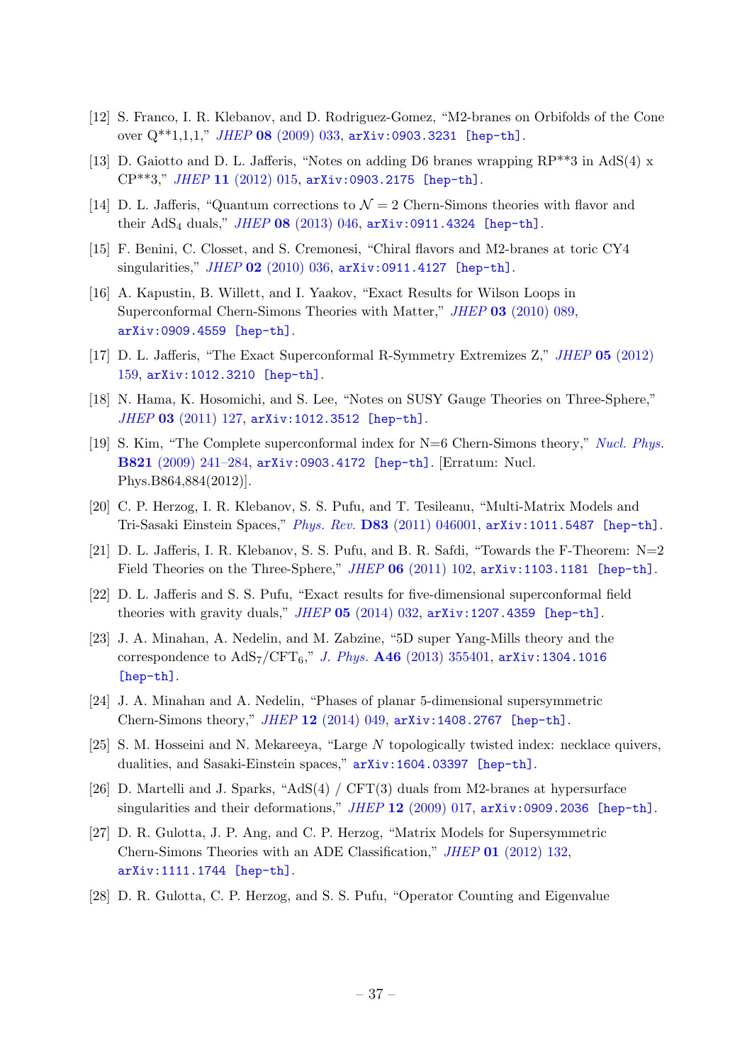[12] S. Franco, I. R. Klebanov, and D. Rodriguez-Gomez, "M2-branes on Orbifolds of the Cone over Q**1,1,1," *JHEP* **08** (2009) 033, arXiv:0903.3231 [hep-th].

[13] D. Gaiotto and D. L. Jafferis, "Notes on adding D6 branes wrapping RP**3 in AdS(4) x CP**3," *JHEP* **11** (2012) 015, arXiv:0903.2175 [hep-th].

[14] D. L. Jafferis, "Quantum corrections to $\mathcal{N} = 2$ Chern-Simons theories with flavor and their $\mathrm{AdS}_4$ duals," *JHEP* **08** (2013) 046, arXiv:0911.4324 [hep-th].

[15] F. Benini, C. Closset, and S. Cremonesi, "Chiral flavors and M2-branes at toric CY4 singularities," *JHEP* **02** (2010) 036, arXiv:0911.4127 [hep-th].

[16] A. Kapustin, B. Willett, and I. Yaakov, "Exact Results for Wilson Loops in Superconformal Chern-Simons Theories with Matter," *JHEP* **03** (2010) 089, arXiv:0909.4559 [hep-th].

[17] D. L. Jafferis, "The Exact Superconformal R-Symmetry Extremizes Z," *JHEP* **05** (2012) 159, arXiv:1012.3210 [hep-th].

[18] N. Hama, K. Hosomichi, and S. Lee, "Notes on SUSY Gauge Theories on Three-Sphere," *JHEP* **03** (2011) 127, arXiv:1012.3512 [hep-th].

[19] S. Kim, "The Complete superconformal index for N=6 Chern-Simons theory," *Nucl. Phys.* **B821** (2009) 241–284, arXiv:0903.4172 [hep-th]. [Erratum: Nucl. Phys.B864,884(2012)].

[20] C. P. Herzog, I. R. Klebanov, S. S. Pufu, and T. Tesileanu, "Multi-Matrix Models and Tri-Sasaki Einstein Spaces," *Phys. Rev.* **D83** (2011) 046001, arXiv:1011.5487 [hep-th].

[21] D. L. Jafferis, I. R. Klebanov, S. S. Pufu, and B. R. Safdi, "Towards the F-Theorem: N=2 Field Theories on the Three-Sphere," *JHEP* **06** (2011) 102, arXiv:1103.1181 [hep-th].

[22] D. L. Jafferis and S. S. Pufu, "Exact results for five-dimensional superconformal field theories with gravity duals," *JHEP* **05** (2014) 032, arXiv:1207.4359 [hep-th].

[23] J. A. Minahan, A. Nedelin, and M. Zabzine, "5D super Yang-Mills theory and the correspondence to $\mathrm{AdS}_7/\mathrm{CFT}_6$," *J. Phys.* **A46** (2013) 355401, arXiv:1304.1016 [hep-th].

[24] J. A. Minahan and A. Nedelin, "Phases of planar 5-dimensional supersymmetric Chern-Simons theory," *JHEP* **12** (2014) 049, arXiv:1408.2767 [hep-th].

[25] S. M. Hosseini and N. Mekareeya, "Large $N$ topologically twisted index: necklace quivers, dualities, and Sasaki-Einstein spaces," arXiv:1604.03397 [hep-th].

[26] D. Martelli and J. Sparks, "AdS(4) / CFT(3) duals from M2-branes at hypersurface singularities and their deformations," *JHEP* **12** (2009) 017, arXiv:0909.2036 [hep-th].

[27] D. R. Gulotta, J. P. Ang, and C. P. Herzog, "Matrix Models for Supersymmetric Chern-Simons Theories with an ADE Classification," *JHEP* **01** (2012) 132, arXiv:1111.1744 [hep-th].

[28] D. R. Gulotta, C. P. Herzog, and S. S. Pufu, "Operator Counting and Eigenvalue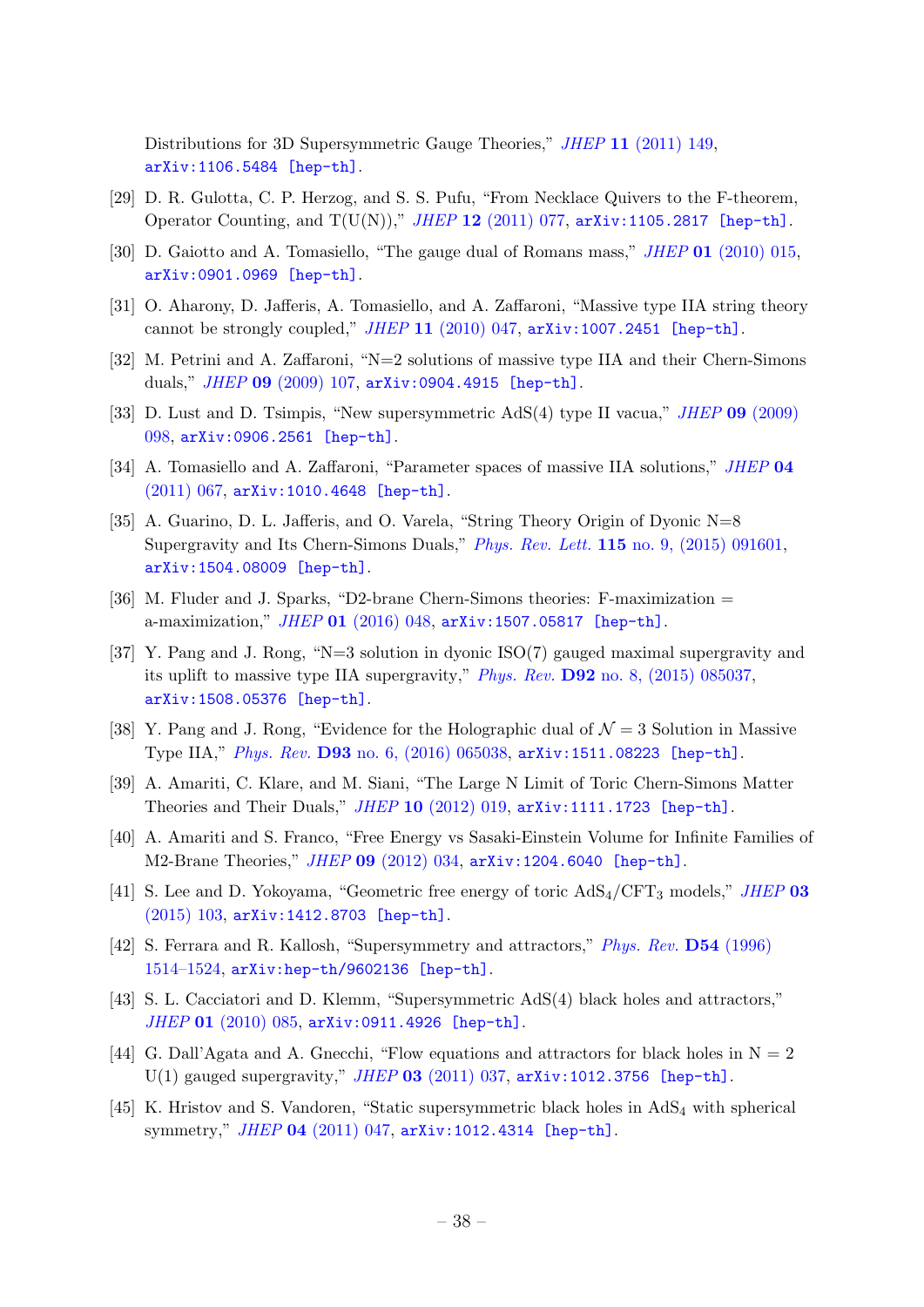Distributions for 3D Supersymmetric Gauge Theories," *JHEP* **11** (2011) 149, arXiv:1106.5484 [hep-th].

[29] D. R. Gulotta, C. P. Herzog, and S. S. Pufu, "From Necklace Quivers to the F-theorem, Operator Counting, and T(U(N))," *JHEP* **12** (2011) 077, arXiv:1105.2817 [hep-th].

[30] D. Gaiotto and A. Tomasiello, "The gauge dual of Romans mass," *JHEP* **01** (2010) 015, arXiv:0901.0969 [hep-th].

[31] O. Aharony, D. Jafferis, A. Tomasiello, and A. Zaffaroni, "Massive type IIA string theory cannot be strongly coupled," *JHEP* **11** (2010) 047, arXiv:1007.2451 [hep-th].

[32] M. Petrini and A. Zaffaroni, "N=2 solutions of massive type IIA and their Chern-Simons duals," *JHEP* **09** (2009) 107, arXiv:0904.4915 [hep-th].

[33] D. Lust and D. Tsimpis, "New supersymmetric AdS(4) type II vacua," *JHEP* **09** (2009) 098, arXiv:0906.2561 [hep-th].

[34] A. Tomasiello and A. Zaffaroni, "Parameter spaces of massive IIA solutions," *JHEP* **04** (2011) 067, arXiv:1010.4648 [hep-th].

[35] A. Guarino, D. L. Jafferis, and O. Varela, "String Theory Origin of Dyonic N=8 Supergravity and Its Chern-Simons Duals," *Phys. Rev. Lett.* **115** no. 9, (2015) 091601, arXiv:1504.08009 [hep-th].

[36] M. Fluder and J. Sparks, "D2-brane Chern-Simons theories: F-maximization = a-maximization," *JHEP* **01** (2016) 048, arXiv:1507.05817 [hep-th].

[37] Y. Pang and J. Rong, "N=3 solution in dyonic ISO(7) gauged maximal supergravity and its uplift to massive type IIA supergravity," *Phys. Rev.* **D92** no. 8, (2015) 085037, arXiv:1508.05376 [hep-th].

[38] Y. Pang and J. Rong, "Evidence for the Holographic dual of $\mathcal{N} = 3$ Solution in Massive Type IIA," *Phys. Rev.* **D93** no. 6, (2016) 065038, arXiv:1511.08223 [hep-th].

[39] A. Amariti, C. Klare, and M. Siani, "The Large N Limit of Toric Chern-Simons Matter Theories and Their Duals," *JHEP* **10** (2012) 019, arXiv:1111.1723 [hep-th].

[40] A. Amariti and S. Franco, "Free Energy vs Sasaki-Einstein Volume for Infinite Families of M2-Brane Theories," *JHEP* **09** (2012) 034, arXiv:1204.6040 [hep-th].

[41] S. Lee and D. Yokoyama, "Geometric free energy of toric $\mathrm{AdS}_4/\mathrm{CFT}_3$ models," *JHEP* **03** (2015) 103, arXiv:1412.8703 [hep-th].

[42] S. Ferrara and R. Kallosh, "Supersymmetry and attractors," *Phys. Rev.* **D54** (1996) 1514–1524, arXiv:hep-th/9602136 [hep-th].

[43] S. L. Cacciatori and D. Klemm, "Supersymmetric AdS(4) black holes and attractors," *JHEP* **01** (2010) 085, arXiv:0911.4926 [hep-th].

[44] G. Dall'Agata and A. Gnecchi, "Flow equations and attractors for black holes in N = 2 U(1) gauged supergravity," *JHEP* **03** (2011) 037, arXiv:1012.3756 [hep-th].

[45] K. Hristov and S. Vandoren, "Static supersymmetric black holes in $\mathrm{AdS}_4$ with spherical symmetry," *JHEP* **04** (2011) 047, arXiv:1012.4314 [hep-th].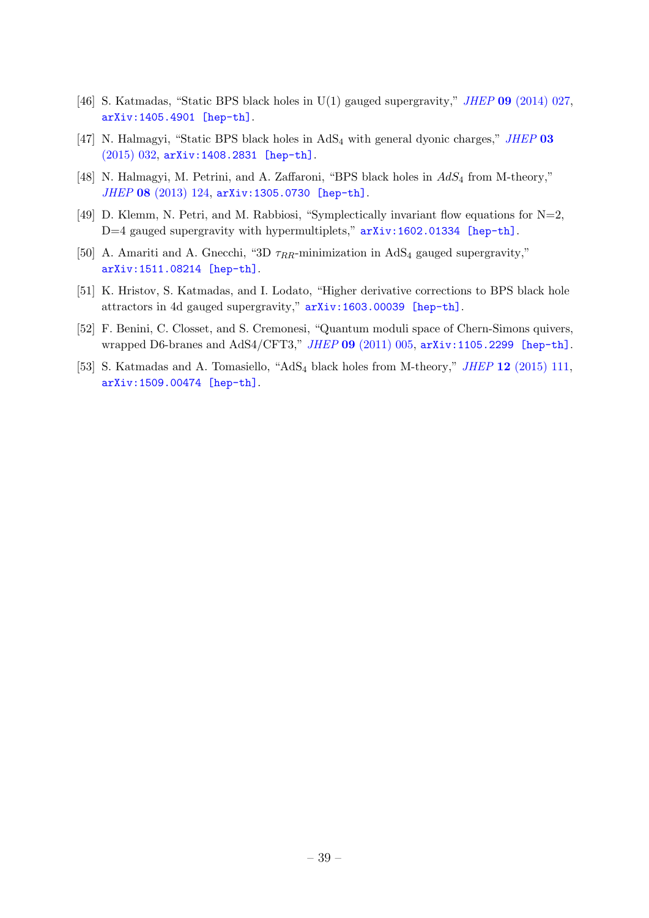[46] S. Katmadas, "Static BPS black holes in U(1) gauged supergravity," *JHEP* **09** (2014) 027, arXiv:1405.4901 [hep-th].

[47] N. Halmagyi, "Static BPS black holes in AdS$_4$ with general dyonic charges," *JHEP* **03** (2015) 032, arXiv:1408.2831 [hep-th].

[48] N. Halmagyi, M. Petrini, and A. Zaffaroni, "BPS black holes in $AdS_4$ from M-theory," *JHEP* **08** (2013) 124, arXiv:1305.0730 [hep-th].

[49] D. Klemm, N. Petri, and M. Rabbiosi, "Symplectically invariant flow equations for N=2, D=4 gauged supergravity with hypermultiplets," arXiv:1602.01334 [hep-th].

[50] A. Amariti and A. Gnecchi, "3D $\tau_{RR}$-minimization in AdS$_4$ gauged supergravity," arXiv:1511.08214 [hep-th].

[51] K. Hristov, S. Katmadas, and I. Lodato, "Higher derivative corrections to BPS black hole attractors in 4d gauged supergravity," arXiv:1603.00039 [hep-th].

[52] F. Benini, C. Closset, and S. Cremonesi, "Quantum moduli space of Chern-Simons quivers, wrapped D6-branes and AdS4/CFT3," *JHEP* **09** (2011) 005, arXiv:1105.2299 [hep-th].

[53] S. Katmadas and A. Tomasiello, "AdS$_4$ black holes from M-theory," *JHEP* **12** (2015) 111, arXiv:1509.00474 [hep-th].